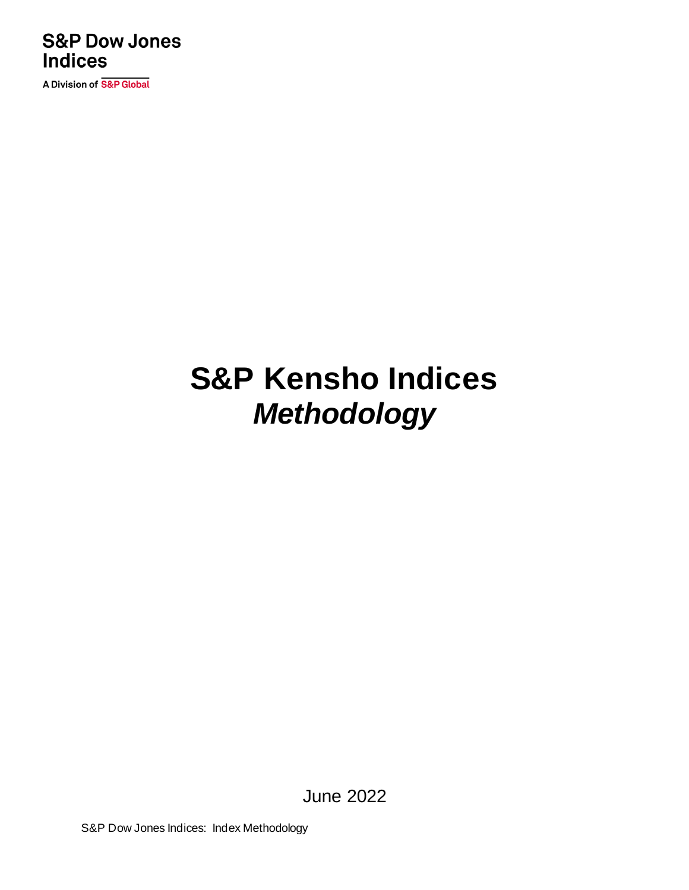S&P Dow Jones Indices

A Division of S&P Global

# S&P Kensho Indices

***Methodology***

June 2022

S&P Dow Jones Indices: Index Methodology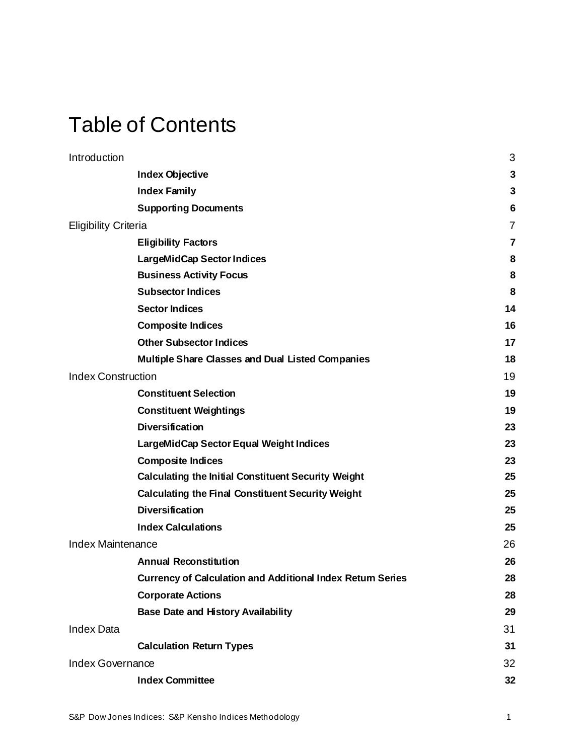# Table of Contents

| | |
|---|---|
| Introduction | 3 |
| **Index Objective** | **3** |
| **Index Family** | **3** |
| **Supporting Documents** | **6** |
| Eligibility Criteria | 7 |
| **Eligibility Factors** | **7** |
| **LargeMidCap Sector Indices** | **8** |
| **Business Activity Focus** | **8** |
| **Subsector Indices** | **8** |
| **Sector Indices** | **14** |
| **Composite Indices** | **16** |
| **Other Subsector Indices** | **17** |
| **Multiple Share Classes and Dual Listed Companies** | **18** |
| Index Construction | 19 |
| **Constituent Selection** | **19** |
| **Constituent Weightings** | **19** |
| **Diversification** | **23** |
| **LargeMidCap Sector Equal Weight Indices** | **23** |
| **Composite Indices** | **23** |
| **Calculating the Initial Constituent Security Weight** | **25** |
| **Calculating the Final Constituent Security Weight** | **25** |
| **Diversification** | **25** |
| **Index Calculations** | **25** |
| Index Maintenance | 26 |
| **Annual Reconstitution** | **26** |
| **Currency of Calculation and Additional Index Return Series** | **28** |
| **Corporate Actions** | **28** |
| **Base Date and History Availability** | **29** |
| Index Data | 31 |
| **Calculation Return Types** | **31** |
| Index Governance | 32 |
| **Index Committee** | **32** |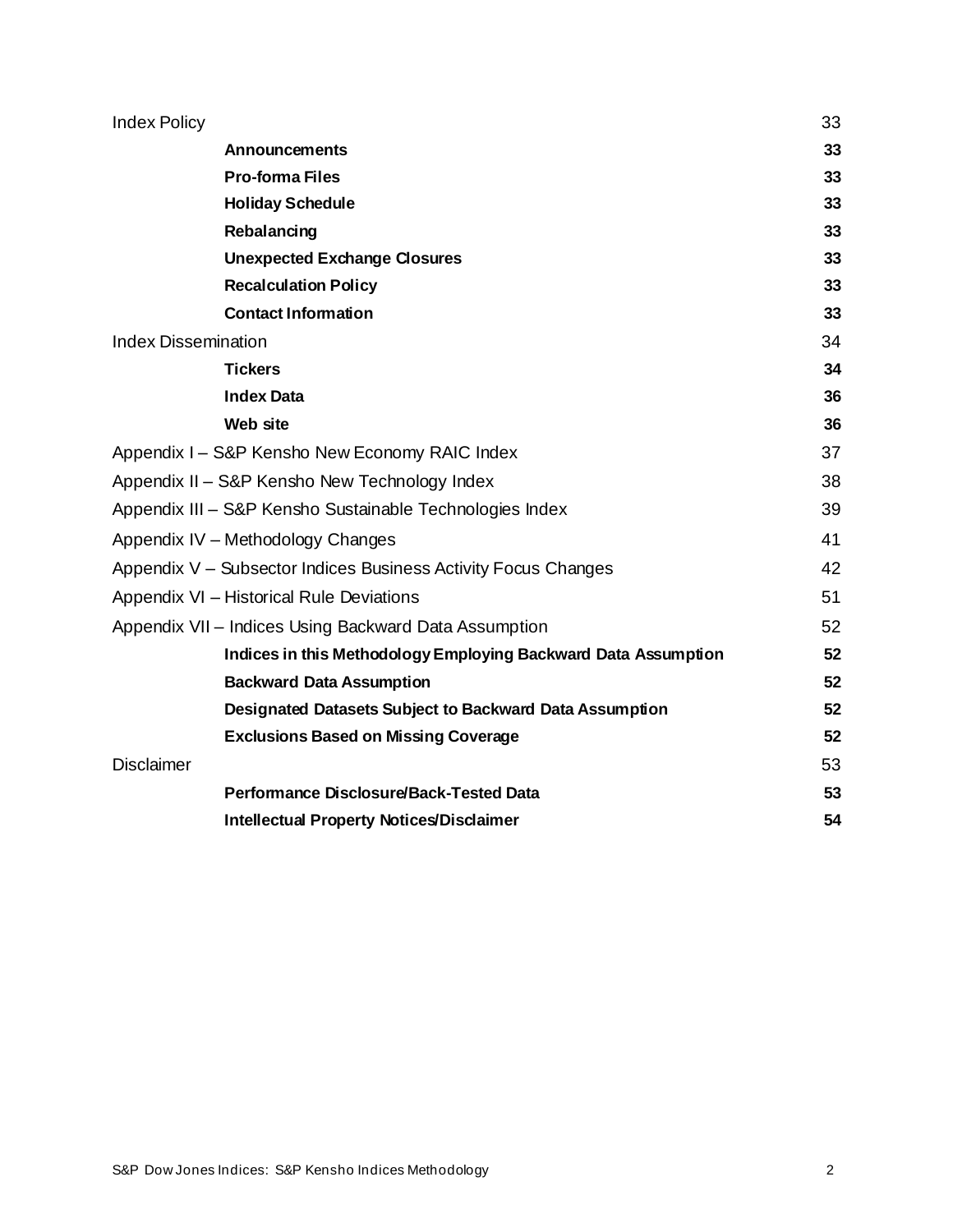| | |
|---|---|
| Index Policy | 33 |
| **Announcements** | **33** |
| **Pro-forma Files** | **33** |
| **Holiday Schedule** | **33** |
| **Rebalancing** | **33** |
| **Unexpected Exchange Closures** | **33** |
| **Recalculation Policy** | **33** |
| **Contact Information** | **33** |
| Index Dissemination | 34 |
| **Tickers** | **34** |
| **Index Data** | **36** |
| **Web site** | **36** |
| Appendix I – S&P Kensho New Economy RAIC Index | 37 |
| Appendix II – S&P Kensho New Technology Index | 38 |
| Appendix III – S&P Kensho Sustainable Technologies Index | 39 |
| Appendix IV – Methodology Changes | 41 |
| Appendix V – Subsector Indices Business Activity Focus Changes | 42 |
| Appendix VI – Historical Rule Deviations | 51 |
| Appendix VII – Indices Using Backward Data Assumption | 52 |
| **Indices in this Methodology Employing Backward Data Assumption** | **52** |
| **Backward Data Assumption** | **52** |
| **Designated Datasets Subject to Backward Data Assumption** | **52** |
| **Exclusions Based on Missing Coverage** | **52** |
| Disclaimer | 53 |
| **Performance Disclosure/Back-Tested Data** | **53** |
| **Intellectual Property Notices/Disclaimer** | **54** |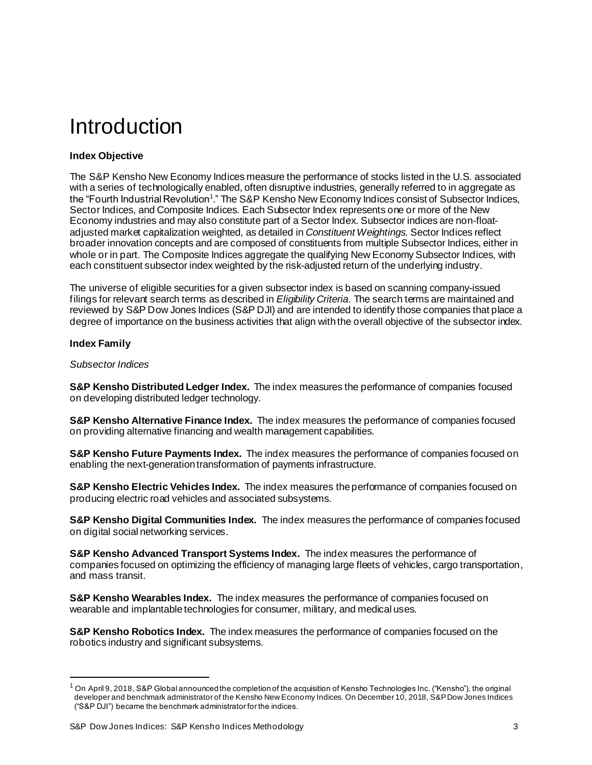# Introduction

**Index Objective**

The S&P Kensho New Economy Indices measure the performance of stocks listed in the U.S. associated with a series of technologically enabled, often disruptive industries, generally referred to in aggregate as the "Fourth Industrial Revolution[1]." The S&P Kensho New Economy Indices consist of Subsector Indices, Sector Indices, and Composite Indices. Each Subsector Index represents one or more of the New Economy industries and may also constitute part of a Sector Index. Subsector indices are non-float-adjusted market capitalization weighted, as detailed in *Constituent Weightings.* Sector Indices reflect broader innovation concepts and are composed of constituents from multiple Subsector Indices, either in whole or in part. The Composite Indices aggregate the qualifying New Economy Subsector Indices, with each constituent subsector index weighted by the risk-adjusted return of the underlying industry.

The universe of eligible securities for a given subsector index is based on scanning company-issued filings for relevant search terms as described in *Eligibility Criteria*. The search terms are maintained and reviewed by S&P Dow Jones Indices (S&P DJI) and are intended to identify those companies that place a degree of importance on the business activities that align with the overall objective of the subsector index.

**Index Family**

*Subsector Indices*

**S&P Kensho Distributed Ledger Index.** The index measures the performance of companies focused on developing distributed ledger technology.

**S&P Kensho Alternative Finance Index.** The index measures the performance of companies focused on providing alternative financing and wealth management capabilities.

**S&P Kensho Future Payments Index.** The index measures the performance of companies focused on enabling the next-generation transformation of payments infrastructure.

**S&P Kensho Electric Vehicles Index.** The index measures the performance of companies focused on producing electric road vehicles and associated subsystems.

**S&P Kensho Digital Communities Index.** The index measures the performance of companies focused on digital social networking services.

**S&P Kensho Advanced Transport Systems Index.** The index measures the performance of companies focused on optimizing the efficiency of managing large fleets of vehicles, cargo transportation, and mass transit.

**S&P Kensho Wearables Index.** The index measures the performance of companies focused on wearable and implantable technologies for consumer, military, and medical uses.

**S&P Kensho Robotics Index.** The index measures the performance of companies focused on the robotics industry and significant subsystems.

[1] On April 9, 2018, S&P Global announced the completion of the acquisition of Kensho Technologies Inc. ("Kensho"), the original developer and benchmark administrator of the Kensho New Economy Indices. On December 10, 2018, S&P Dow Jones Indices ("S&P DJI") became the benchmark administrator for the indices.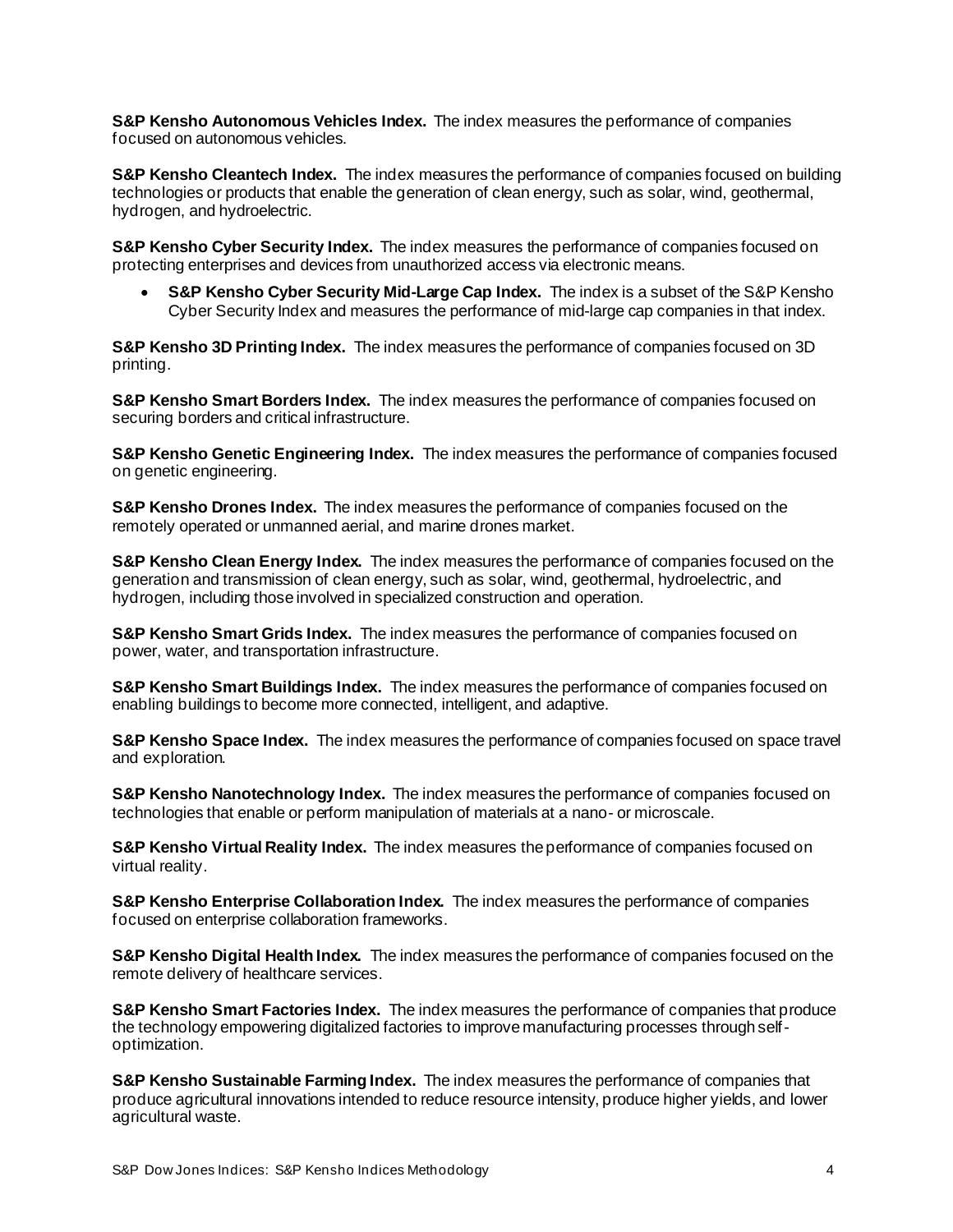**S&P Kensho Autonomous Vehicles Index.** The index measures the performance of companies focused on autonomous vehicles.

**S&P Kensho Cleantech Index.** The index measures the performance of companies focused on building technologies or products that enable the generation of clean energy, such as solar, wind, geothermal, hydrogen, and hydroelectric.

**S&P Kensho Cyber Security Index.** The index measures the performance of companies focused on protecting enterprises and devices from unauthorized access via electronic means.

- **S&P Kensho Cyber Security Mid-Large Cap Index.** The index is a subset of the S&P Kensho Cyber Security Index and measures the performance of mid-large cap companies in that index.

**S&P Kensho 3D Printing Index.** The index measures the performance of companies focused on 3D printing.

**S&P Kensho Smart Borders Index.** The index measures the performance of companies focused on securing borders and critical infrastructure.

**S&P Kensho Genetic Engineering Index.** The index measures the performance of companies focused on genetic engineering.

**S&P Kensho Drones Index.** The index measures the performance of companies focused on the remotely operated or unmanned aerial, and marine drones market.

**S&P Kensho Clean Energy Index.** The index measures the performance of companies focused on the generation and transmission of clean energy, such as solar, wind, geothermal, hydroelectric, and hydrogen, including those involved in specialized construction and operation.

**S&P Kensho Smart Grids Index.** The index measures the performance of companies focused on power, water, and transportation infrastructure.

**S&P Kensho Smart Buildings Index.** The index measures the performance of companies focused on enabling buildings to become more connected, intelligent, and adaptive.

**S&P Kensho Space Index.** The index measures the performance of companies focused on space travel and exploration.

**S&P Kensho Nanotechnology Index.** The index measures the performance of companies focused on technologies that enable or perform manipulation of materials at a nano- or microscale.

**S&P Kensho Virtual Reality Index.** The index measures the performance of companies focused on virtual reality.

**S&P Kensho Enterprise Collaboration Index.** The index measures the performance of companies focused on enterprise collaboration frameworks.

**S&P Kensho Digital Health Index.** The index measures the performance of companies focused on the remote delivery of healthcare services.

**S&P Kensho Smart Factories Index.** The index measures the performance of companies that produce the technology empowering digitalized factories to improve manufacturing processes through self-optimization.

**S&P Kensho Sustainable Farming Index.** The index measures the performance of companies that produce agricultural innovations intended to reduce resource intensity, produce higher yields, and lower agricultural waste.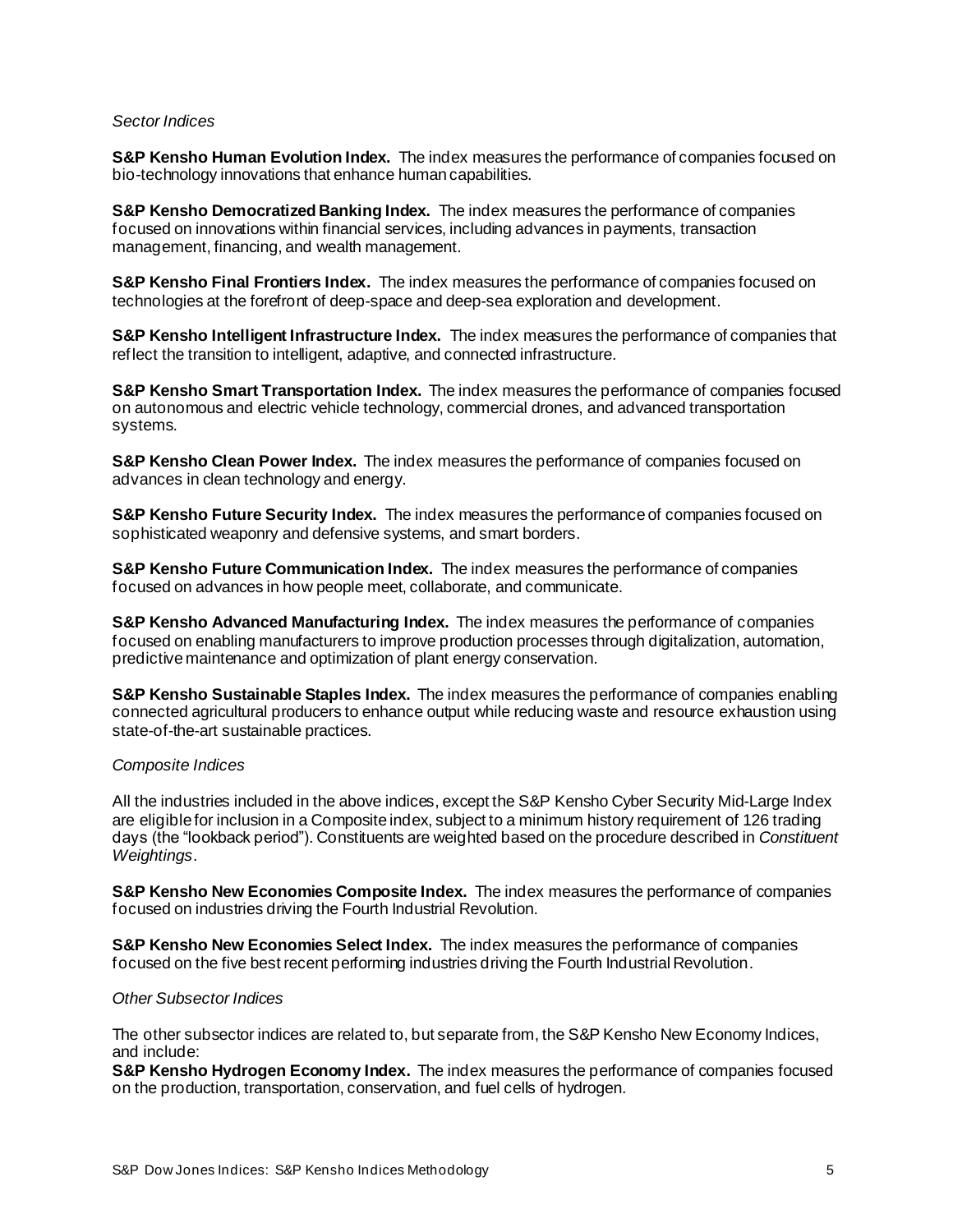*Sector Indices*

**S&P Kensho Human Evolution Index.** The index measures the performance of companies focused on bio-technology innovations that enhance human capabilities.

**S&P Kensho Democratized Banking Index.** The index measures the performance of companies focused on innovations within financial services, including advances in payments, transaction management, financing, and wealth management.

**S&P Kensho Final Frontiers Index.** The index measures the performance of companies focused on technologies at the forefront of deep-space and deep-sea exploration and development.

**S&P Kensho Intelligent Infrastructure Index.** The index measures the performance of companies that reflect the transition to intelligent, adaptive, and connected infrastructure.

**S&P Kensho Smart Transportation Index.** The index measures the performance of companies focused on autonomous and electric vehicle technology, commercial drones, and advanced transportation systems.

**S&P Kensho Clean Power Index.** The index measures the performance of companies focused on advances in clean technology and energy.

**S&P Kensho Future Security Index.** The index measures the performance of companies focused on sophisticated weaponry and defensive systems, and smart borders.

**S&P Kensho Future Communication Index.** The index measures the performance of companies focused on advances in how people meet, collaborate, and communicate.

**S&P Kensho Advanced Manufacturing Index.** The index measures the performance of companies focused on enabling manufacturers to improve production processes through digitalization, automation, predictive maintenance and optimization of plant energy conservation.

**S&P Kensho Sustainable Staples Index.** The index measures the performance of companies enabling connected agricultural producers to enhance output while reducing waste and resource exhaustion using state-of-the-art sustainable practices.

*Composite Indices*

All the industries included in the above indices, except the S&P Kensho Cyber Security Mid-Large Index are eligible for inclusion in a Composite index, subject to a minimum history requirement of 126 trading days (the "lookback period"). Constituents are weighted based on the procedure described in *Constituent Weightings*.

**S&P Kensho New Economies Composite Index.** The index measures the performance of companies focused on industries driving the Fourth Industrial Revolution.

**S&P Kensho New Economies Select Index.** The index measures the performance of companies focused on the five best recent performing industries driving the Fourth Industrial Revolution.

*Other Subsector Indices*

The other subsector indices are related to, but separate from, the S&P Kensho New Economy Indices, and include:

**S&P Kensho Hydrogen Economy Index.** The index measures the performance of companies focused on the production, transportation, conservation, and fuel cells of hydrogen.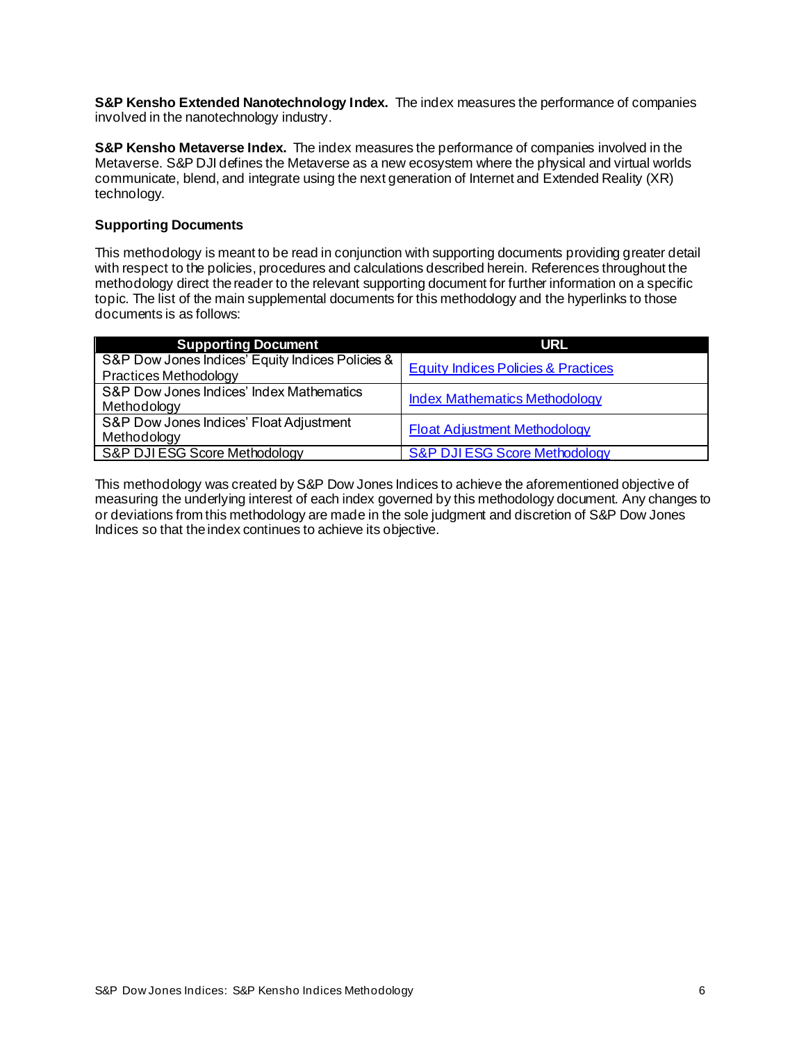**S&P Kensho Extended Nanotechnology Index.** The index measures the performance of companies involved in the nanotechnology industry.

**S&P Kensho Metaverse Index.** The index measures the performance of companies involved in the Metaverse. S&P DJI defines the Metaverse as a new ecosystem where the physical and virtual worlds communicate, blend, and integrate using the next generation of Internet and Extended Reality (XR) technology.

### Supporting Documents

This methodology is meant to be read in conjunction with supporting documents providing greater detail with respect to the policies, procedures and calculations described herein. References throughout the methodology direct the reader to the relevant supporting document for further information on a specific topic. The list of the main supplemental documents for this methodology and the hyperlinks to those documents is as follows:

| Supporting Document | URL |
|---|---|
| S&P Dow Jones Indices' Equity Indices Policies & Practices Methodology | Equity Indices Policies & Practices |
| S&P Dow Jones Indices' Index Mathematics Methodology | Index Mathematics Methodology |
| S&P Dow Jones Indices' Float Adjustment Methodology | Float Adjustment Methodology |
| S&P DJI ESG Score Methodology | S&P DJI ESG Score Methodology |

This methodology was created by S&P Dow Jones Indices to achieve the aforementioned objective of measuring the underlying interest of each index governed by this methodology document. Any changes to or deviations from this methodology are made in the sole judgment and discretion of S&P Dow Jones Indices so that the index continues to achieve its objective.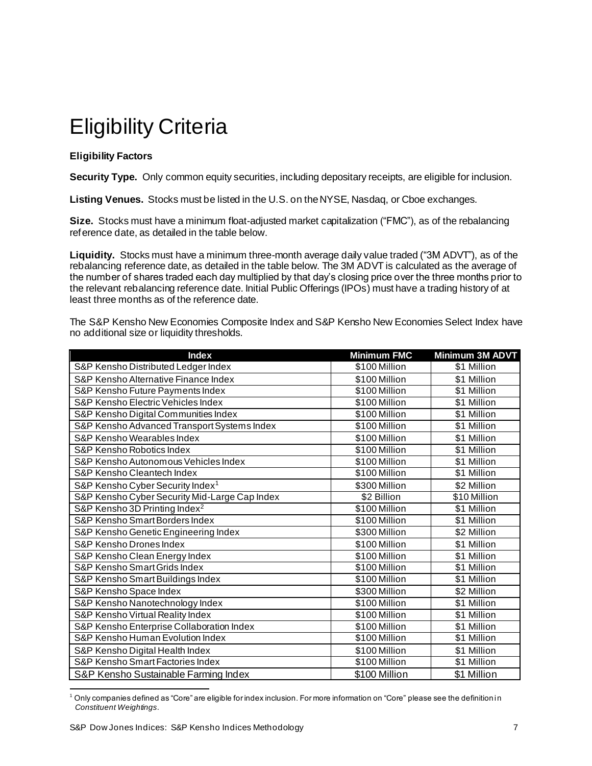# Eligibility Criteria

**Eligibility Factors**

**Security Type.** Only common equity securities, including depositary receipts, are eligible for inclusion.

**Listing Venues.** Stocks must be listed in the U.S. on the NYSE, Nasdaq, or Cboe exchanges.

**Size.** Stocks must have a minimum float-adjusted market capitalization ("FMC"), as of the rebalancing reference date, as detailed in the table below.

**Liquidity.** Stocks must have a minimum three-month average daily value traded ("3M ADVT"), as of the rebalancing reference date, as detailed in the table below. The 3M ADVT is calculated as the average of the number of shares traded each day multiplied by that day's closing price over the three months prior to the relevant rebalancing reference date. Initial Public Offerings (IPOs) must have a trading history of at least three months as of the reference date.

The S&P Kensho New Economies Composite Index and S&P Kensho New Economies Select Index have no additional size or liquidity thresholds.

| Index | Minimum FMC | Minimum 3M ADVT |
|---|---|---|
| S&P Kensho Distributed Ledger Index | $100 Million | $1 Million |
| S&P Kensho Alternative Finance Index | $100 Million | $1 Million |
| S&P Kensho Future Payments Index | $100 Million | $1 Million |
| S&P Kensho Electric Vehicles Index | $100 Million | $1 Million |
| S&P Kensho Digital Communities Index | $100 Million | $1 Million |
| S&P Kensho Advanced Transport Systems Index | $100 Million | $1 Million |
| S&P Kensho Wearables Index | $100 Million | $1 Million |
| S&P Kensho Robotics Index | $100 Million | $1 Million |
| S&P Kensho Autonomous Vehicles Index | $100 Million | $1 Million |
| S&P Kensho Cleantech Index | $100 Million | $1 Million |
| S&P Kensho Cyber Security Index[1] | $300 Million | $2 Million |
| S&P Kensho Cyber Security Mid-Large Cap Index | $2 Billion | $10 Million |
| S&P Kensho 3D Printing Index[2] | $100 Million | $1 Million |
| S&P Kensho Smart Borders Index | $100 Million | $1 Million |
| S&P Kensho Genetic Engineering Index | $300 Million | $2 Million |
| S&P Kensho Drones Index | $100 Million | $1 Million |
| S&P Kensho Clean Energy Index | $100 Million | $1 Million |
| S&P Kensho Smart Grids Index | $100 Million | $1 Million |
| S&P Kensho Smart Buildings Index | $100 Million | $1 Million |
| S&P Kensho Space Index | $300 Million | $2 Million |
| S&P Kensho Nanotechnology Index | $100 Million | $1 Million |
| S&P Kensho Virtual Reality Index | $100 Million | $1 Million |
| S&P Kensho Enterprise Collaboration Index | $100 Million | $1 Million |
| S&P Kensho Human Evolution Index | $100 Million | $1 Million |
| S&P Kensho Digital Health Index | $100 Million | $1 Million |
| S&P Kensho Smart Factories Index | $100 Million | $1 Million |
| S&P Kensho Sustainable Farming Index | $100 Million | $1 Million |

[1] Only companies defined as "Core" are eligible for index inclusion. For more information on "Core" please see the definition in *Constituent Weightings*.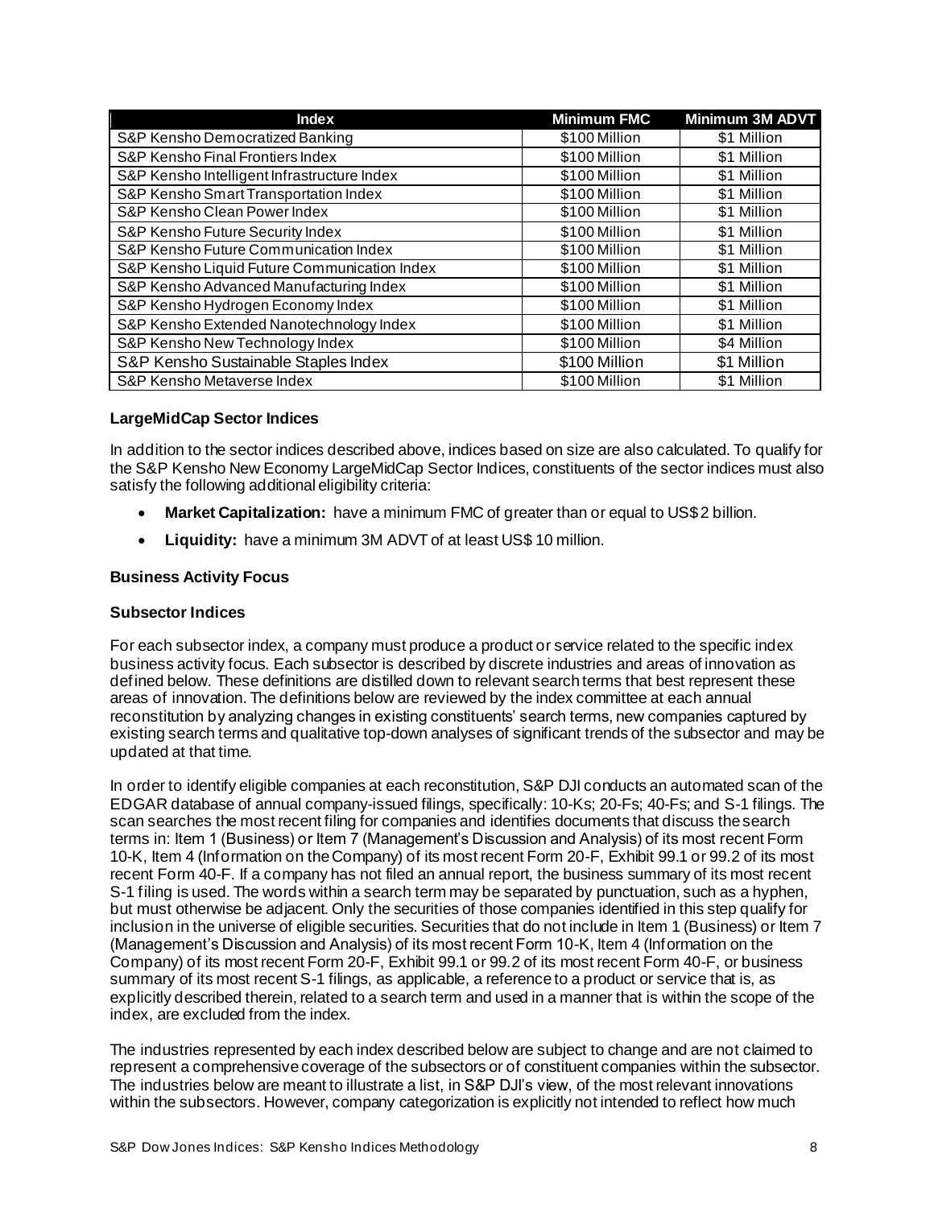| Index | Minimum FMC | Minimum 3M ADVT |
| --- | --- | --- |
| S&P Kensho Democratized Banking | $100 Million | $1 Million |
| S&P Kensho Final Frontiers Index | $100 Million | $1 Million |
| S&P Kensho Intelligent Infrastructure Index | $100 Million | $1 Million |
| S&P Kensho Smart Transportation Index | $100 Million | $1 Million |
| S&P Kensho Clean Power Index | $100 Million | $1 Million |
| S&P Kensho Future Security Index | $100 Million | $1 Million |
| S&P Kensho Future Communication Index | $100 Million | $1 Million |
| S&P Kensho Liquid Future Communication Index | $100 Million | $1 Million |
| S&P Kensho Advanced Manufacturing Index | $100 Million | $1 Million |
| S&P Kensho Hydrogen Economy Index | $100 Million | $1 Million |
| S&P Kensho Extended Nanotechnology Index | $100 Million | $1 Million |
| S&P Kensho New Technology Index | $100 Million | $4 Million |
| S&P Kensho Sustainable Staples Index | $100 Million | $1 Million |
| S&P Kensho Metaverse Index | $100 Million | $1 Million |

### LargeMidCap Sector Indices

In addition to the sector indices described above, indices based on size are also calculated. To qualify for the S&P Kensho New Economy LargeMidCap Sector Indices, constituents of the sector indices must also satisfy the following additional eligibility criteria:

- **Market Capitalization:** have a minimum FMC of greater than or equal to US$ 2 billion.
- **Liquidity:** have a minimum 3M ADVT of at least US$ 10 million.

### Business Activity Focus

### Subsector Indices

For each subsector index, a company must produce a product or service related to the specific index business activity focus. Each subsector is described by discrete industries and areas of innovation as defined below. These definitions are distilled down to relevant search terms that best represent these areas of innovation. The definitions below are reviewed by the index committee at each annual reconstitution by analyzing changes in existing constituents' search terms, new companies captured by existing search terms and qualitative top-down analyses of significant trends of the subsector and may be updated at that time.

In order to identify eligible companies at each reconstitution, S&P DJI conducts an automated scan of the EDGAR database of annual company-issued filings, specifically: 10-Ks; 20-Fs; 40-Fs; and S-1 filings. The scan searches the most recent filing for companies and identifies documents that discuss the search terms in: Item 1 (Business) or Item 7 (Management's Discussion and Analysis) of its most recent Form 10-K, Item 4 (Information on the Company) of its most recent Form 20-F, Exhibit 99.1 or 99.2 of its most recent Form 40-F. If a company has not filed an annual report, the business summary of its most recent S-1 filing is used. The words within a search term may be separated by punctuation, such as a hyphen, but must otherwise be adjacent. Only the securities of those companies identified in this step qualify for inclusion in the universe of eligible securities. Securities that do not include in Item 1 (Business) or Item 7 (Management's Discussion and Analysis) of its most recent Form 10-K, Item 4 (Information on the Company) of its most recent Form 20-F, Exhibit 99.1 or 99.2 of its most recent Form 40-F, or business summary of its most recent S-1 filings, as applicable, a reference to a product or service that is, as explicitly described therein, related to a search term and used in a manner that is within the scope of the index, are excluded from the index.

The industries represented by each index described below are subject to change and are not claimed to represent a comprehensive coverage of the subsectors or of constituent companies within the subsector. The industries below are meant to illustrate a list, in S&P DJI's view, of the most relevant innovations within the subsectors. However, company categorization is explicitly not intended to reflect how much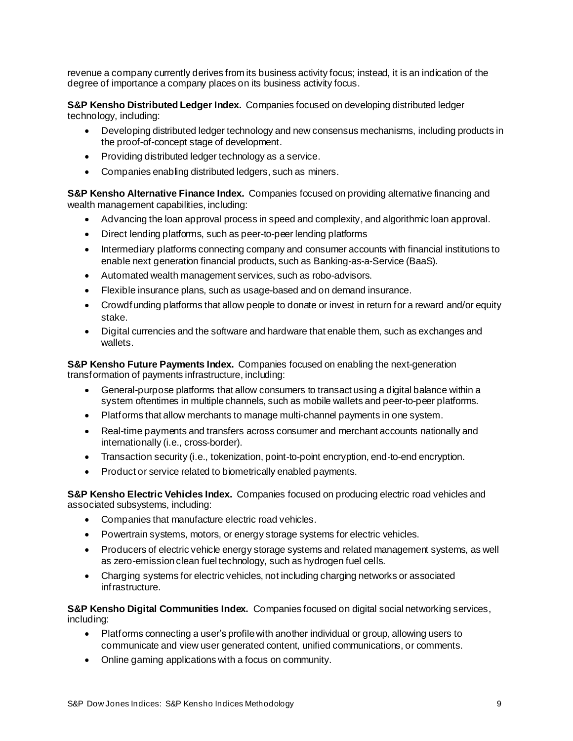revenue a company currently derives from its business activity focus; instead, it is an indication of the degree of importance a company places on its business activity focus.

**S&P Kensho Distributed Ledger Index.** Companies focused on developing distributed ledger technology, including:

- Developing distributed ledger technology and new consensus mechanisms, including products in the proof-of-concept stage of development.
- Providing distributed ledger technology as a service.
- Companies enabling distributed ledgers, such as miners.

**S&P Kensho Alternative Finance Index.** Companies focused on providing alternative financing and wealth management capabilities, including:

- Advancing the loan approval process in speed and complexity, and algorithmic loan approval.
- Direct lending platforms, such as peer-to-peer lending platforms
- Intermediary platforms connecting company and consumer accounts with financial institutions to enable next generation financial products, such as Banking-as-a-Service (BaaS).
- Automated wealth management services, such as robo-advisors.
- Flexible insurance plans, such as usage-based and on demand insurance.
- Crowdfunding platforms that allow people to donate or invest in return for a reward and/or equity stake.
- Digital currencies and the software and hardware that enable them, such as exchanges and wallets.

**S&P Kensho Future Payments Index.** Companies focused on enabling the next-generation transformation of payments infrastructure, including:

- General-purpose platforms that allow consumers to transact using a digital balance within a system oftentimes in multiple channels, such as mobile wallets and peer-to-peer platforms.
- Platforms that allow merchants to manage multi-channel payments in one system.
- Real-time payments and transfers across consumer and merchant accounts nationally and internationally (i.e., cross-border).
- Transaction security (i.e., tokenization, point-to-point encryption, end-to-end encryption.
- Product or service related to biometrically enabled payments.

**S&P Kensho Electric Vehicles Index.** Companies focused on producing electric road vehicles and associated subsystems, including:

- Companies that manufacture electric road vehicles.
- Powertrain systems, motors, or energy storage systems for electric vehicles.
- Producers of electric vehicle energy storage systems and related management systems, as well as zero-emission clean fuel technology, such as hydrogen fuel cells.
- Charging systems for electric vehicles, not including charging networks or associated infrastructure.

**S&P Kensho Digital Communities Index.** Companies focused on digital social networking services, including:

- Platforms connecting a user's profile with another individual or group, allowing users to communicate and view user generated content, unified communications, or comments.
- Online gaming applications with a focus on community.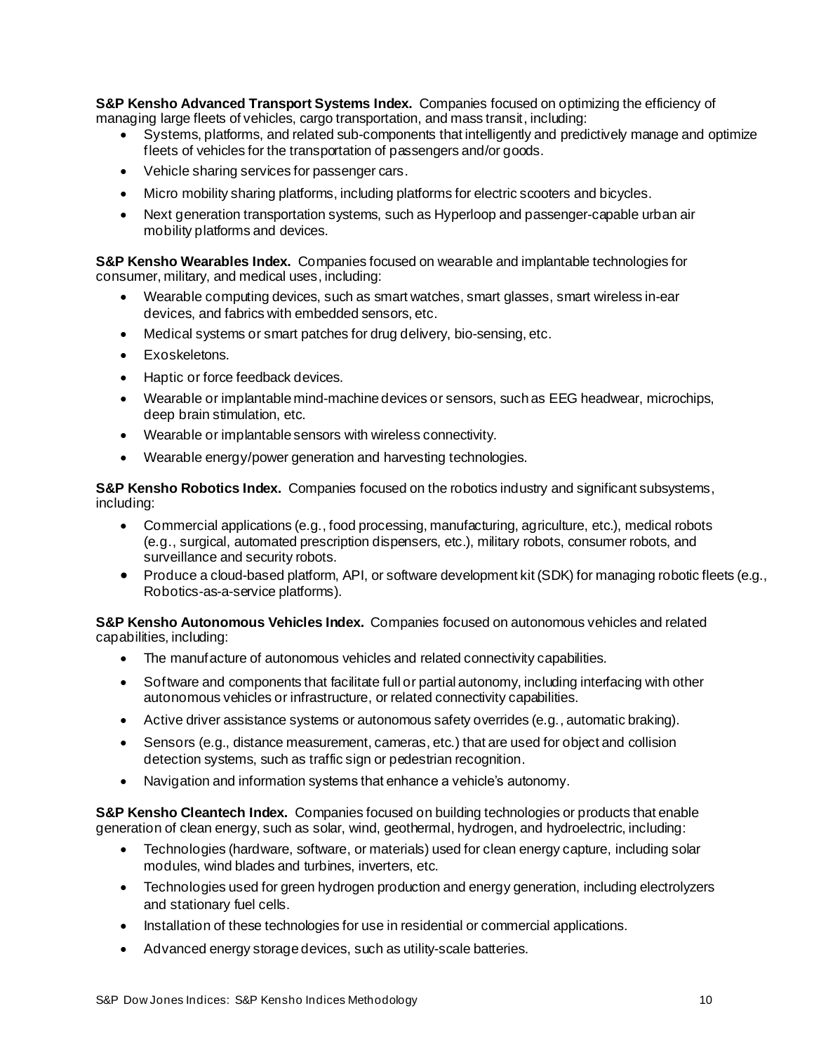**S&P Kensho Advanced Transport Systems Index.** Companies focused on optimizing the efficiency of managing large fleets of vehicles, cargo transportation, and mass transit, including:

- Systems, platforms, and related sub-components that intelligently and predictively manage and optimize fleets of vehicles for the transportation of passengers and/or goods.
- Vehicle sharing services for passenger cars.
- Micro mobility sharing platforms, including platforms for electric scooters and bicycles.
- Next generation transportation systems, such as Hyperloop and passenger-capable urban air mobility platforms and devices.

**S&P Kensho Wearables Index.** Companies focused on wearable and implantable technologies for consumer, military, and medical uses, including:

- Wearable computing devices, such as smart watches, smart glasses, smart wireless in-ear devices, and fabrics with embedded sensors, etc.
- Medical systems or smart patches for drug delivery, bio-sensing, etc.
- Exoskeletons.
- Haptic or force feedback devices.
- Wearable or implantable mind-machine devices or sensors, such as EEG headwear, microchips, deep brain stimulation, etc.
- Wearable or implantable sensors with wireless connectivity.
- Wearable energy/power generation and harvesting technologies.

**S&P Kensho Robotics Index.** Companies focused on the robotics industry and significant subsystems, including:

- Commercial applications (e.g., food processing, manufacturing, agriculture, etc.), medical robots (e.g., surgical, automated prescription dispensers, etc.), military robots, consumer robots, and surveillance and security robots.
- Produce a cloud-based platform, API, or software development kit (SDK) for managing robotic fleets (e.g., Robotics-as-a-service platforms).

**S&P Kensho Autonomous Vehicles Index.** Companies focused on autonomous vehicles and related capabilities, including:

- The manufacture of autonomous vehicles and related connectivity capabilities.
- Software and components that facilitate full or partial autonomy, including interfacing with other autonomous vehicles or infrastructure, or related connectivity capabilities.
- Active driver assistance systems or autonomous safety overrides (e.g., automatic braking).
- Sensors (e.g., distance measurement, cameras, etc.) that are used for object and collision detection systems, such as traffic sign or pedestrian recognition.
- Navigation and information systems that enhance a vehicle's autonomy.

**S&P Kensho Cleantech Index.** Companies focused on building technologies or products that enable generation of clean energy, such as solar, wind, geothermal, hydrogen, and hydroelectric, including:

- Technologies (hardware, software, or materials) used for clean energy capture, including solar modules, wind blades and turbines, inverters, etc.
- Technologies used for green hydrogen production and energy generation, including electrolyzers and stationary fuel cells.
- Installation of these technologies for use in residential or commercial applications.
- Advanced energy storage devices, such as utility-scale batteries.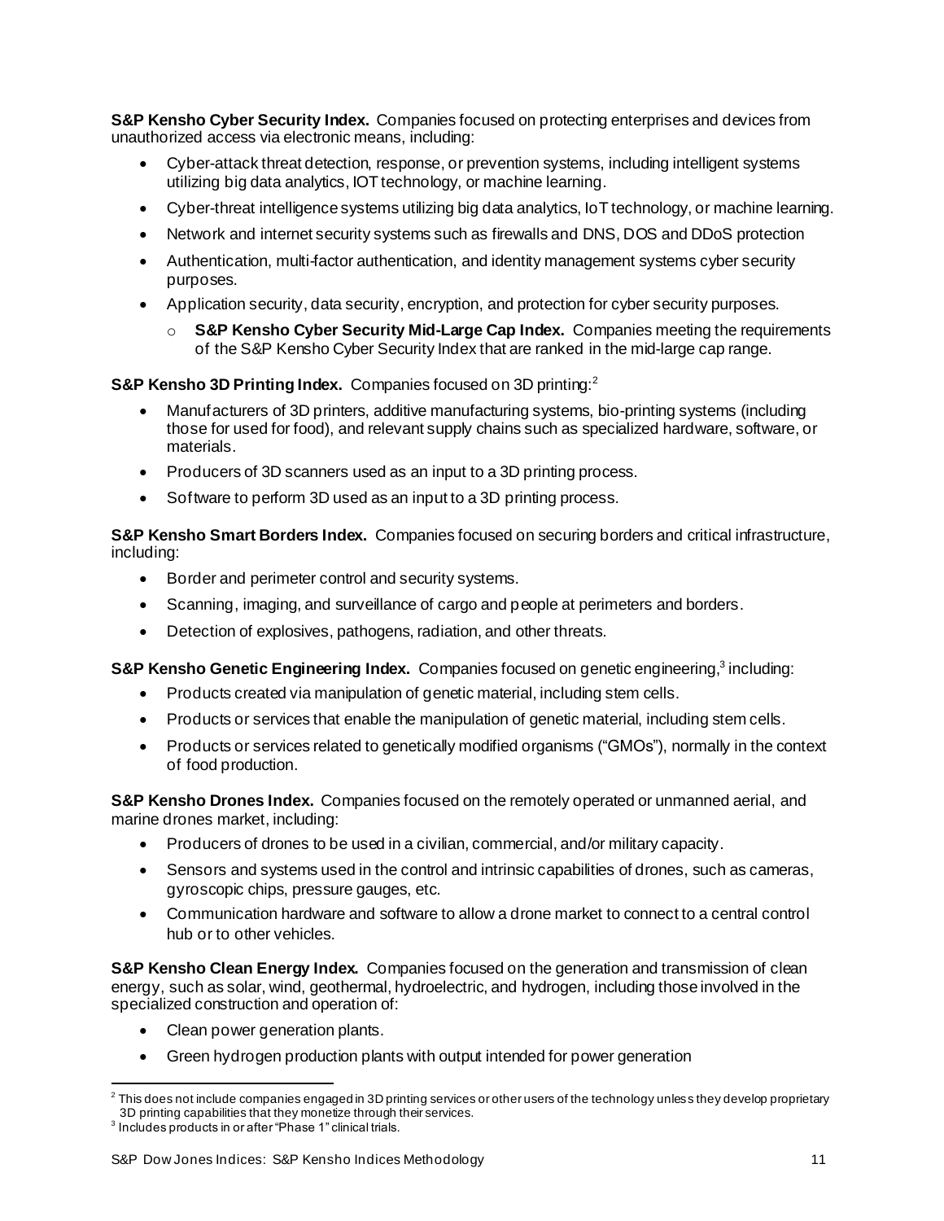**S&P Kensho Cyber Security Index.** Companies focused on protecting enterprises and devices from unauthorized access via electronic means, including:

- Cyber-attack threat detection, response, or prevention systems, including intelligent systems utilizing big data analytics, IOT technology, or machine learning.
- Cyber-threat intelligence systems utilizing big data analytics, IoT technology, or machine learning.
- Network and internet security systems such as firewalls and DNS, DOS and DDoS protection
- Authentication, multi-factor authentication, and identity management systems cyber security purposes.
- Application security, data security, encryption, and protection for cyber security purposes.
  - **S&P Kensho Cyber Security Mid-Large Cap Index.** Companies meeting the requirements of the S&P Kensho Cyber Security Index that are ranked in the mid-large cap range.

**S&P Kensho 3D Printing Index.** Companies focused on 3D printing:[2]

- Manufacturers of 3D printers, additive manufacturing systems, bio-printing systems (including those for used for food), and relevant supply chains such as specialized hardware, software, or materials.
- Producers of 3D scanners used as an input to a 3D printing process.
- Software to perform 3D used as an input to a 3D printing process.

**S&P Kensho Smart Borders Index.** Companies focused on securing borders and critical infrastructure, including:

- Border and perimeter control and security systems.
- Scanning, imaging, and surveillance of cargo and people at perimeters and borders.
- Detection of explosives, pathogens, radiation, and other threats.

**S&P Kensho Genetic Engineering Index.** Companies focused on genetic engineering,[3] including:

- Products created via manipulation of genetic material, including stem cells.
- Products or services that enable the manipulation of genetic material, including stem cells.
- Products or services related to genetically modified organisms ("GMOs"), normally in the context of food production.

**S&P Kensho Drones Index.** Companies focused on the remotely operated or unmanned aerial, and marine drones market, including:

- Producers of drones to be used in a civilian, commercial, and/or military capacity.
- Sensors and systems used in the control and intrinsic capabilities of drones, such as cameras, gyroscopic chips, pressure gauges, etc.
- Communication hardware and software to allow a drone market to connect to a central control hub or to other vehicles.

**S&P Kensho Clean Energy Index.** Companies focused on the generation and transmission of clean energy, such as solar, wind, geothermal, hydroelectric, and hydrogen, including those involved in the specialized construction and operation of:

- Clean power generation plants.
- Green hydrogen production plants with output intended for power generation

---

[2] This does not include companies engaged in 3D printing services or other users of the technology unless they develop proprietary 3D printing capabilities that they monetize through their services.

[3] Includes products in or after "Phase 1" clinical trials.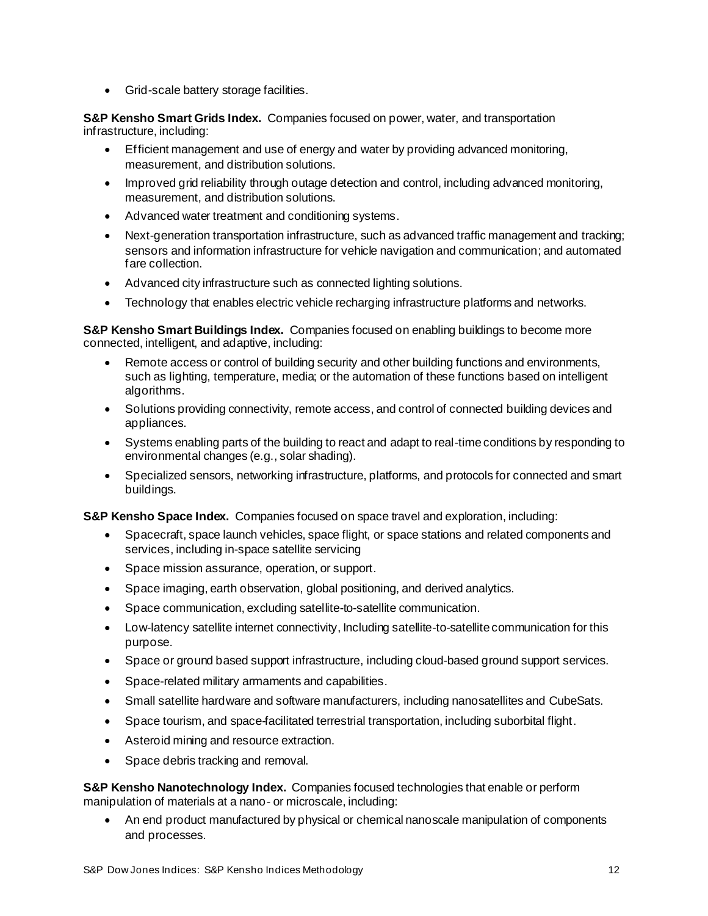- Grid-scale battery storage facilities.

**S&P Kensho Smart Grids Index.** Companies focused on power, water, and transportation infrastructure, including:

- Efficient management and use of energy and water by providing advanced monitoring, measurement, and distribution solutions.
- Improved grid reliability through outage detection and control, including advanced monitoring, measurement, and distribution solutions.
- Advanced water treatment and conditioning systems.
- Next-generation transportation infrastructure, such as advanced traffic management and tracking; sensors and information infrastructure for vehicle navigation and communication; and automated fare collection.
- Advanced city infrastructure such as connected lighting solutions.
- Technology that enables electric vehicle recharging infrastructure platforms and networks.

**S&P Kensho Smart Buildings Index.** Companies focused on enabling buildings to become more connected, intelligent, and adaptive, including:

- Remote access or control of building security and other building functions and environments, such as lighting, temperature, media; or the automation of these functions based on intelligent algorithms.
- Solutions providing connectivity, remote access, and control of connected building devices and appliances.
- Systems enabling parts of the building to react and adapt to real-time conditions by responding to environmental changes (e.g., solar shading).
- Specialized sensors, networking infrastructure, platforms, and protocols for connected and smart buildings.

**S&P Kensho Space Index.** Companies focused on space travel and exploration, including:

- Spacecraft, space launch vehicles, space flight, or space stations and related components and services, including in-space satellite servicing
- Space mission assurance, operation, or support.
- Space imaging, earth observation, global positioning, and derived analytics.
- Space communication, excluding satellite-to-satellite communication.
- Low-latency satellite internet connectivity, Including satellite-to-satellite communication for this purpose.
- Space or ground based support infrastructure, including cloud-based ground support services.
- Space-related military armaments and capabilities.
- Small satellite hardware and software manufacturers, including nanosatellites and CubeSats.
- Space tourism, and space-facilitated terrestrial transportation, including suborbital flight.
- Asteroid mining and resource extraction.
- Space debris tracking and removal.

**S&P Kensho Nanotechnology Index.** Companies focused technologies that enable or perform manipulation of materials at a nano- or microscale, including:

- An end product manufactured by physical or chemical nanoscale manipulation of components and processes.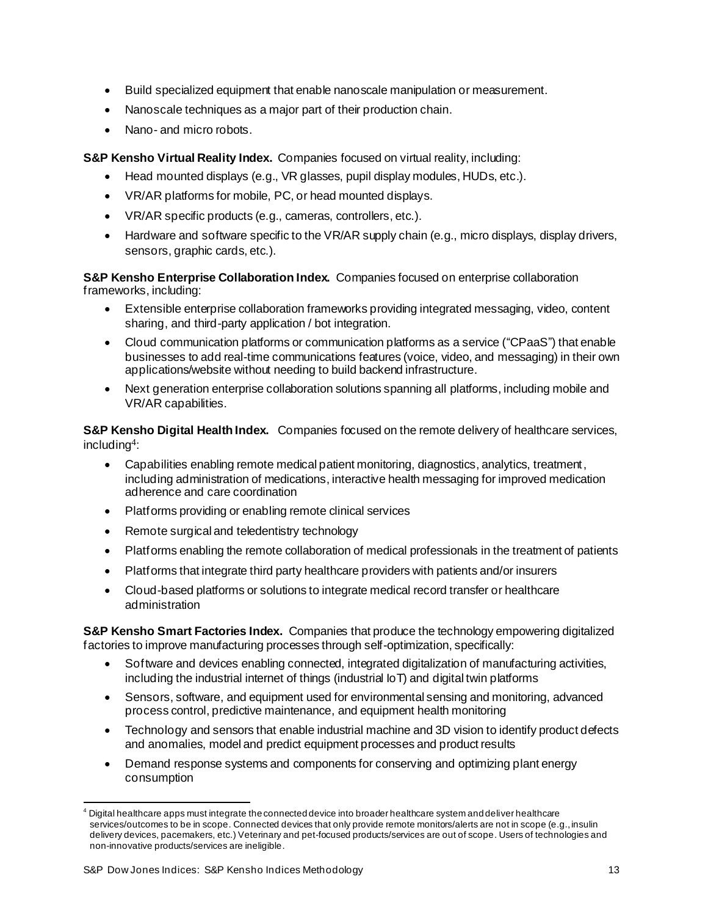- Build specialized equipment that enable nanoscale manipulation or measurement.
- Nanoscale techniques as a major part of their production chain.
- Nano- and micro robots.

**S&P Kensho Virtual Reality Index.** Companies focused on virtual reality, including:

- Head mounted displays (e.g., VR glasses, pupil display modules, HUDs, etc.).
- VR/AR platforms for mobile, PC, or head mounted displays.
- VR/AR specific products (e.g., cameras, controllers, etc.).
- Hardware and software specific to the VR/AR supply chain (e.g., micro displays, display drivers, sensors, graphic cards, etc.).

**S&P Kensho Enterprise Collaboration Index.** Companies focused on enterprise collaboration frameworks, including:

- Extensible enterprise collaboration frameworks providing integrated messaging, video, content sharing, and third-party application / bot integration.
- Cloud communication platforms or communication platforms as a service ("CPaaS") that enable businesses to add real-time communications features (voice, video, and messaging) in their own applications/website without needing to build backend infrastructure.
- Next generation enterprise collaboration solutions spanning all platforms, including mobile and VR/AR capabilities.

**S&P Kensho Digital Health Index.** Companies focused on the remote delivery of healthcare services, including[4]:

- Capabilities enabling remote medical patient monitoring, diagnostics, analytics, treatment, including administration of medications, interactive health messaging for improved medication adherence and care coordination
- Platforms providing or enabling remote clinical services
- Remote surgical and teledentistry technology
- Platforms enabling the remote collaboration of medical professionals in the treatment of patients
- Platforms that integrate third party healthcare providers with patients and/or insurers
- Cloud-based platforms or solutions to integrate medical record transfer or healthcare administration

**S&P Kensho Smart Factories Index.** Companies that produce the technology empowering digitalized factories to improve manufacturing processes through self-optimization, specifically:

- Software and devices enabling connected, integrated digitalization of manufacturing activities, including the industrial internet of things (industrial IoT) and digital twin platforms
- Sensors, software, and equipment used for environmental sensing and monitoring, advanced process control, predictive maintenance, and equipment health monitoring
- Technology and sensors that enable industrial machine and 3D vision to identify product defects and anomalies, model and predict equipment processes and product results
- Demand response systems and components for conserving and optimizing plant energy consumption

[4] Digital healthcare apps must integrate the connected device into broader healthcare system and deliver healthcare services/outcomes to be in scope. Connected devices that only provide remote monitors/alerts are not in scope (e.g., insulin delivery devices, pacemakers, etc.) Veterinary and pet-focused products/services are out of scope. Users of technologies and non-innovative products/services are ineligible.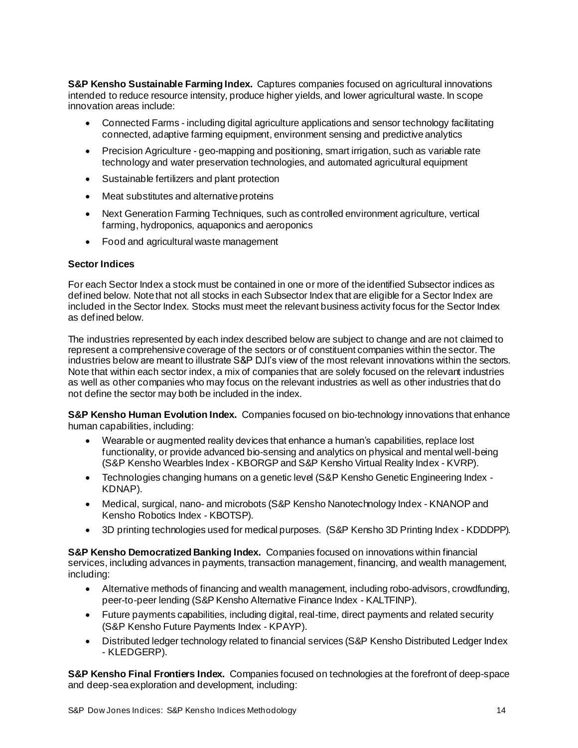**S&P Kensho Sustainable Farming Index.** Captures companies focused on agricultural innovations intended to reduce resource intensity, produce higher yields, and lower agricultural waste. In scope innovation areas include:

- Connected Farms - including digital agriculture applications and sensor technology facilitating connected, adaptive farming equipment, environment sensing and predictive analytics
- Precision Agriculture - geo-mapping and positioning, smart irrigation, such as variable rate technology and water preservation technologies, and automated agricultural equipment
- Sustainable fertilizers and plant protection
- Meat substitutes and alternative proteins
- Next Generation Farming Techniques, such as controlled environment agriculture, vertical farming, hydroponics, aquaponics and aeroponics
- Food and agricultural waste management

### Sector Indices

For each Sector Index a stock must be contained in one or more of the identified Subsector indices as defined below. Note that not all stocks in each Subsector Index that are eligible for a Sector Index are included in the Sector Index. Stocks must meet the relevant business activity focus for the Sector Index as defined below.

The industries represented by each index described below are subject to change and are not claimed to represent a comprehensive coverage of the sectors or of constituent companies within the sector. The industries below are meant to illustrate S&P DJI's view of the most relevant innovations within the sectors. Note that within each sector index, a mix of companies that are solely focused on the relevant industries as well as other companies who may focus on the relevant industries as well as other industries that do not define the sector may both be included in the index.

**S&P Kensho Human Evolution Index.** Companies focused on bio-technology innovations that enhance human capabilities, including:

- Wearable or augmented reality devices that enhance a human's capabilities, replace lost functionality, or provide advanced bio-sensing and analytics on physical and mental well-being (S&P Kensho Wearbles Index - KBORGP and S&P Kensho Virtual Reality Index - KVRP).
- Technologies changing humans on a genetic level (S&P Kensho Genetic Engineering Index - KDNAP).
- Medical, surgical, nano- and microbots (S&P Kensho Nanotechnology Index - KNANOP and Kensho Robotics Index - KBOTSP).
- 3D printing technologies used for medical purposes. (S&P Kensho 3D Printing Index - KDDDPP).

**S&P Kensho Democratized Banking Index.** Companies focused on innovations within financial services, including advances in payments, transaction management, financing, and wealth management, including:

- Alternative methods of financing and wealth management, including robo-advisors, crowdfunding, peer-to-peer lending (S&P Kensho Alternative Finance Index - KALTFINP).
- Future payments capabilities, including digital, real-time, direct payments and related security (S&P Kensho Future Payments Index - KPAYP).
- Distributed ledger technology related to financial services (S&P Kensho Distributed Ledger Index - KLEDGERP).

**S&P Kensho Final Frontiers Index.** Companies focused on technologies at the forefront of deep-space and deep-sea exploration and development, including: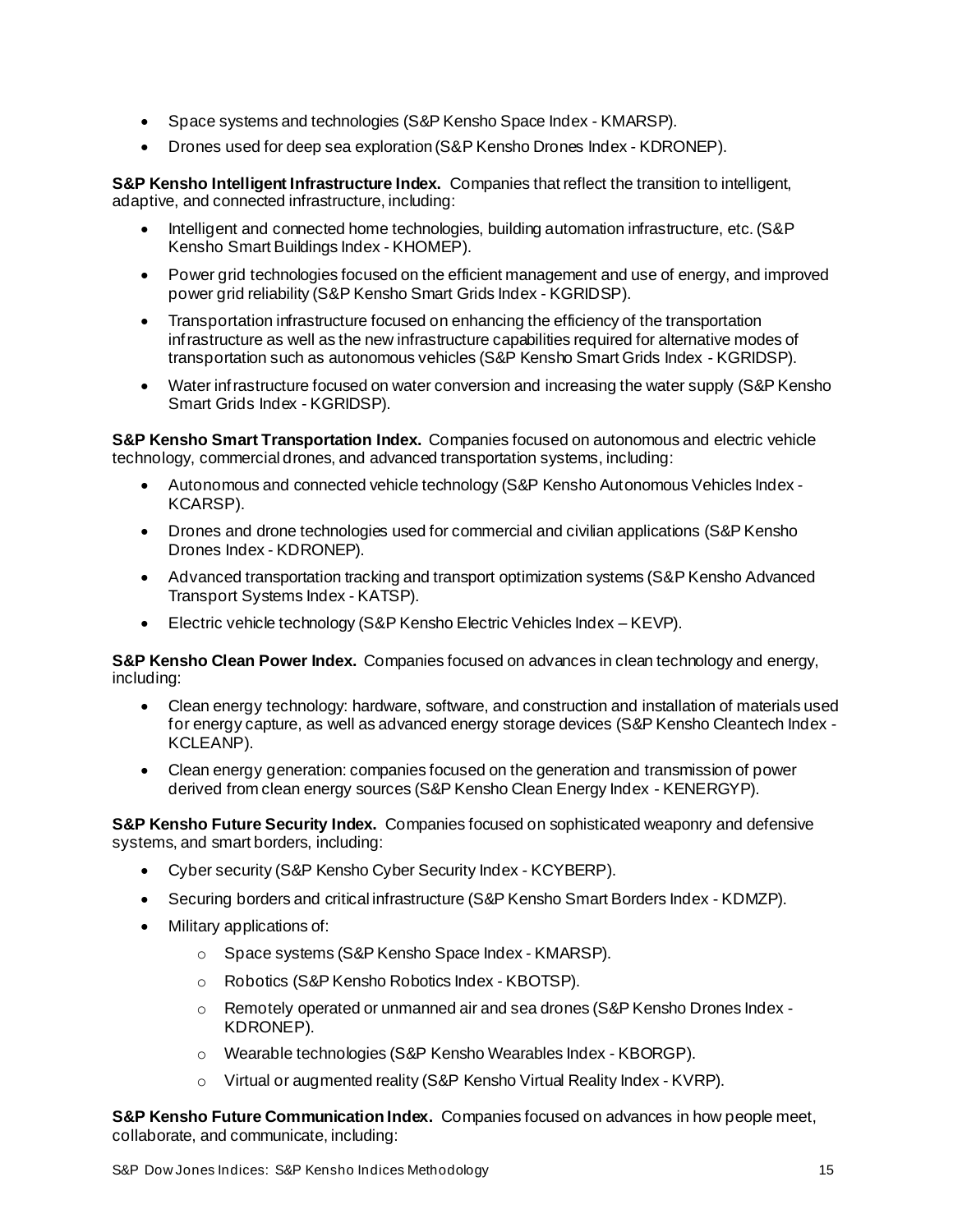- Space systems and technologies (S&P Kensho Space Index - KMARSP).
- Drones used for deep sea exploration (S&P Kensho Drones Index - KDRONEP).

**S&P Kensho Intelligent Infrastructure Index.** Companies that reflect the transition to intelligent, adaptive, and connected infrastructure, including:

- Intelligent and connected home technologies, building automation infrastructure, etc. (S&P Kensho Smart Buildings Index - KHOMEP).
- Power grid technologies focused on the efficient management and use of energy, and improved power grid reliability (S&P Kensho Smart Grids Index - KGRIDSP).
- Transportation infrastructure focused on enhancing the efficiency of the transportation infrastructure as well as the new infrastructure capabilities required for alternative modes of transportation such as autonomous vehicles (S&P Kensho Smart Grids Index - KGRIDSP).
- Water infrastructure focused on water conversion and increasing the water supply (S&P Kensho Smart Grids Index - KGRIDSP).

**S&P Kensho Smart Transportation Index.** Companies focused on autonomous and electric vehicle technology, commercial drones, and advanced transportation systems, including:

- Autonomous and connected vehicle technology (S&P Kensho Autonomous Vehicles Index - KCARSP).
- Drones and drone technologies used for commercial and civilian applications (S&P Kensho Drones Index - KDRONEP).
- Advanced transportation tracking and transport optimization systems (S&P Kensho Advanced Transport Systems Index - KATSP).
- Electric vehicle technology (S&P Kensho Electric Vehicles Index – KEVP).

**S&P Kensho Clean Power Index.** Companies focused on advances in clean technology and energy, including:

- Clean energy technology: hardware, software, and construction and installation of materials used for energy capture, as well as advanced energy storage devices (S&P Kensho Cleantech Index - KCLEANP).
- Clean energy generation: companies focused on the generation and transmission of power derived from clean energy sources (S&P Kensho Clean Energy Index - KENERGYP).

**S&P Kensho Future Security Index.** Companies focused on sophisticated weaponry and defensive systems, and smart borders, including:

- Cyber security (S&P Kensho Cyber Security Index - KCYBERP).
- Securing borders and critical infrastructure (S&P Kensho Smart Borders Index - KDMZP).
- Military applications of:
  - Space systems (S&P Kensho Space Index - KMARSP).
  - Robotics (S&P Kensho Robotics Index - KBOTSP).
  - Remotely operated or unmanned air and sea drones (S&P Kensho Drones Index - KDRONEP).
  - Wearable technologies (S&P Kensho Wearables Index - KBORGP).
  - Virtual or augmented reality (S&P Kensho Virtual Reality Index - KVRP).

**S&P Kensho Future Communication Index.** Companies focused on advances in how people meet, collaborate, and communicate, including: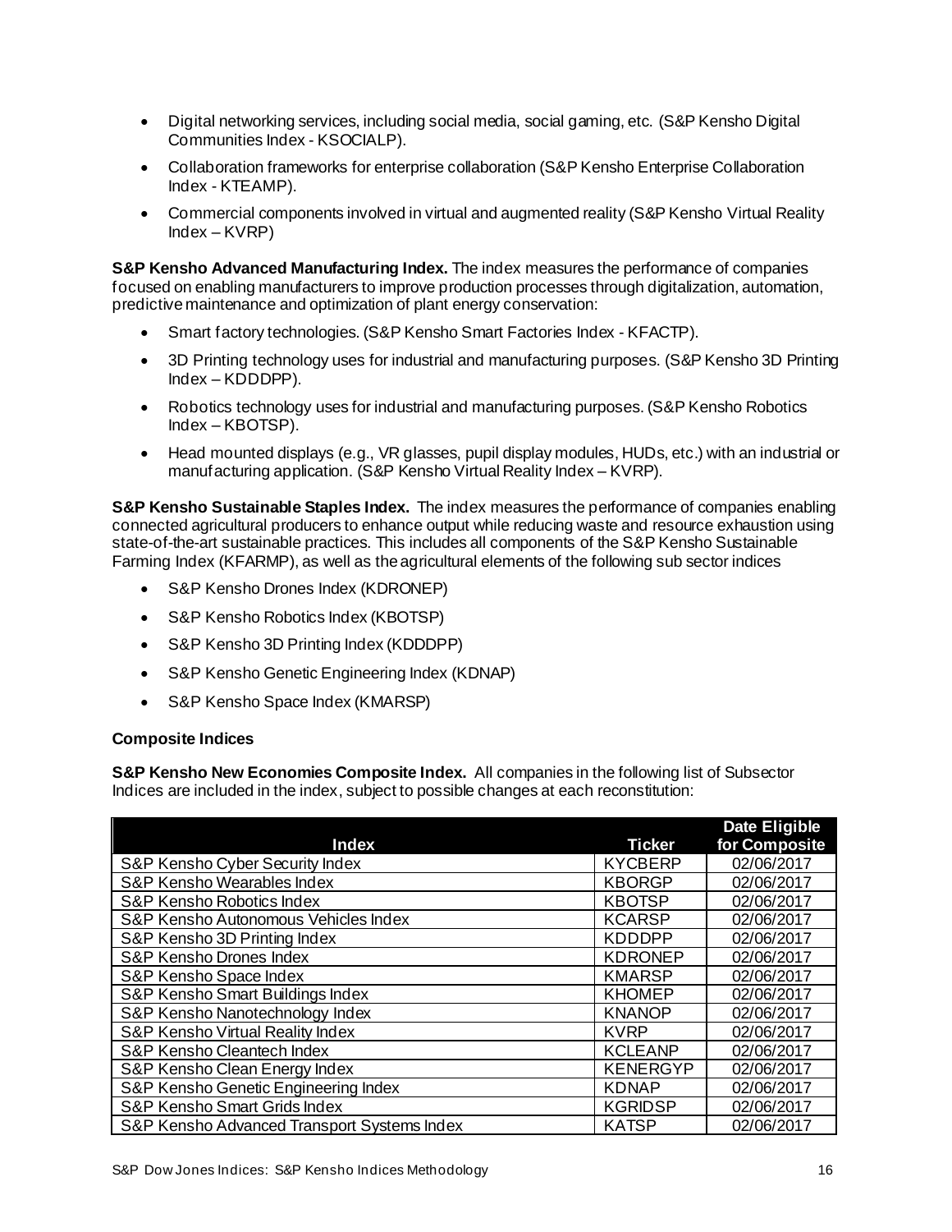- Digital networking services, including social media, social gaming, etc. (S&P Kensho Digital Communities Index - KSOCIALP).
- Collaboration frameworks for enterprise collaboration (S&P Kensho Enterprise Collaboration Index - KTEAMP).
- Commercial components involved in virtual and augmented reality (S&P Kensho Virtual Reality Index – KVRP)

**S&P Kensho Advanced Manufacturing Index.** The index measures the performance of companies focused on enabling manufacturers to improve production processes through digitalization, automation, predictive maintenance and optimization of plant energy conservation:

- Smart factory technologies. (S&P Kensho Smart Factories Index - KFACTP).
- 3D Printing technology uses for industrial and manufacturing purposes. (S&P Kensho 3D Printing Index – KDDDPP).
- Robotics technology uses for industrial and manufacturing purposes. (S&P Kensho Robotics Index – KBOTSP).
- Head mounted displays (e.g., VR glasses, pupil display modules, HUDs, etc.) with an industrial or manufacturing application. (S&P Kensho Virtual Reality Index – KVRP).

**S&P Kensho Sustainable Staples Index.** The index measures the performance of companies enabling connected agricultural producers to enhance output while reducing waste and resource exhaustion using state-of-the-art sustainable practices. This includes all components of the S&P Kensho Sustainable Farming Index (KFARMP), as well as the agricultural elements of the following sub sector indices

- S&P Kensho Drones Index (KDRONEP)
- S&P Kensho Robotics Index (KBOTSP)
- S&P Kensho 3D Printing Index (KDDDPP)
- S&P Kensho Genetic Engineering Index (KDNAP)
- S&P Kensho Space Index (KMARSP)

**Composite Indices**

**S&P Kensho New Economies Composite Index.** All companies in the following list of Subsector Indices are included in the index, subject to possible changes at each reconstitution:

| Index | Ticker | Date Eligible for Composite |
|---|---|---|
| S&P Kensho Cyber Security Index | KYCBERP | 02/06/2017 |
| S&P Kensho Wearables Index | KBORGP | 02/06/2017 |
| S&P Kensho Robotics Index | KBOTSP | 02/06/2017 |
| S&P Kensho Autonomous Vehicles Index | KCARSP | 02/06/2017 |
| S&P Kensho 3D Printing Index | KDDDPP | 02/06/2017 |
| S&P Kensho Drones Index | KDRONEP | 02/06/2017 |
| S&P Kensho Space Index | KMARSP | 02/06/2017 |
| S&P Kensho Smart Buildings Index | KHOMEP | 02/06/2017 |
| S&P Kensho Nanotechnology Index | KNANOP | 02/06/2017 |
| S&P Kensho Virtual Reality Index | KVRP | 02/06/2017 |
| S&P Kensho Cleantech Index | KCLEANP | 02/06/2017 |
| S&P Kensho Clean Energy Index | KENERGYP | 02/06/2017 |
| S&P Kensho Genetic Engineering Index | KDNAP | 02/06/2017 |
| S&P Kensho Smart Grids Index | KGRIDSP | 02/06/2017 |
| S&P Kensho Advanced Transport Systems Index | KATSP | 02/06/2017 |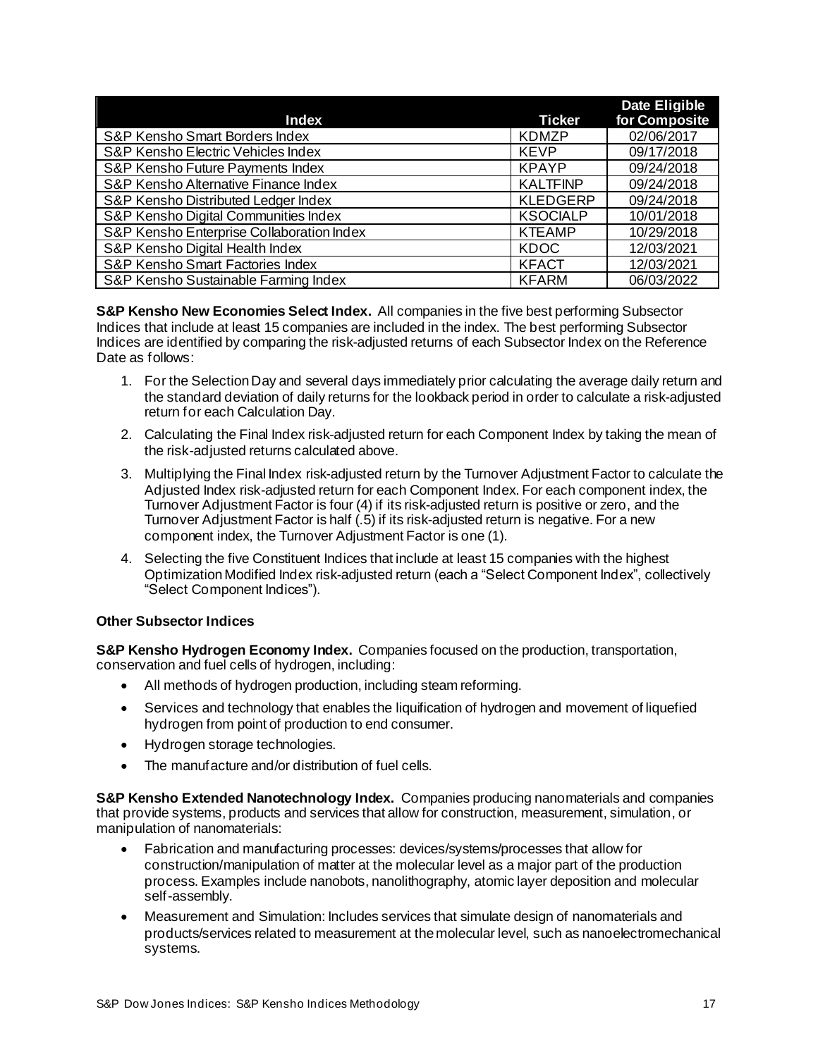| Index | Ticker | Date Eligible for Composite |
|---|---|---|
| S&P Kensho Smart Borders Index | KDMZP | 02/06/2017 |
| S&P Kensho Electric Vehicles Index | KEVP | 09/17/2018 |
| S&P Kensho Future Payments Index | KPAYP | 09/24/2018 |
| S&P Kensho Alternative Finance Index | KALTFINP | 09/24/2018 |
| S&P Kensho Distributed Ledger Index | KLEDGERP | 09/24/2018 |
| S&P Kensho Digital Communities Index | KSOCIALP | 10/01/2018 |
| S&P Kensho Enterprise Collaboration Index | KTEAMP | 10/29/2018 |
| S&P Kensho Digital Health Index | KDOC | 12/03/2021 |
| S&P Kensho Smart Factories Index | KFACT | 12/03/2021 |
| S&P Kensho Sustainable Farming Index | KFARM | 06/03/2022 |

**S&P Kensho New Economies Select Index.** All companies in the five best performing Subsector Indices that include at least 15 companies are included in the index. The best performing Subsector Indices are identified by comparing the risk-adjusted returns of each Subsector Index on the Reference Date as follows:

1. For the Selection Day and several days immediately prior calculating the average daily return and the standard deviation of daily returns for the lookback period in order to calculate a risk-adjusted return for each Calculation Day.
2. Calculating the Final Index risk-adjusted return for each Component Index by taking the mean of the risk-adjusted returns calculated above.
3. Multiplying the Final Index risk-adjusted return by the Turnover Adjustment Factor to calculate the Adjusted Index risk-adjusted return for each Component Index. For each component index, the Turnover Adjustment Factor is four (4) if its risk-adjusted return is positive or zero, and the Turnover Adjustment Factor is half (.5) if its risk-adjusted return is negative. For a new component index, the Turnover Adjustment Factor is one (1).
4. Selecting the five Constituent Indices that include at least 15 companies with the highest Optimization Modified Index risk-adjusted return (each a "Select Component Index", collectively "Select Component Indices").

**Other Subsector Indices**

**S&P Kensho Hydrogen Economy Index.** Companies focused on the production, transportation, conservation and fuel cells of hydrogen, including:

- All methods of hydrogen production, including steam reforming.
- Services and technology that enables the liquification of hydrogen and movement of liquefied hydrogen from point of production to end consumer.
- Hydrogen storage technologies.
- The manufacture and/or distribution of fuel cells.

**S&P Kensho Extended Nanotechnology Index.** Companies producing nanomaterials and companies that provide systems, products and services that allow for construction, measurement, simulation, or manipulation of nanomaterials:

- Fabrication and manufacturing processes: devices/systems/processes that allow for construction/manipulation of matter at the molecular level as a major part of the production process. Examples include nanobots, nanolithography, atomic layer deposition and molecular self-assembly.
- Measurement and Simulation: Includes services that simulate design of nanomaterials and products/services related to measurement at the molecular level, such as nanoelectromechanical systems.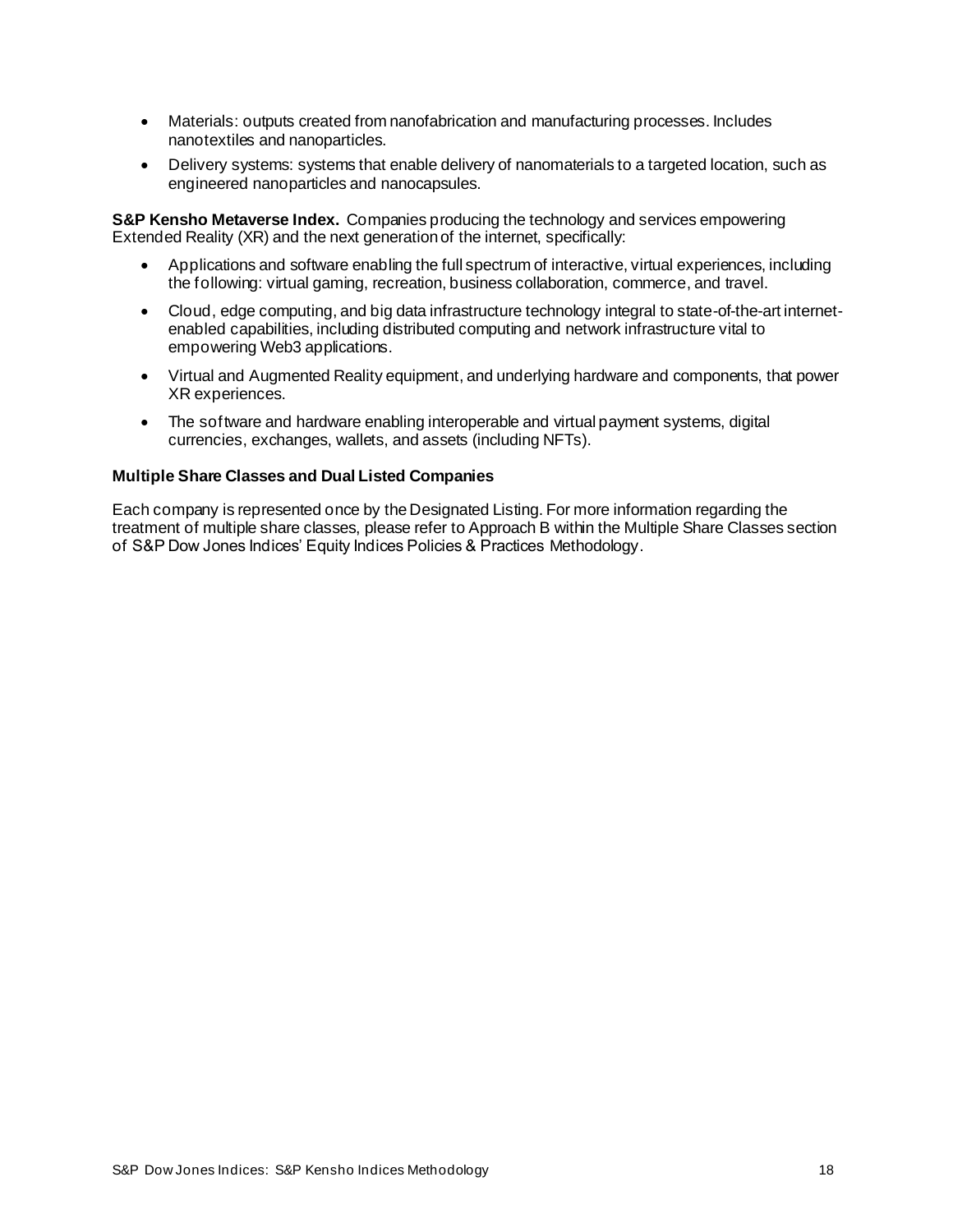- Materials: outputs created from nanofabrication and manufacturing processes. Includes nanotextiles and nanoparticles.
- Delivery systems: systems that enable delivery of nanomaterials to a targeted location, such as engineered nanoparticles and nanocapsules.

**S&P Kensho Metaverse Index.** Companies producing the technology and services empowering Extended Reality (XR) and the next generation of the internet, specifically:

- Applications and software enabling the full spectrum of interactive, virtual experiences, including the following: virtual gaming, recreation, business collaboration, commerce, and travel.
- Cloud, edge computing, and big data infrastructure technology integral to state-of-the-art internet-enabled capabilities, including distributed computing and network infrastructure vital to empowering Web3 applications.
- Virtual and Augmented Reality equipment, and underlying hardware and components, that power XR experiences.
- The software and hardware enabling interoperable and virtual payment systems, digital currencies, exchanges, wallets, and assets (including NFTs).

**Multiple Share Classes and Dual Listed Companies**

Each company is represented once by the Designated Listing. For more information regarding the treatment of multiple share classes, please refer to Approach B within the Multiple Share Classes section of S&P Dow Jones Indices' Equity Indices Policies & Practices Methodology.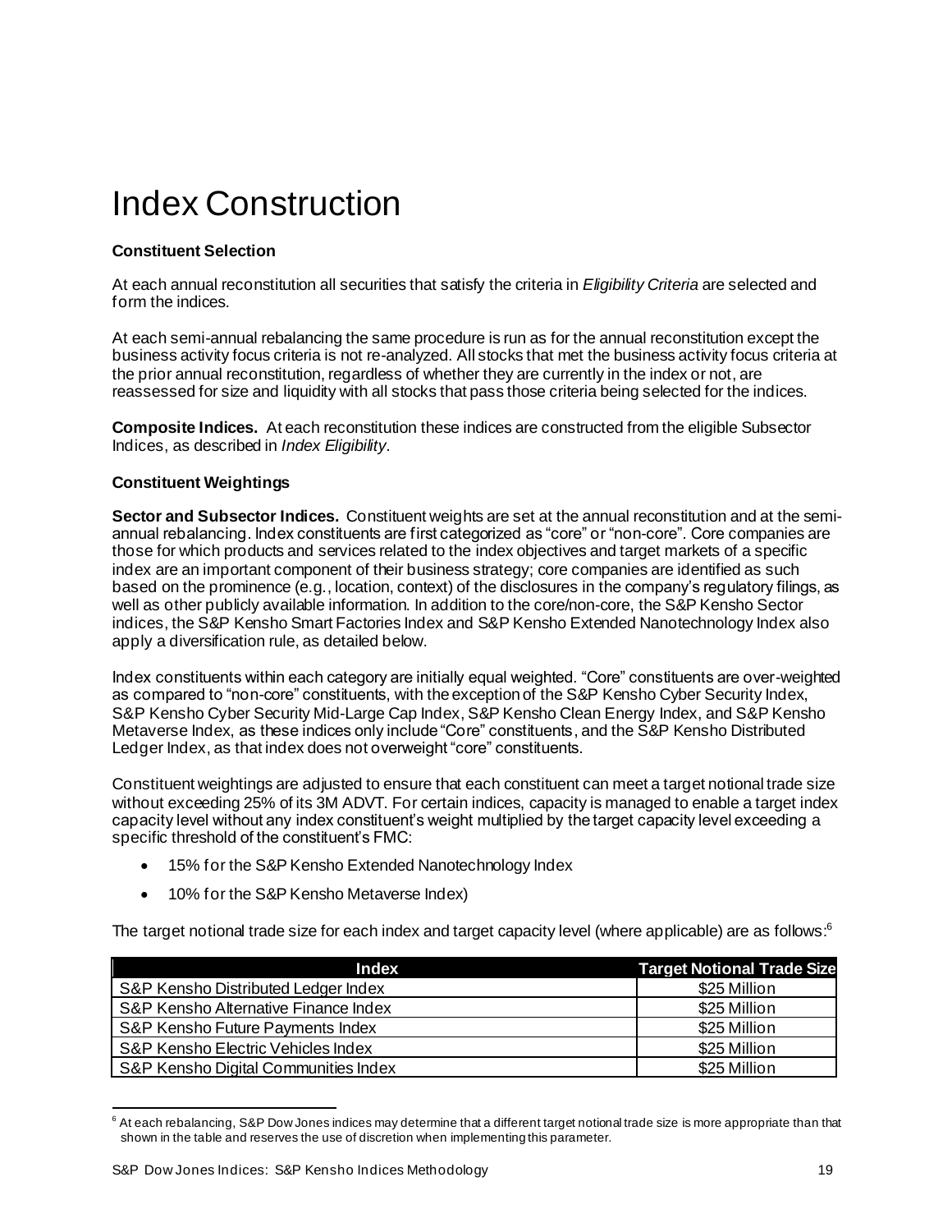# Index Construction

**Constituent Selection**

At each annual reconstitution all securities that satisfy the criteria in *Eligibility Criteria* are selected and form the indices.

At each semi-annual rebalancing the same procedure is run as for the annual reconstitution except the business activity focus criteria is not re-analyzed. All stocks that met the business activity focus criteria at the prior annual reconstitution, regardless of whether they are currently in the index or not, are reassessed for size and liquidity with all stocks that pass those criteria being selected for the indices.

**Composite Indices.** At each reconstitution these indices are constructed from the eligible Subsector Indices, as described in *Index Eligibility*.

**Constituent Weightings**

**Sector and Subsector Indices.** Constituent weights are set at the annual reconstitution and at the semi-annual rebalancing. Index constituents are first categorized as "core" or "non-core". Core companies are those for which products and services related to the index objectives and target markets of a specific index are an important component of their business strategy; core companies are identified as such based on the prominence (e.g., location, context) of the disclosures in the company's regulatory filings, as well as other publicly available information. In addition to the core/non-core, the S&P Kensho Sector indices, the S&P Kensho Smart Factories Index and S&P Kensho Extended Nanotechnology Index also apply a diversification rule, as detailed below.

Index constituents within each category are initially equal weighted. "Core" constituents are over-weighted as compared to "non-core" constituents, with the exception of the S&P Kensho Cyber Security Index, S&P Kensho Cyber Security Mid-Large Cap Index, S&P Kensho Clean Energy Index, and S&P Kensho Metaverse Index, as these indices only include "Core" constituents, and the S&P Kensho Distributed Ledger Index, as that index does not overweight "core" constituents.

Constituent weightings are adjusted to ensure that each constituent can meet a target notional trade size without exceeding 25% of its 3M ADVT. For certain indices, capacity is managed to enable a target index capacity level without any index constituent's weight multiplied by the target capacity level exceeding a specific threshold of the constituent's FMC:

- 15% for the S&P Kensho Extended Nanotechnology Index
- 10% for the S&P Kensho Metaverse Index)

The target notional trade size for each index and target capacity level (where applicable) are as follows:[6]

| Index | Target Notional Trade Size |
|---|---|
| S&P Kensho Distributed Ledger Index | \$25 Million |
| S&P Kensho Alternative Finance Index | \$25 Million |
| S&P Kensho Future Payments Index | \$25 Million |
| S&P Kensho Electric Vehicles Index | \$25 Million |
| S&P Kensho Digital Communities Index | \$25 Million |

[6] At each rebalancing, S&P Dow Jones indices may determine that a different target notional trade size is more appropriate than that shown in the table and reserves the use of discretion when implementing this parameter.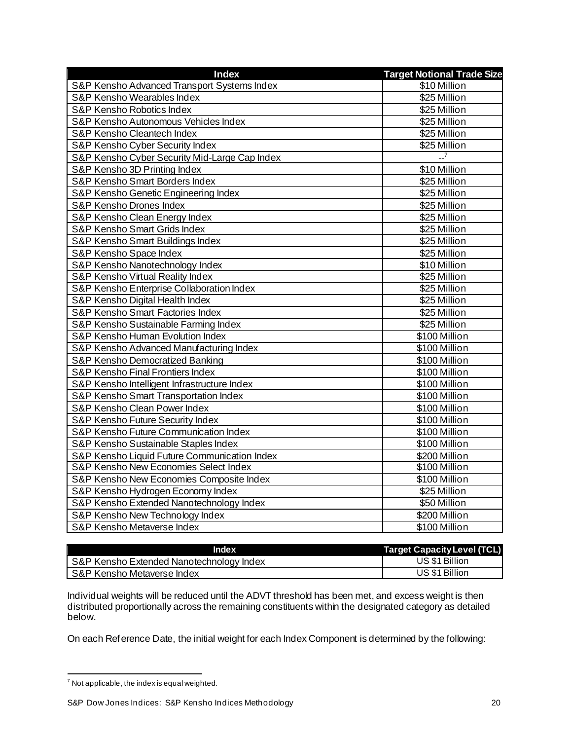| Index | Target Notional Trade Size |
|---|---|
| S&P Kensho Advanced Transport Systems Index | $10 Million |
| S&P Kensho Wearables Index | $25 Million |
| S&P Kensho Robotics Index | $25 Million |
| S&P Kensho Autonomous Vehicles Index | $25 Million |
| S&P Kensho Cleantech Index | $25 Million |
| S&P Kensho Cyber Security Index | $25 Million |
| S&P Kensho Cyber Security Mid-Large Cap Index | --[7] |
| S&P Kensho 3D Printing Index | $10 Million |
| S&P Kensho Smart Borders Index | $25 Million |
| S&P Kensho Genetic Engineering Index | $25 Million |
| S&P Kensho Drones Index | $25 Million |
| S&P Kensho Clean Energy Index | $25 Million |
| S&P Kensho Smart Grids Index | $25 Million |
| S&P Kensho Smart Buildings Index | $25 Million |
| S&P Kensho Space Index | $25 Million |
| S&P Kensho Nanotechnology Index | $10 Million |
| S&P Kensho Virtual Reality Index | $25 Million |
| S&P Kensho Enterprise Collaboration Index | $25 Million |
| S&P Kensho Digital Health Index | $25 Million |
| S&P Kensho Smart Factories Index | $25 Million |
| S&P Kensho Sustainable Farming Index | $25 Million |
| S&P Kensho Human Evolution Index | $100 Million |
| S&P Kensho Advanced Manufacturing Index | $100 Million |
| S&P Kensho Democratized Banking | $100 Million |
| S&P Kensho Final Frontiers Index | $100 Million |
| S&P Kensho Intelligent Infrastructure Index | $100 Million |
| S&P Kensho Smart Transportation Index | $100 Million |
| S&P Kensho Clean Power Index | $100 Million |
| S&P Kensho Future Security Index | $100 Million |
| S&P Kensho Future Communication Index | $100 Million |
| S&P Kensho Sustainable Staples Index | $100 Million |
| S&P Kensho Liquid Future Communication Index | $200 Million |
| S&P Kensho New Economies Select Index | $100 Million |
| S&P Kensho New Economies Composite Index | $100 Million |
| S&P Kensho Hydrogen Economy Index | $25 Million |
| S&P Kensho Extended Nanotechnology Index | $50 Million |
| S&P Kensho New Technology Index | $200 Million |
| S&P Kensho Metaverse Index | $100 Million |

| Index | Target Capacity Level (TCL) |
|---|---|
| S&P Kensho Extended Nanotechnology Index | US $1 Billion |
| S&P Kensho Metaverse Index | US $1 Billion |

Individual weights will be reduced until the ADVT threshold has been met, and excess weight is then distributed proportionally across the remaining constituents within the designated category as detailed below.

On each Reference Date, the initial weight for each Index Component is determined by the following:

[7] Not applicable, the index is equal weighted.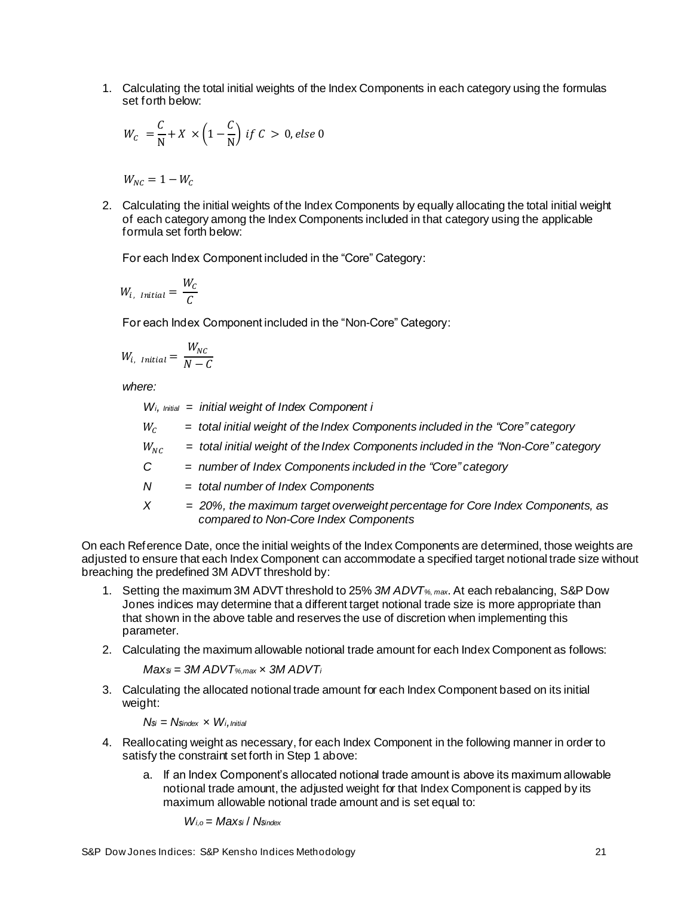1. Calculating the total initial weights of the Index Components in each category using the formulas set forth below:

$$W_C = \frac{C}{N} + X \times \left(1 - \frac{C}{N}\right) \text{ if } C > 0, \text{ else } 0$$

$$W_{NC} = 1 - W_C$$

2. Calculating the initial weights of the Index Components by equally allocating the total initial weight of each category among the Index Components included in that category using the applicable formula set forth below:

For each Index Component included in the "Core" Category:

$$W_{i,\ Initial} = \frac{W_C}{C}$$

For each Index Component included in the "Non-Core" Category:

$$W_{i,\ Initial} = \frac{W_{NC}}{N - C}$$

*where:*

$W_{i,\ Initial}$ = *initial weight of Index Component i*

$W_C$ = *total initial weight of the Index Components included in the "Core" category*

$W_{NC}$ = *total initial weight of the Index Components included in the "Non-Core" category*

$C$ = *number of Index Components included in the "Core" category*

$N$ = *total number of Index Components*

$X$ = *20%, the maximum target overweight percentage for Core Index Components, as compared to Non-Core Index Components*

On each Reference Date, once the initial weights of the Index Components are determined, those weights are adjusted to ensure that each Index Component can accommodate a specified target notional trade size without breaching the predefined 3M ADVT threshold by:

1. Setting the maximum 3M ADVT threshold to 25% $3M\ ADVT_{\%,\ max}$. At each rebalancing, S&P Dow Jones indices may determine that a different target notional trade size is more appropriate than that shown in the above table and reserves the use of discretion when implementing this parameter.
2. Calculating the maximum allowable notional trade amount for each Index Component as follows:

   $Max_{\$i} = 3M\ ADVT_{\%,max} \times 3M\ ADVT_i$

3. Calculating the allocated notional trade amount for each Index Component based on its initial weight:

   $N_{\$i} = N_{\$index} \times W_{i,Initial}$

4. Reallocating weight as necessary, for each Index Component in the following manner in order to satisfy the constraint set forth in Step 1 above:
   a. If an Index Component's allocated notional trade amount is above its maximum allowable notional trade amount, the adjusted weight for that Index Component is capped by its maximum allowable notional trade amount and is set equal to:

      $W_{i,o} = Max_{\$i} / N_{\$index}$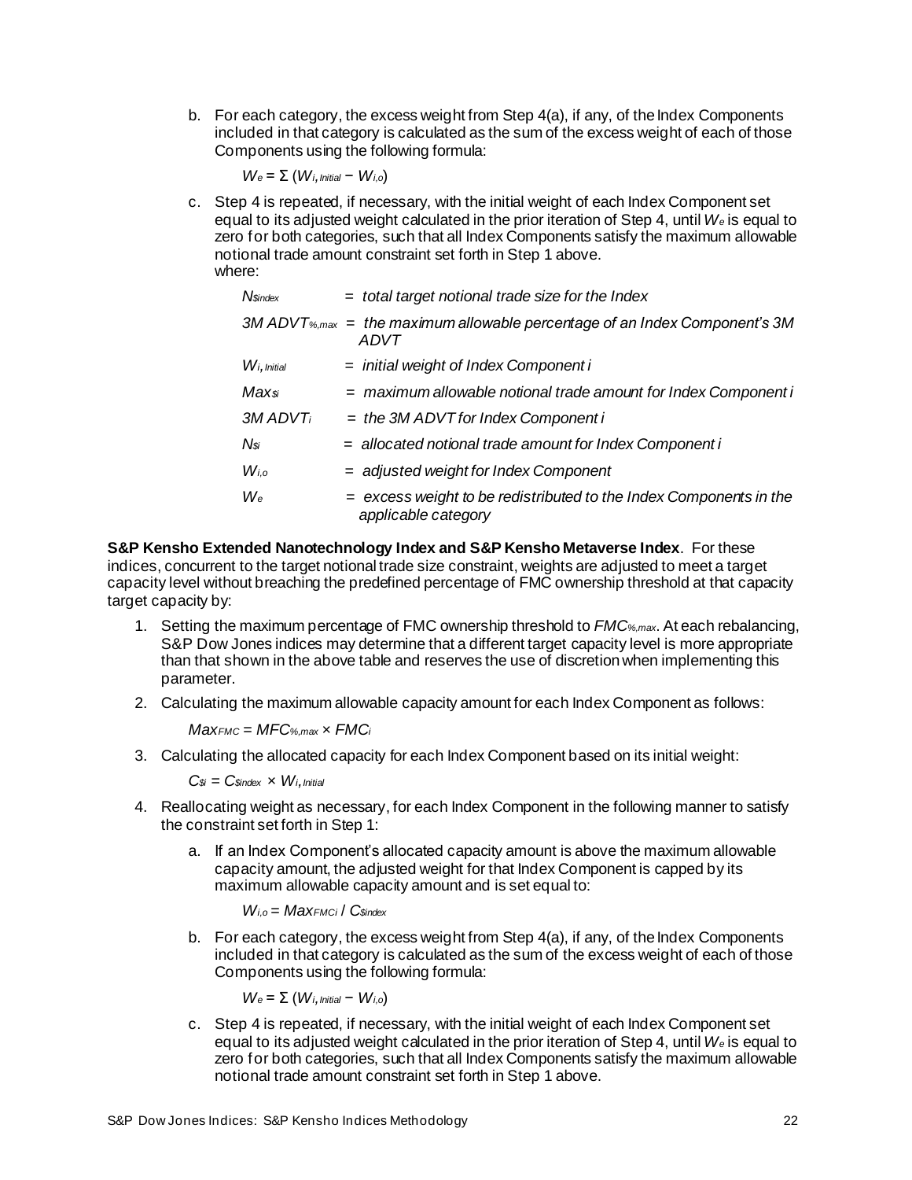b. For each category, the excess weight from Step 4(a), if any, of the Index Components included in that category is calculated as the sum of the excess weight of each of those Components using the following formula:

$$W_e = \Sigma\,(W_{i,Initial} - W_{i,o})$$

c. Step 4 is repeated, if necessary, with the initial weight of each Index Component set equal to its adjusted weight calculated in the prior iteration of Step 4, until $W_e$ is equal to zero for both categories, such that all Index Components satisfy the maximum allowable notional trade amount constraint set forth in Step 1 above.

where:

| | |
|---|---|
| $N_{\$index}$ | = *total target notional trade size for the Index* |
| $3M\ ADVT_{\%,max}$ | = *the maximum allowable percentage of an Index Component's 3M ADVT* |
| $W_{i,Initial}$ | = *initial weight of Index Component i* |
| $Max_{\$i}$ | = *maximum allowable notional trade amount for Index Component i* |
| $3M\ ADVT_i$ | = *the 3M ADVT for Index Component i* |
| $N_{\$i}$ | = *allocated notional trade amount for Index Component i* |
| $W_{i,o}$ | = *adjusted weight for Index Component* |
| $W_e$ | = *excess weight to be redistributed to the Index Components in the applicable category* |

**S&P Kensho Extended Nanotechnology Index and S&P Kensho Metaverse Index**. For these indices, concurrent to the target notional trade size constraint, weights are adjusted to meet a target capacity level without breaching the predefined percentage of FMC ownership threshold at that capacity target capacity by:

1. Setting the maximum percentage of FMC ownership threshold to $FMC_{\%,max}$. At each rebalancing, S&P Dow Jones indices may determine that a different target capacity level is more appropriate than that shown in the above table and reserves the use of discretion when implementing this parameter.
2. Calculating the maximum allowable capacity amount for each Index Component as follows:

   $$Max_{FMC} = MFC_{\%,max} \times FMC_i$$

3. Calculating the allocated capacity for each Index Component based on its initial weight:

   $$C_{\$i} = C_{\$index} \times W_{i,Initial}$$

4. Reallocating weight as necessary, for each Index Component in the following manner to satisfy the constraint set forth in Step 1:

   a. If an Index Component's allocated capacity amount is above the maximum allowable capacity amount, the adjusted weight for that Index Component is capped by its maximum allowable capacity amount and is set equal to:

   $$W_{i,o} = Max_{FMCi} / C_{\$index}$$

   b. For each category, the excess weight from Step 4(a), if any, of the Index Components included in that category is calculated as the sum of the excess weight of each of those Components using the following formula:

   $$W_e = \Sigma\,(W_{i,Initial} - W_{i,o})$$

   c. Step 4 is repeated, if necessary, with the initial weight of each Index Component set equal to its adjusted weight calculated in the prior iteration of Step 4, until $W_e$ is equal to zero for both categories, such that all Index Components satisfy the maximum allowable notional trade amount constraint set forth in Step 1 above.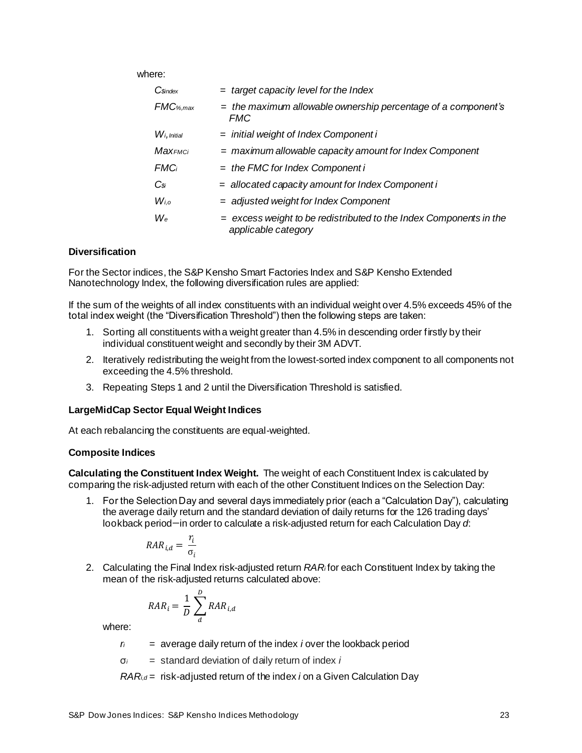where:

$C_{\$index}$ = *target capacity level for the Index*

$FMC_{\%,max}$ = *the maximum allowable ownership percentage of a component's FMC*

$W_{i,Initial}$ = *initial weight of Index Component i*

$Max_{FMCi}$ = *maximum allowable capacity amount for Index Component*

$FMC_i$ = *the FMC for Index Component i*

$C_{\$i}$ = *allocated capacity amount for Index Component i*

$W_{i,o}$ = *adjusted weight for Index Component*

$W_e$ = *excess weight to be redistributed to the Index Components in the applicable category*

**Diversification**

For the Sector indices, the S&P Kensho Smart Factories Index and S&P Kensho Extended Nanotechnology Index, the following diversification rules are applied:

If the sum of the weights of all index constituents with an individual weight over 4.5% exceeds 45% of the total index weight (the "Diversification Threshold") then the following steps are taken:

1. Sorting all constituents with a weight greater than 4.5% in descending order firstly by their individual constituent weight and secondly by their 3M ADVT.
2. Iteratively redistributing the weight from the lowest-sorted index component to all components not exceeding the 4.5% threshold.
3. Repeating Steps 1 and 2 until the Diversification Threshold is satisfied.

**LargeMidCap Sector Equal Weight Indices**

At each rebalancing the constituents are equal-weighted.

**Composite Indices**

**Calculating the Constituent Index Weight.** The weight of each Constituent Index is calculated by comparing the risk-adjusted return with each of the other Constituent Indices on the Selection Day:

1. For the Selection Day and several days immediately prior (each a "Calculation Day"), calculating the average daily return and the standard deviation of daily returns for the 126 trading days' lookback period—in order to calculate a risk-adjusted return for each Calculation Day *d*:

$$RAR_{i,d} = \frac{r_i}{\sigma_i}$$

2. Calculating the Final Index risk-adjusted return $RAR_i$ for each Constituent Index by taking the mean of the risk-adjusted returns calculated above:

$$RAR_i = \frac{1}{D}\sum_{d}^{D} RAR_{i,d}$$

where:

$r_i$ = average daily return of the index *i* over the lookback period

$\sigma_i$ = standard deviation of daily return of index *i*

$RAR_{i,d}$ = risk-adjusted return of the index *i* on a Given Calculation Day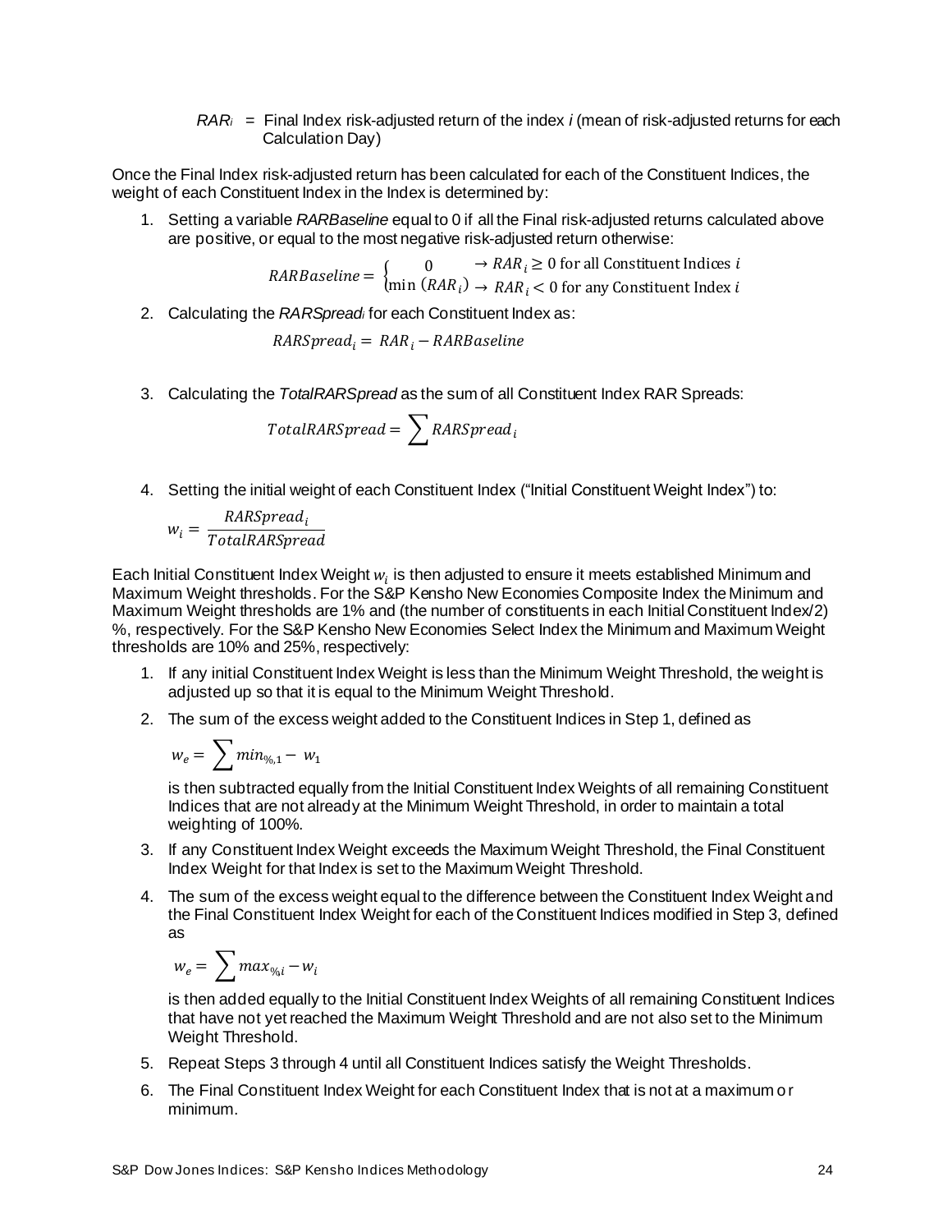$RAR_i$ = Final Index risk-adjusted return of the index *i* (mean of risk-adjusted returns for each Calculation Day)

Once the Final Index risk-adjusted return has been calculated for each of the Constituent Indices, the weight of each Constituent Index in the Index is determined by:

1. Setting a variable *RARBaseline* equal to 0 if all the Final risk-adjusted returns calculated above are positive, or equal to the most negative risk-adjusted return otherwise:

$$RARBaseline = \begin{cases} 0 & \rightarrow RAR_i \geq 0 \text{ for all Constituent Indices } i \\ \min\,(RAR_i) & \rightarrow RAR_i < 0 \text{ for any Constituent Index } i \end{cases}$$

2. Calculating the *RARSpread$_i$* for each Constituent Index as:

$$RARSpread_i = RAR_i - RARBaseline$$

3. Calculating the *TotalRARSpread* as the sum of all Constituent Index RAR Spreads:

$$TotalRARSpread = \sum RARSpread_i$$

4. Setting the initial weight of each Constituent Index ("Initial Constituent Weight Index") to:

$$w_i = \frac{RARSpread_i}{TotalRARSpread}$$

Each Initial Constituent Index Weight $w_i$ is then adjusted to ensure it meets established Minimum and Maximum Weight thresholds. For the S&P Kensho New Economies Composite Index the Minimum and Maximum Weight thresholds are 1% and (the number of constituents in each Initial Constituent Index/2) %, respectively. For the S&P Kensho New Economies Select Index the Minimum and Maximum Weight thresholds are 10% and 25%, respectively:

1. If any initial Constituent Index Weight is less than the Minimum Weight Threshold, the weight is adjusted up so that it is equal to the Minimum Weight Threshold.
2. The sum of the excess weight added to the Constituent Indices in Step 1, defined as

   $$w_e = \sum min_{\%,1} - w_1$$

   is then subtracted equally from the Initial Constituent Index Weights of all remaining Constituent Indices that are not already at the Minimum Weight Threshold, in order to maintain a total weighting of 100%.
3. If any Constituent Index Weight exceeds the Maximum Weight Threshold, the Final Constituent Index Weight for that Index is set to the Maximum Weight Threshold.
4. The sum of the excess weight equal to the difference between the Constituent Index Weight and the Final Constituent Index Weight for each of the Constituent Indices modified in Step 3, defined as

   $$w_e = \sum max_{\%i} - w_i$$

   is then added equally to the Initial Constituent Index Weights of all remaining Constituent Indices that have not yet reached the Maximum Weight Threshold and are not also set to the Minimum Weight Threshold.
5. Repeat Steps 3 through 4 until all Constituent Indices satisfy the Weight Thresholds.
6. The Final Constituent Index Weight for each Constituent Index that is not at a maximum or minimum.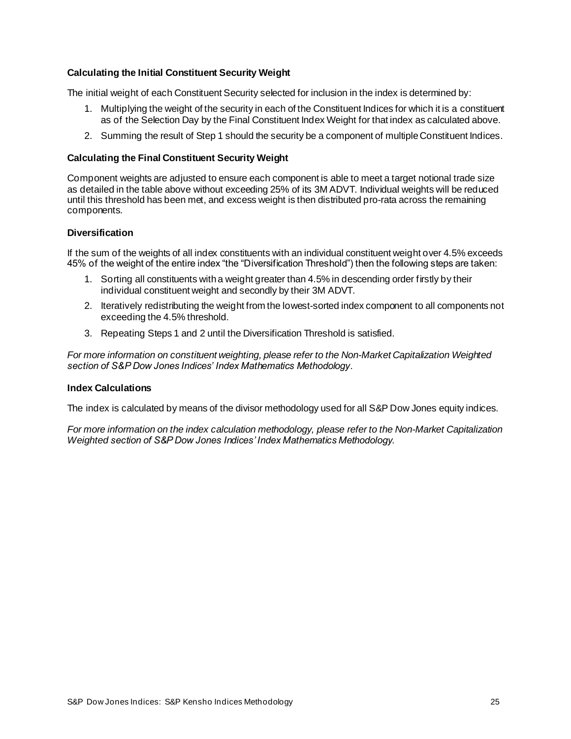### Calculating the Initial Constituent Security Weight

The initial weight of each Constituent Security selected for inclusion in the index is determined by:

1. Multiplying the weight of the security in each of the Constituent Indices for which it is a constituent as of the Selection Day by the Final Constituent Index Weight for that index as calculated above.
2. Summing the result of Step 1 should the security be a component of multiple Constituent Indices.

### Calculating the Final Constituent Security Weight

Component weights are adjusted to ensure each component is able to meet a target notional trade size as detailed in the table above without exceeding 25% of its 3M ADVT. Individual weights will be reduced until this threshold has been met, and excess weight is then distributed pro-rata across the remaining components.

### Diversification

If the sum of the weights of all index constituents with an individual constituent weight over 4.5% exceeds 45% of the weight of the entire index "the "Diversification Threshold") then the following steps are taken:

1. Sorting all constituents with a weight greater than 4.5% in descending order firstly by their individual constituent weight and secondly by their 3M ADVT.
2. Iteratively redistributing the weight from the lowest-sorted index component to all components not exceeding the 4.5% threshold.
3. Repeating Steps 1 and 2 until the Diversification Threshold is satisfied.

*For more information on constituent weighting, please refer to the Non-Market Capitalization Weighted section of S&P Dow Jones Indices' Index Mathematics Methodology*.

### Index Calculations

The index is calculated by means of the divisor methodology used for all S&P Dow Jones equity indices.

*For more information on the index calculation methodology, please refer to the Non-Market Capitalization Weighted section of S&P Dow Jones Indices' Index Mathematics Methodology.*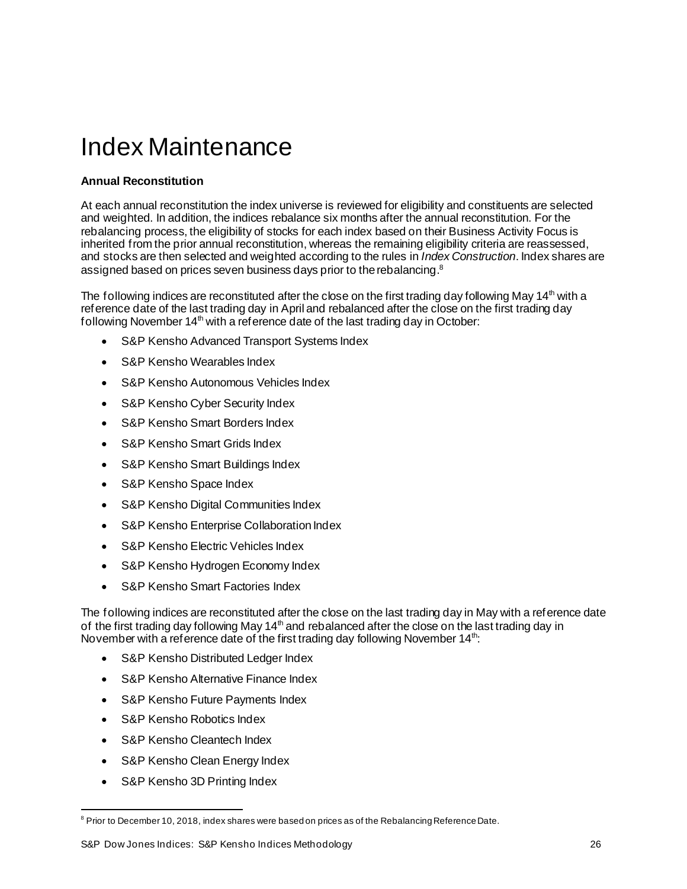# Index Maintenance

**Annual Reconstitution**

At each annual reconstitution the index universe is reviewed for eligibility and constituents are selected and weighted. In addition, the indices rebalance six months after the annual reconstitution. For the rebalancing process, the eligibility of stocks for each index based on their Business Activity Focus is inherited from the prior annual reconstitution, whereas the remaining eligibility criteria are reassessed, and stocks are then selected and weighted according to the rules in *Index Construction*. Index shares are assigned based on prices seven business days prior to the rebalancing.[8]

The following indices are reconstituted after the close on the first trading day following May 14th with a reference date of the last trading day in April and rebalanced after the close on the first trading day following November 14th with a reference date of the last trading day in October:

- S&P Kensho Advanced Transport Systems Index
- S&P Kensho Wearables Index
- S&P Kensho Autonomous Vehicles Index
- S&P Kensho Cyber Security Index
- S&P Kensho Smart Borders Index
- S&P Kensho Smart Grids Index
- S&P Kensho Smart Buildings Index
- S&P Kensho Space Index
- S&P Kensho Digital Communities Index
- S&P Kensho Enterprise Collaboration Index
- S&P Kensho Electric Vehicles Index
- S&P Kensho Hydrogen Economy Index
- S&P Kensho Smart Factories Index

The following indices are reconstituted after the close on the last trading day in May with a reference date of the first trading day following May 14th and rebalanced after the close on the last trading day in November with a reference date of the first trading day following November 14th:

- S&P Kensho Distributed Ledger Index
- S&P Kensho Alternative Finance Index
- S&P Kensho Future Payments Index
- S&P Kensho Robotics Index
- S&P Kensho Cleantech Index
- S&P Kensho Clean Energy Index
- S&P Kensho 3D Printing Index

[8] Prior to December 10, 2018, index shares were based on prices as of the Rebalancing Reference Date.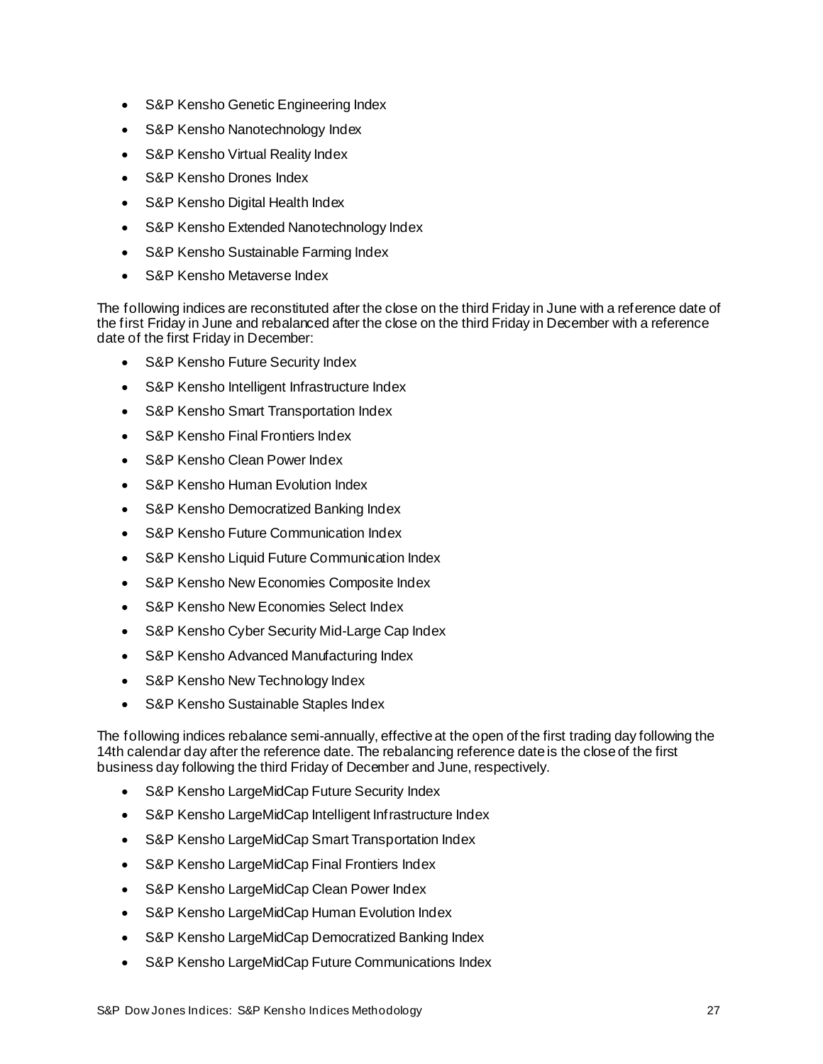- S&P Kensho Genetic Engineering Index
- S&P Kensho Nanotechnology Index
- S&P Kensho Virtual Reality Index
- S&P Kensho Drones Index
- S&P Kensho Digital Health Index
- S&P Kensho Extended Nanotechnology Index
- S&P Kensho Sustainable Farming Index
- S&P Kensho Metaverse Index

The following indices are reconstituted after the close on the third Friday in June with a reference date of the first Friday in June and rebalanced after the close on the third Friday in December with a reference date of the first Friday in December:

- S&P Kensho Future Security Index
- S&P Kensho Intelligent Infrastructure Index
- S&P Kensho Smart Transportation Index
- S&P Kensho Final Frontiers Index
- S&P Kensho Clean Power Index
- S&P Kensho Human Evolution Index
- S&P Kensho Democratized Banking Index
- S&P Kensho Future Communication Index
- S&P Kensho Liquid Future Communication Index
- S&P Kensho New Economies Composite Index
- S&P Kensho New Economies Select Index
- S&P Kensho Cyber Security Mid-Large Cap Index
- S&P Kensho Advanced Manufacturing Index
- S&P Kensho New Technology Index
- S&P Kensho Sustainable Staples Index

The following indices rebalance semi-annually, effective at the open of the first trading day following the 14th calendar day after the reference date. The rebalancing reference date is the close of the first business day following the third Friday of December and June, respectively.

- S&P Kensho LargeMidCap Future Security Index
- S&P Kensho LargeMidCap Intelligent Infrastructure Index
- S&P Kensho LargeMidCap Smart Transportation Index
- S&P Kensho LargeMidCap Final Frontiers Index
- S&P Kensho LargeMidCap Clean Power Index
- S&P Kensho LargeMidCap Human Evolution Index
- S&P Kensho LargeMidCap Democratized Banking Index
- S&P Kensho LargeMidCap Future Communications Index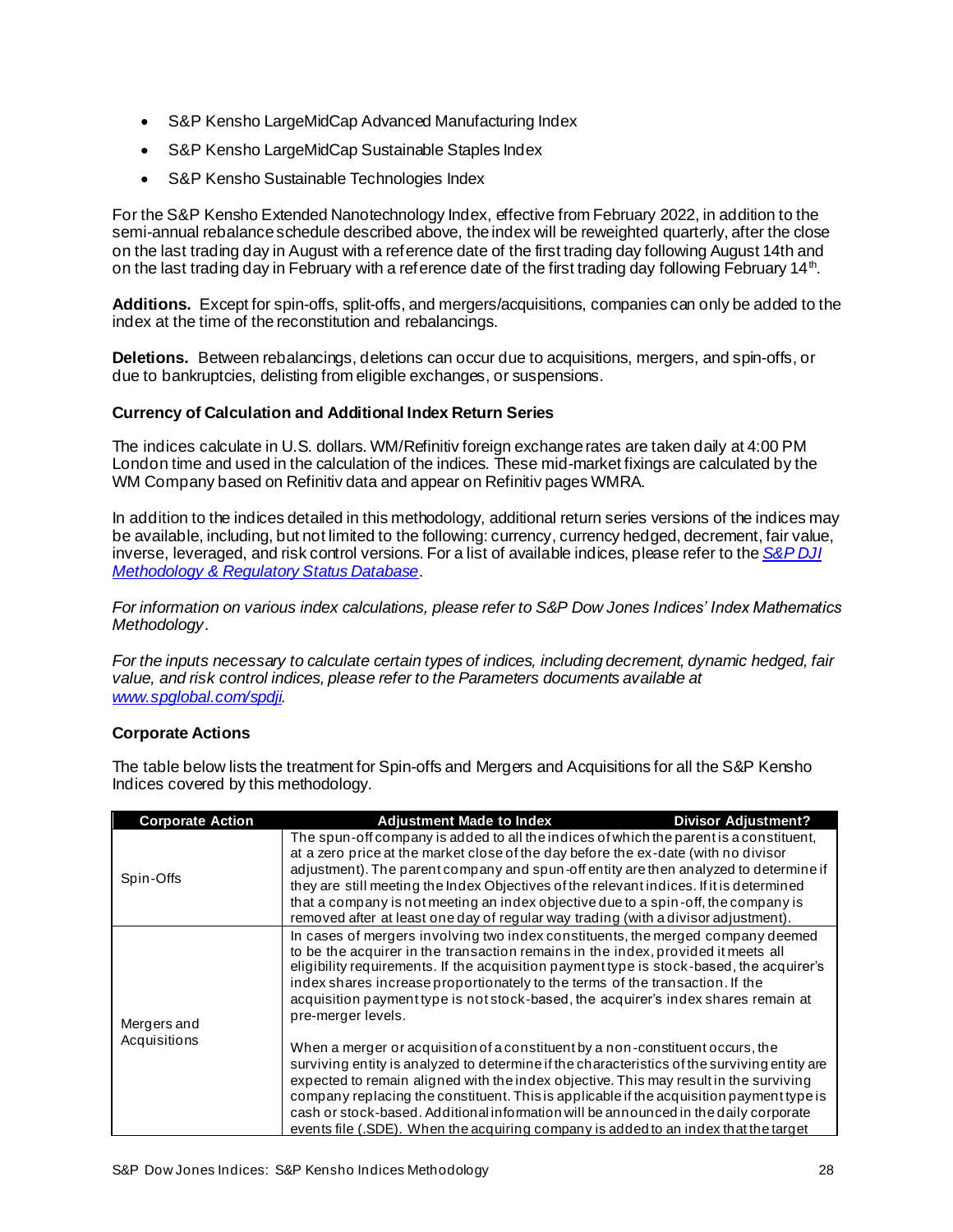- S&P Kensho LargeMidCap Advanced Manufacturing Index
- S&P Kensho LargeMidCap Sustainable Staples Index
- S&P Kensho Sustainable Technologies Index

For the S&P Kensho Extended Nanotechnology Index, effective from February 2022, in addition to the semi-annual rebalance schedule described above, the index will be reweighted quarterly, after the close on the last trading day in August with a reference date of the first trading day following August 14th and on the last trading day in February with a reference date of the first trading day following February 14th.

**Additions.** Except for spin-offs, split-offs, and mergers/acquisitions, companies can only be added to the index at the time of the reconstitution and rebalancings.

**Deletions.** Between rebalancings, deletions can occur due to acquisitions, mergers, and spin-offs, or due to bankruptcies, delisting from eligible exchanges, or suspensions.

### Currency of Calculation and Additional Index Return Series

The indices calculate in U.S. dollars. WM/Refinitiv foreign exchange rates are taken daily at 4:00 PM London time and used in the calculation of the indices. These mid-market fixings are calculated by the WM Company based on Refinitiv data and appear on Refinitiv pages WMRA.

In addition to the indices detailed in this methodology, additional return series versions of the indices may be available, including, but not limited to the following: currency, currency hedged, decrement, fair value, inverse, leveraged, and risk control versions. For a list of available indices, please refer to the [S&P DJI Methodology & Regulatory Status Database](#).

*For information on various index calculations, please refer to S&P Dow Jones Indices' Index Mathematics Methodology.*

*For the inputs necessary to calculate certain types of indices, including decrement, dynamic hedged, fair value, and risk control indices, please refer to the Parameters documents available at [www.spglobal.com/spdji](http://www.spglobal.com/spdji).*

### Corporate Actions

The table below lists the treatment for Spin-offs and Mergers and Acquisitions for all the S&P Kensho Indices covered by this methodology.

| Corporate Action | Adjustment Made to Index | Divisor Adjustment? |
|---|---|---|
| Spin-Offs | The spun-off company is added to all the indices of which the parent is a constituent, at a zero price at the market close of the day before the ex-date (with no divisor adjustment). The parent company and spun-off entity are then analyzed to determine if they are still meeting the Index Objectives of the relevant indices. If it is determined that a company is not meeting an index objective due to a spin-off, the company is removed after at least one day of regular way trading (with a divisor adjustment). | |
| Mergers and Acquisitions | In cases of mergers involving two index constituents, the merged company deemed to be the acquirer in the transaction remains in the index, provided it meets all eligibility requirements. If the acquisition payment type is stock-based, the acquirer's index shares increase proportionately to the terms of the transaction. If the acquisition payment type is not stock-based, the acquirer's index shares remain at pre-merger levels.<br><br>When a merger or acquisition of a constituent by a non-constituent occurs, the surviving entity is analyzed to determine if the characteristics of the surviving entity are expected to remain aligned with the index objective. This may result in the surviving company replacing the constituent. This is applicable if the acquisition payment type is cash or stock-based. Additional information will be announced in the daily corporate events file (.SDE). When the acquiring company is added to an index that the target | |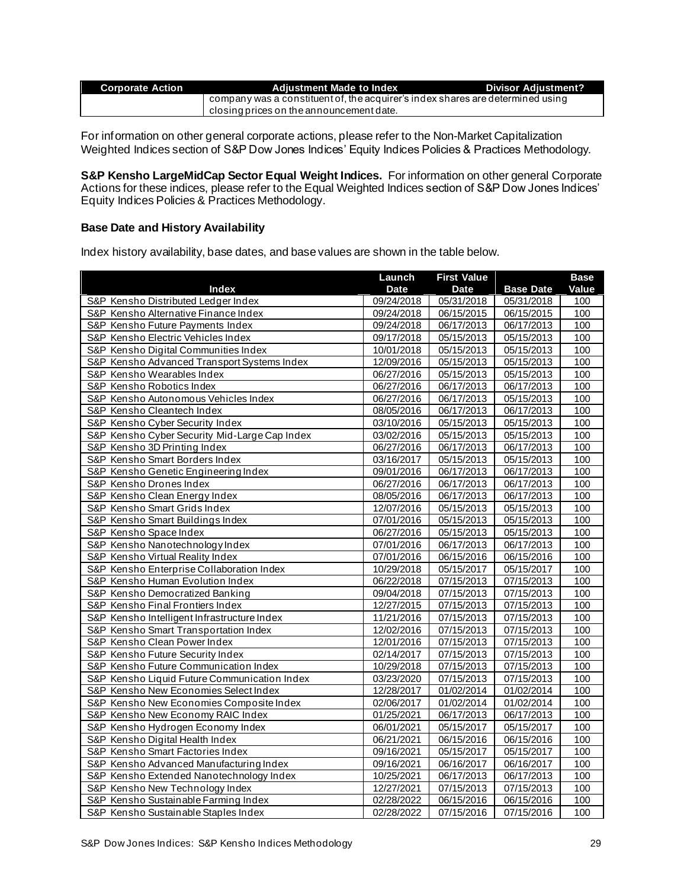| Corporate Action | Adjustment Made to Index | Divisor Adjustment? |
|---|---|---|
| | company was a constituent of, the acquirer's index shares are determined using closing prices on the announcement date. | |

For information on other general corporate actions, please refer to the Non-Market Capitalization Weighted Indices section of S&P Dow Jones Indices' Equity Indices Policies & Practices Methodology.

**S&P Kensho LargeMidCap Sector Equal Weight Indices.** For information on other general Corporate Actions for these indices, please refer to the Equal Weighted Indices section of S&P Dow Jones Indices' Equity Indices Policies & Practices Methodology.

### Base Date and History Availability

Index history availability, base dates, and base values are shown in the table below.

| Index | Launch Date | First Value Date | Base Date | Base Value |
|---|---|---|---|---|
| S&P Kensho Distributed Ledger Index | 09/24/2018 | 05/31/2018 | 05/31/2018 | 100 |
| S&P Kensho Alternative Finance Index | 09/24/2018 | 06/15/2015 | 06/15/2015 | 100 |
| S&P Kensho Future Payments Index | 09/24/2018 | 06/17/2013 | 06/17/2013 | 100 |
| S&P Kensho Electric Vehicles Index | 09/17/2018 | 05/15/2013 | 05/15/2013 | 100 |
| S&P Kensho Digital Communities Index | 10/01/2018 | 05/15/2013 | 05/15/2013 | 100 |
| S&P Kensho Advanced Transport Systems Index | 12/09/2016 | 05/15/2013 | 05/15/2013 | 100 |
| S&P Kensho Wearables Index | 06/27/2016 | 05/15/2013 | 05/15/2013 | 100 |
| S&P Kensho Robotics Index | 06/27/2016 | 06/17/2013 | 06/17/2013 | 100 |
| S&P Kensho Autonomous Vehicles Index | 06/27/2016 | 06/17/2013 | 05/15/2013 | 100 |
| S&P Kensho Cleantech Index | 08/05/2016 | 06/17/2013 | 06/17/2013 | 100 |
| S&P Kensho Cyber Security Index | 03/10/2016 | 05/15/2013 | 05/15/2013 | 100 |
| S&P Kensho Cyber Security Mid-Large Cap Index | 03/02/2016 | 05/15/2013 | 05/15/2013 | 100 |
| S&P Kensho 3D Printing Index | 06/27/2016 | 06/17/2013 | 06/17/2013 | 100 |
| S&P Kensho Smart Borders Index | 03/16/2017 | 05/15/2013 | 05/15/2013 | 100 |
| S&P Kensho Genetic Engineering Index | 09/01/2016 | 06/17/2013 | 06/17/2013 | 100 |
| S&P Kensho Drones Index | 06/27/2016 | 06/17/2013 | 06/17/2013 | 100 |
| S&P Kensho Clean Energy Index | 08/05/2016 | 06/17/2013 | 06/17/2013 | 100 |
| S&P Kensho Smart Grids Index | 12/07/2016 | 05/15/2013 | 05/15/2013 | 100 |
| S&P Kensho Smart Buildings Index | 07/01/2016 | 05/15/2013 | 05/15/2013 | 100 |
| S&P Kensho Space Index | 06/27/2016 | 05/15/2013 | 05/15/2013 | 100 |
| S&P Kensho Nanotechnology Index | 07/01/2016 | 06/17/2013 | 06/17/2013 | 100 |
| S&P Kensho Virtual Reality Index | 07/01/2016 | 06/15/2016 | 06/15/2016 | 100 |
| S&P Kensho Enterprise Collaboration Index | 10/29/2018 | 05/15/2017 | 05/15/2017 | 100 |
| S&P Kensho Human Evolution Index | 06/22/2018 | 07/15/2013 | 07/15/2013 | 100 |
| S&P Kensho Democratized Banking | 09/04/2018 | 07/15/2013 | 07/15/2013 | 100 |
| S&P Kensho Final Frontiers Index | 12/27/2015 | 07/15/2013 | 07/15/2013 | 100 |
| S&P Kensho Intelligent Infrastructure Index | 11/21/2016 | 07/15/2013 | 07/15/2013 | 100 |
| S&P Kensho Smart Transportation Index | 12/02/2016 | 07/15/2013 | 07/15/2013 | 100 |
| S&P Kensho Clean Power Index | 12/01/2016 | 07/15/2013 | 07/15/2013 | 100 |
| S&P Kensho Future Security Index | 02/14/2017 | 07/15/2013 | 07/15/2013 | 100 |
| S&P Kensho Future Communication Index | 10/29/2018 | 07/15/2013 | 07/15/2013 | 100 |
| S&P Kensho Liquid Future Communication Index | 03/23/2020 | 07/15/2013 | 07/15/2013 | 100 |
| S&P Kensho New Economies Select Index | 12/28/2017 | 01/02/2014 | 01/02/2014 | 100 |
| S&P Kensho New Economies Composite Index | 02/06/2017 | 01/02/2014 | 01/02/2014 | 100 |
| S&P Kensho New Economy RAIC Index | 01/25/2021 | 06/17/2013 | 06/17/2013 | 100 |
| S&P Kensho Hydrogen Economy Index | 06/01/2021 | 05/15/2017 | 05/15/2017 | 100 |
| S&P Kensho Digital Health Index | 06/21/2021 | 06/15/2016 | 06/15/2016 | 100 |
| S&P Kensho Smart Factories Index | 09/16/2021 | 05/15/2017 | 05/15/2017 | 100 |
| S&P Kensho Advanced Manufacturing Index | 09/16/2021 | 06/16/2017 | 06/16/2017 | 100 |
| S&P Kensho Extended Nanotechnology Index | 10/25/2021 | 06/17/2013 | 06/17/2013 | 100 |
| S&P Kensho New Technology Index | 12/27/2021 | 07/15/2013 | 07/15/2013 | 100 |
| S&P Kensho Sustainable Farming Index | 02/28/2022 | 06/15/2016 | 06/15/2016 | 100 |
| S&P Kensho Sustainable Staples Index | 02/28/2022 | 07/15/2016 | 07/15/2016 | 100 |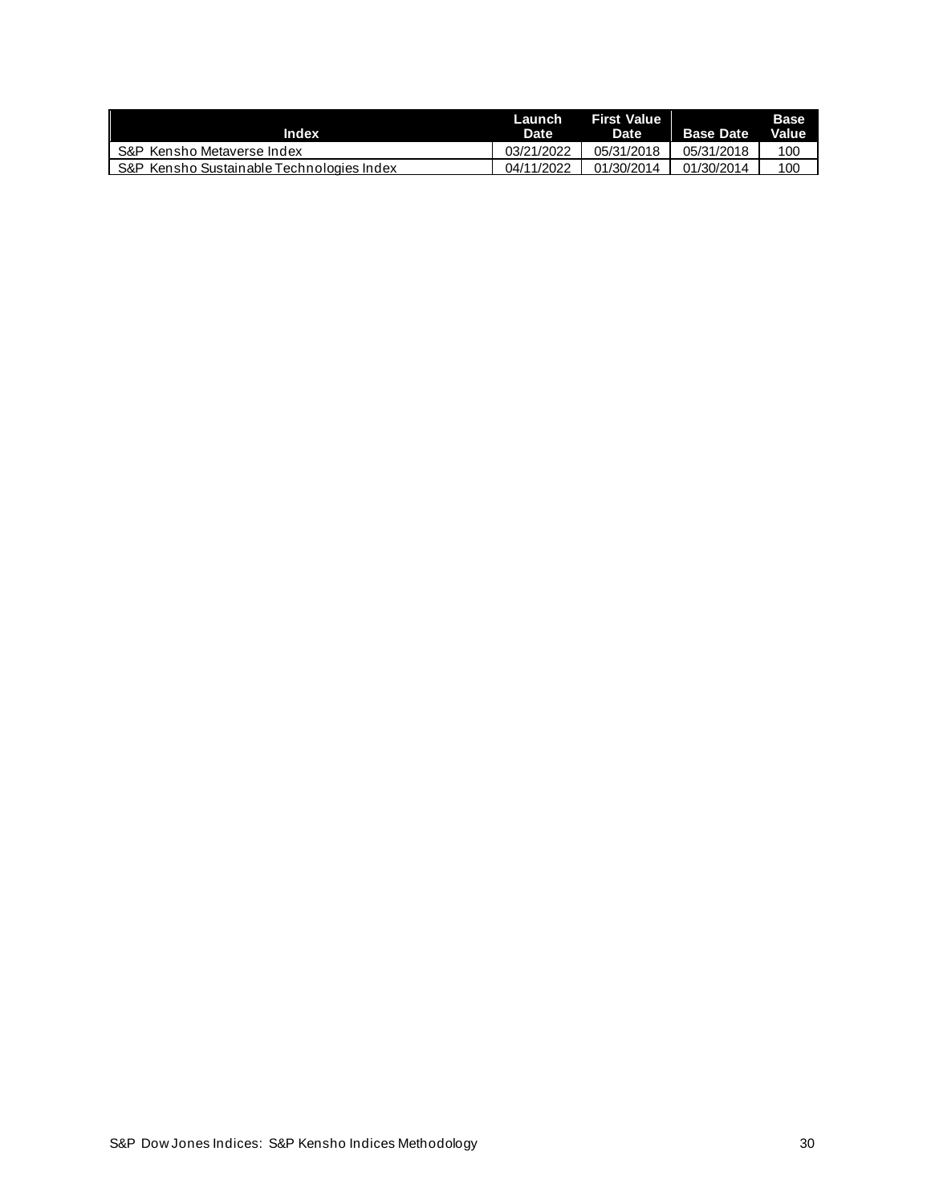| Index | Launch Date | First Value Date | Base Date | Base Value |
|---|---|---|---|---|
| S&P Kensho Metaverse Index | 03/21/2022 | 05/31/2018 | 05/31/2018 | 100 |
| S&P Kensho Sustainable Technologies Index | 04/11/2022 | 01/30/2014 | 01/30/2014 | 100 |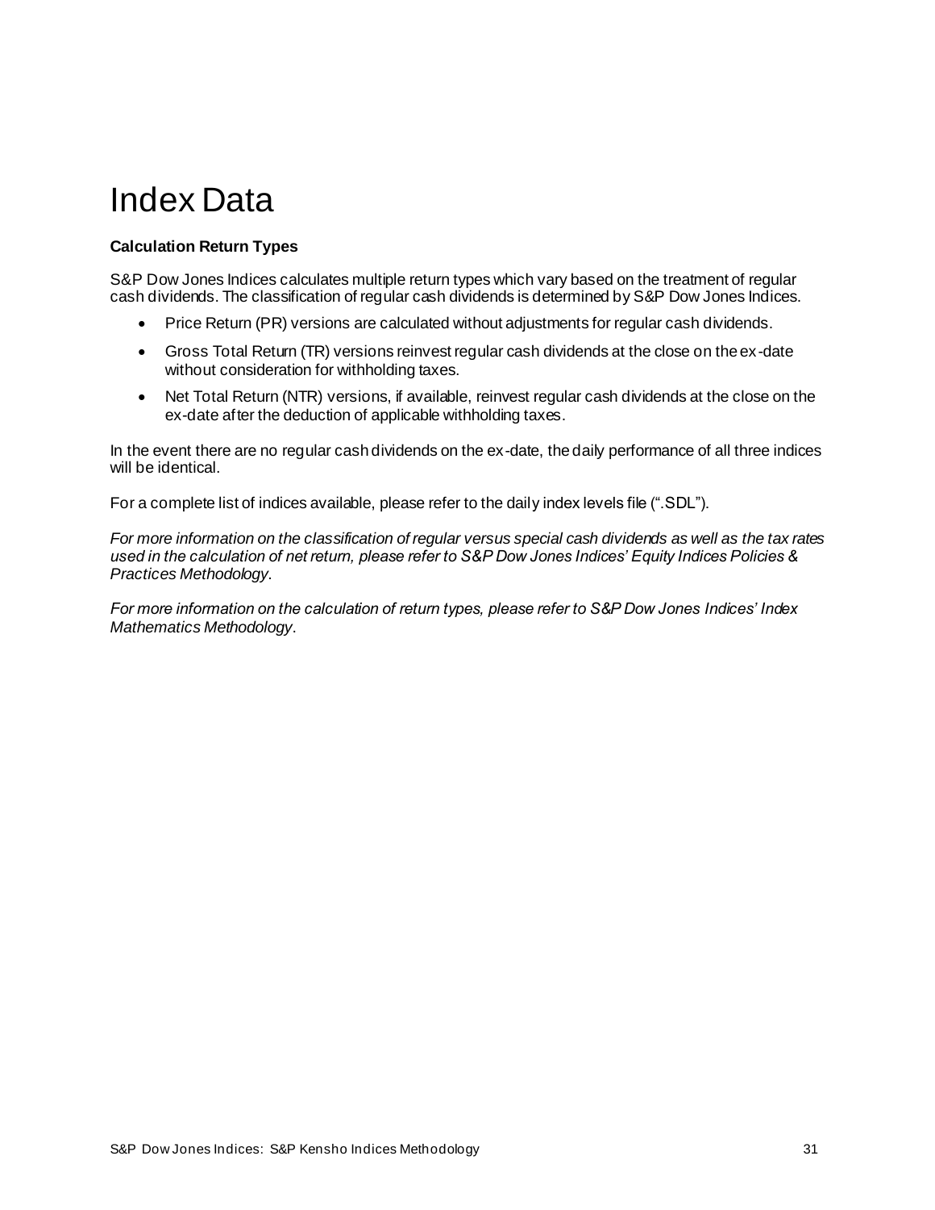# Index Data

**Calculation Return Types**

S&P Dow Jones Indices calculates multiple return types which vary based on the treatment of regular cash dividends. The classification of regular cash dividends is determined by S&P Dow Jones Indices.

- Price Return (PR) versions are calculated without adjustments for regular cash dividends.
- Gross Total Return (TR) versions reinvest regular cash dividends at the close on the ex-date without consideration for withholding taxes.
- Net Total Return (NTR) versions, if available, reinvest regular cash dividends at the close on the ex-date after the deduction of applicable withholding taxes.

In the event there are no regular cash dividends on the ex-date, the daily performance of all three indices will be identical.

For a complete list of indices available, please refer to the daily index levels file (".SDL").

*For more information on the classification of regular versus special cash dividends as well as the tax rates used in the calculation of net return, please refer to S&P Dow Jones Indices' Equity Indices Policies & Practices Methodology.*

*For more information on the calculation of return types, please refer to S&P Dow Jones Indices' Index Mathematics Methodology.*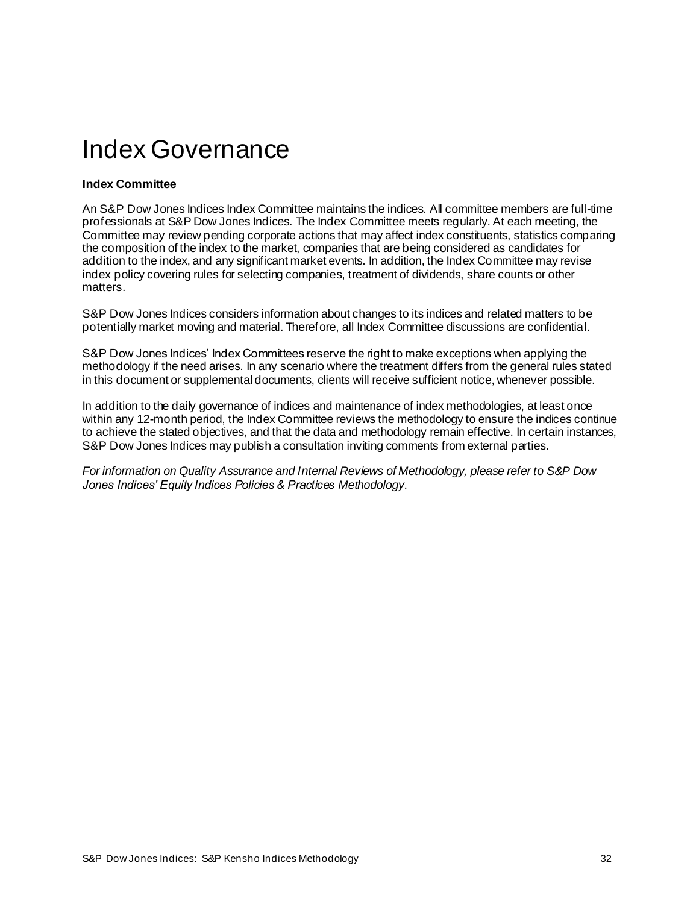# Index Governance

**Index Committee**

An S&P Dow Jones Indices Index Committee maintains the indices. All committee members are full-time professionals at S&P Dow Jones Indices. The Index Committee meets regularly. At each meeting, the Committee may review pending corporate actions that may affect index constituents, statistics comparing the composition of the index to the market, companies that are being considered as candidates for addition to the index, and any significant market events. In addition, the Index Committee may revise index policy covering rules for selecting companies, treatment of dividends, share counts or other matters.

S&P Dow Jones Indices considers information about changes to its indices and related matters to be potentially market moving and material. Therefore, all Index Committee discussions are confidential.

S&P Dow Jones Indices' Index Committees reserve the right to make exceptions when applying the methodology if the need arises. In any scenario where the treatment differs from the general rules stated in this document or supplemental documents, clients will receive sufficient notice, whenever possible.

In addition to the daily governance of indices and maintenance of index methodologies, at least once within any 12-month period, the Index Committee reviews the methodology to ensure the indices continue to achieve the stated objectives, and that the data and methodology remain effective. In certain instances, S&P Dow Jones Indices may publish a consultation inviting comments from external parties.

*For information on Quality Assurance and Internal Reviews of Methodology, please refer to S&P Dow Jones Indices' Equity Indices Policies & Practices Methodology*.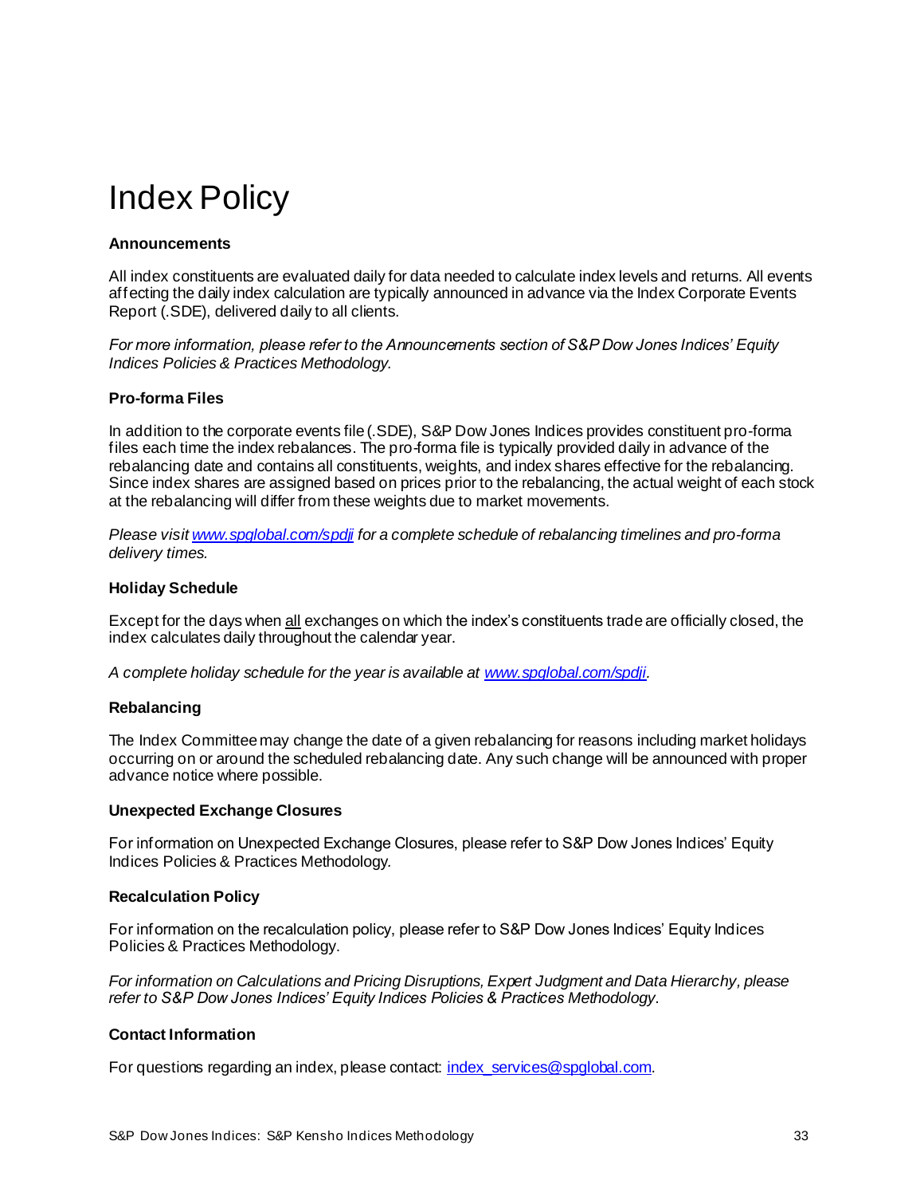# Index Policy

**Announcements**

All index constituents are evaluated daily for data needed to calculate index levels and returns. All events affecting the daily index calculation are typically announced in advance via the Index Corporate Events Report (.SDE), delivered daily to all clients.

*For more information, please refer to the Announcements section of S&P Dow Jones Indices' Equity Indices Policies & Practices Methodology.*

**Pro-forma Files**

In addition to the corporate events file (.SDE), S&P Dow Jones Indices provides constituent pro-forma files each time the index rebalances. The pro-forma file is typically provided daily in advance of the rebalancing date and contains all constituents, weights, and index shares effective for the rebalancing. Since index shares are assigned based on prices prior to the rebalancing, the actual weight of each stock at the rebalancing will differ from these weights due to market movements.

*Please visit [www.spglobal.com/spdji](www.spglobal.com/spdji) for a complete schedule of rebalancing timelines and pro-forma delivery times.*

**Holiday Schedule**

Except for the days when all exchanges on which the index's constituents trade are officially closed, the index calculates daily throughout the calendar year.

*A complete holiday schedule for the year is available at [www.spglobal.com/spdji](www.spglobal.com/spdji).*

**Rebalancing**

The Index Committee may change the date of a given rebalancing for reasons including market holidays occurring on or around the scheduled rebalancing date. Any such change will be announced with proper advance notice where possible.

**Unexpected Exchange Closures**

For information on Unexpected Exchange Closures, please refer to S&P Dow Jones Indices' Equity Indices Policies & Practices Methodology.

**Recalculation Policy**

For information on the recalculation policy, please refer to S&P Dow Jones Indices' Equity Indices Policies & Practices Methodology.

*For information on Calculations and Pricing Disruptions, Expert Judgment and Data Hierarchy, please refer to S&P Dow Jones Indices' Equity Indices Policies & Practices Methodology.*

**Contact Information**

For questions regarding an index, please contact: [index_services@spglobal.com](mailto:index_services@spglobal.com).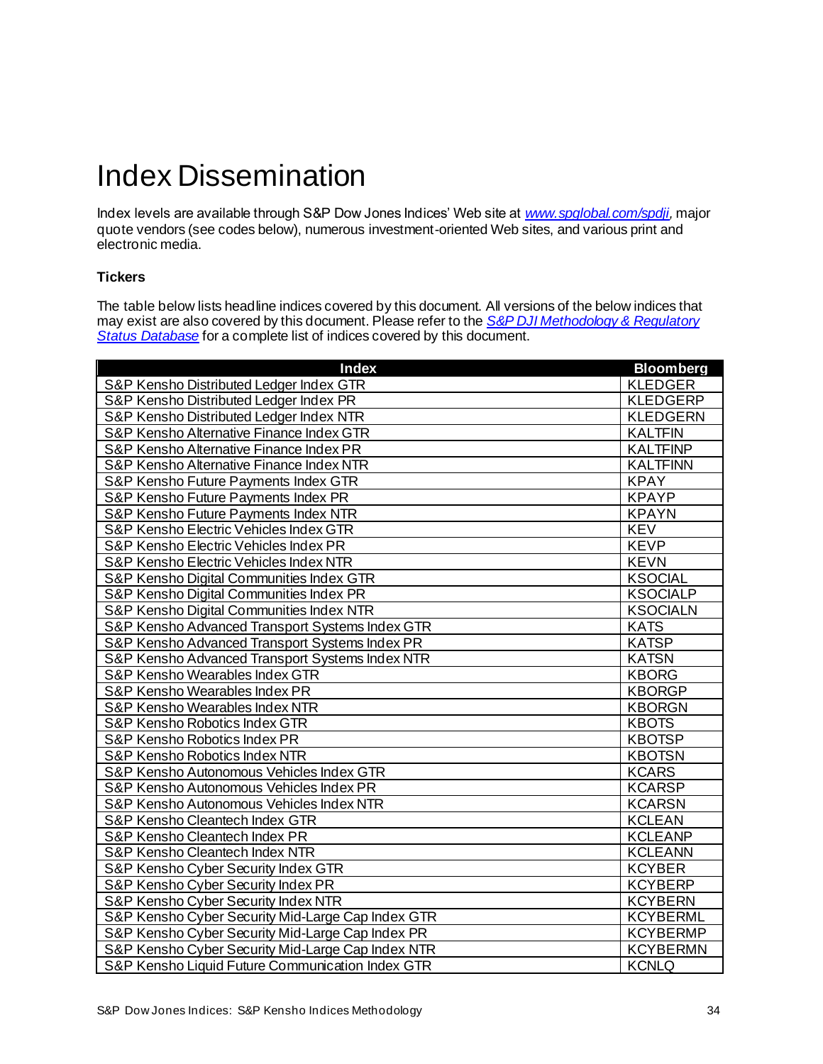# Index Dissemination

Index levels are available through S&P Dow Jones Indices' Web site at *www.spglobal.com/spdji*, major quote vendors (see codes below), numerous investment-oriented Web sites, and various print and electronic media.

### Tickers

The table below lists headline indices covered by this document. All versions of the below indices that may exist are also covered by this document. Please refer to the *S&P DJI Methodology & Regulatory Status Database* for a complete list of indices covered by this document.

| Index | Bloomberg |
|---|---|
| S&P Kensho Distributed Ledger Index GTR | KLEDGER |
| S&P Kensho Distributed Ledger Index PR | KLEDGERP |
| S&P Kensho Distributed Ledger Index NTR | KLEDGERN |
| S&P Kensho Alternative Finance Index GTR | KALTFIN |
| S&P Kensho Alternative Finance Index PR | KALTFINP |
| S&P Kensho Alternative Finance Index NTR | KALTFINN |
| S&P Kensho Future Payments Index GTR | KPAY |
| S&P Kensho Future Payments Index PR | KPAYP |
| S&P Kensho Future Payments Index NTR | KPAYN |
| S&P Kensho Electric Vehicles Index GTR | KEV |
| S&P Kensho Electric Vehicles Index PR | KEVP |
| S&P Kensho Electric Vehicles Index NTR | KEVN |
| S&P Kensho Digital Communities Index GTR | KSOCIAL |
| S&P Kensho Digital Communities Index PR | KSOCIALP |
| S&P Kensho Digital Communities Index NTR | KSOCIALN |
| S&P Kensho Advanced Transport Systems Index GTR | KATS |
| S&P Kensho Advanced Transport Systems Index PR | KATSP |
| S&P Kensho Advanced Transport Systems Index NTR | KATSN |
| S&P Kensho Wearables Index GTR | KBORG |
| S&P Kensho Wearables Index PR | KBORGP |
| S&P Kensho Wearables Index NTR | KBORGN |
| S&P Kensho Robotics Index GTR | KBOTS |
| S&P Kensho Robotics Index PR | KBOTSP |
| S&P Kensho Robotics Index NTR | KBOTSN |
| S&P Kensho Autonomous Vehicles Index GTR | KCARS |
| S&P Kensho Autonomous Vehicles Index PR | KCARSP |
| S&P Kensho Autonomous Vehicles Index NTR | KCARSN |
| S&P Kensho Cleantech Index GTR | KCLEAN |
| S&P Kensho Cleantech Index PR | KCLEANP |
| S&P Kensho Cleantech Index NTR | KCLEANN |
| S&P Kensho Cyber Security Index GTR | KCYBER |
| S&P Kensho Cyber Security Index PR | KCYBERP |
| S&P Kensho Cyber Security Index NTR | KCYBERN |
| S&P Kensho Cyber Security Mid-Large Cap Index GTR | KCYBERML |
| S&P Kensho Cyber Security Mid-Large Cap Index PR | KCYBERMP |
| S&P Kensho Cyber Security Mid-Large Cap Index NTR | KCYBERMN |
| S&P Kensho Liquid Future Communication Index GTR | KCNLQ |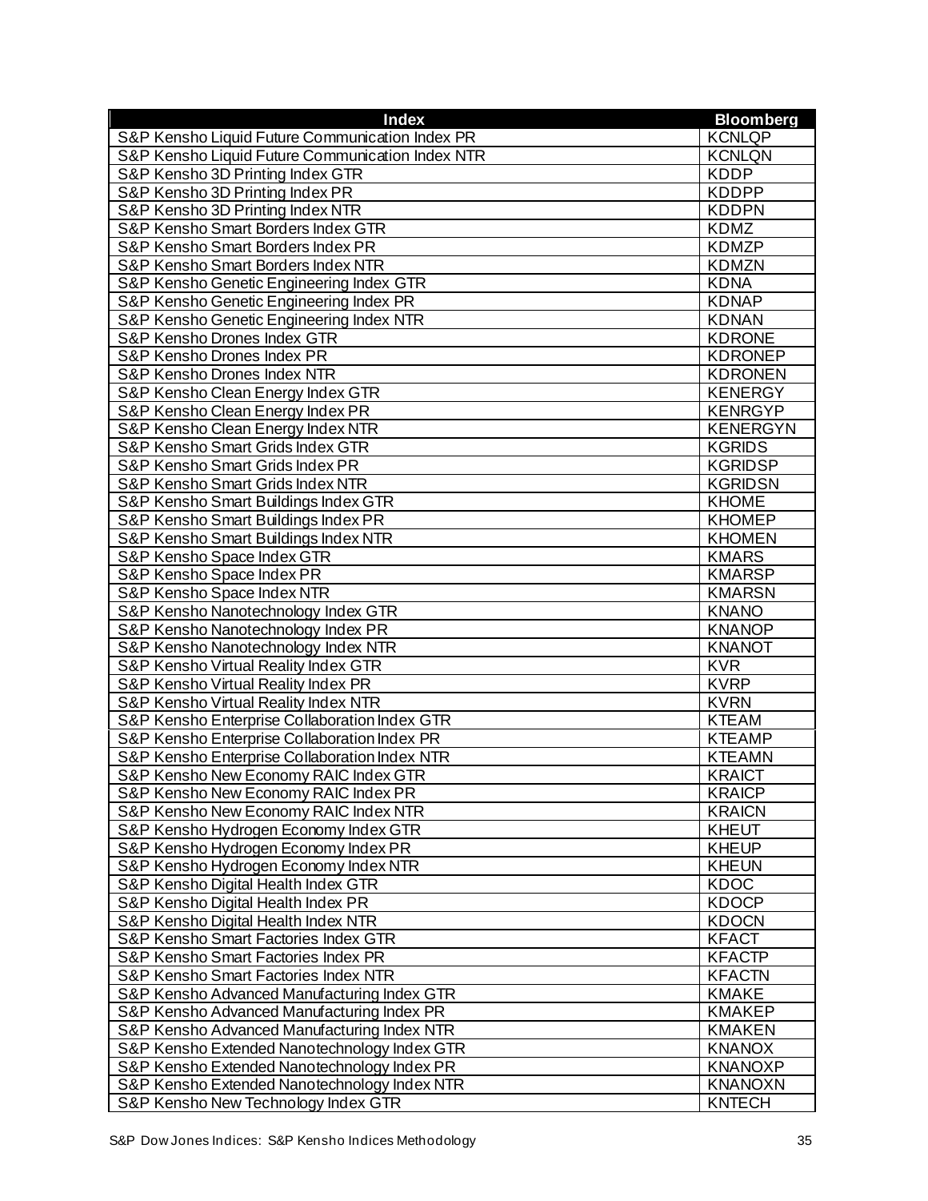| Index | Bloomberg |
|---|---|
| S&P Kensho Liquid Future Communication Index PR | KCNLQP |
| S&P Kensho Liquid Future Communication Index NTR | KCNLQN |
| S&P Kensho 3D Printing Index GTR | KDDP |
| S&P Kensho 3D Printing Index PR | KDDPP |
| S&P Kensho 3D Printing Index NTR | KDDPN |
| S&P Kensho Smart Borders Index GTR | KDMZ |
| S&P Kensho Smart Borders Index PR | KDMZP |
| S&P Kensho Smart Borders Index NTR | KDMZN |
| S&P Kensho Genetic Engineering Index GTR | KDNA |
| S&P Kensho Genetic Engineering Index PR | KDNAP |
| S&P Kensho Genetic Engineering Index NTR | KDNAN |
| S&P Kensho Drones Index GTR | KDRONE |
| S&P Kensho Drones Index PR | KDRONEP |
| S&P Kensho Drones Index NTR | KDRONEN |
| S&P Kensho Clean Energy Index GTR | KENERGY |
| S&P Kensho Clean Energy Index PR | KENRGYP |
| S&P Kensho Clean Energy Index NTR | KENERGYN |
| S&P Kensho Smart Grids Index GTR | KGRIDS |
| S&P Kensho Smart Grids Index PR | KGRIDSP |
| S&P Kensho Smart Grids Index NTR | KGRIDSN |
| S&P Kensho Smart Buildings Index GTR | KHOME |
| S&P Kensho Smart Buildings Index PR | KHOMEP |
| S&P Kensho Smart Buildings Index NTR | KHOMEN |
| S&P Kensho Space Index GTR | KMARS |
| S&P Kensho Space Index PR | KMARSP |
| S&P Kensho Space Index NTR | KMARSN |
| S&P Kensho Nanotechnology Index GTR | KNANO |
| S&P Kensho Nanotechnology Index PR | KNANOP |
| S&P Kensho Nanotechnology Index NTR | KNANOT |
| S&P Kensho Virtual Reality Index GTR | KVR |
| S&P Kensho Virtual Reality Index PR | KVRP |
| S&P Kensho Virtual Reality Index NTR | KVRN |
| S&P Kensho Enterprise Collaboration Index GTR | KTEAM |
| S&P Kensho Enterprise Collaboration Index PR | KTEAMP |
| S&P Kensho Enterprise Collaboration Index NTR | KTEAMN |
| S&P Kensho New Economy RAIC Index GTR | KRAICT |
| S&P Kensho New Economy RAIC Index PR | KRAICP |
| S&P Kensho New Economy RAIC Index NTR | KRAICN |
| S&P Kensho Hydrogen Economy Index GTR | KHEUT |
| S&P Kensho Hydrogen Economy Index PR | KHEUP |
| S&P Kensho Hydrogen Economy Index NTR | KHEUN |
| S&P Kensho Digital Health Index GTR | KDOC |
| S&P Kensho Digital Health Index PR | KDOCP |
| S&P Kensho Digital Health Index NTR | KDOCN |
| S&P Kensho Smart Factories Index GTR | KFACT |
| S&P Kensho Smart Factories Index PR | KFACTP |
| S&P Kensho Smart Factories Index NTR | KFACTN |
| S&P Kensho Advanced Manufacturing Index GTR | KMAKE |
| S&P Kensho Advanced Manufacturing Index PR | KMAKEP |
| S&P Kensho Advanced Manufacturing Index NTR | KMAKEN |
| S&P Kensho Extended Nanotechnology Index GTR | KNANOX |
| S&P Kensho Extended Nanotechnology Index PR | KNANOXP |
| S&P Kensho Extended Nanotechnology Index NTR | KNANOXN |
| S&P Kensho New Technology Index GTR | KNTECH |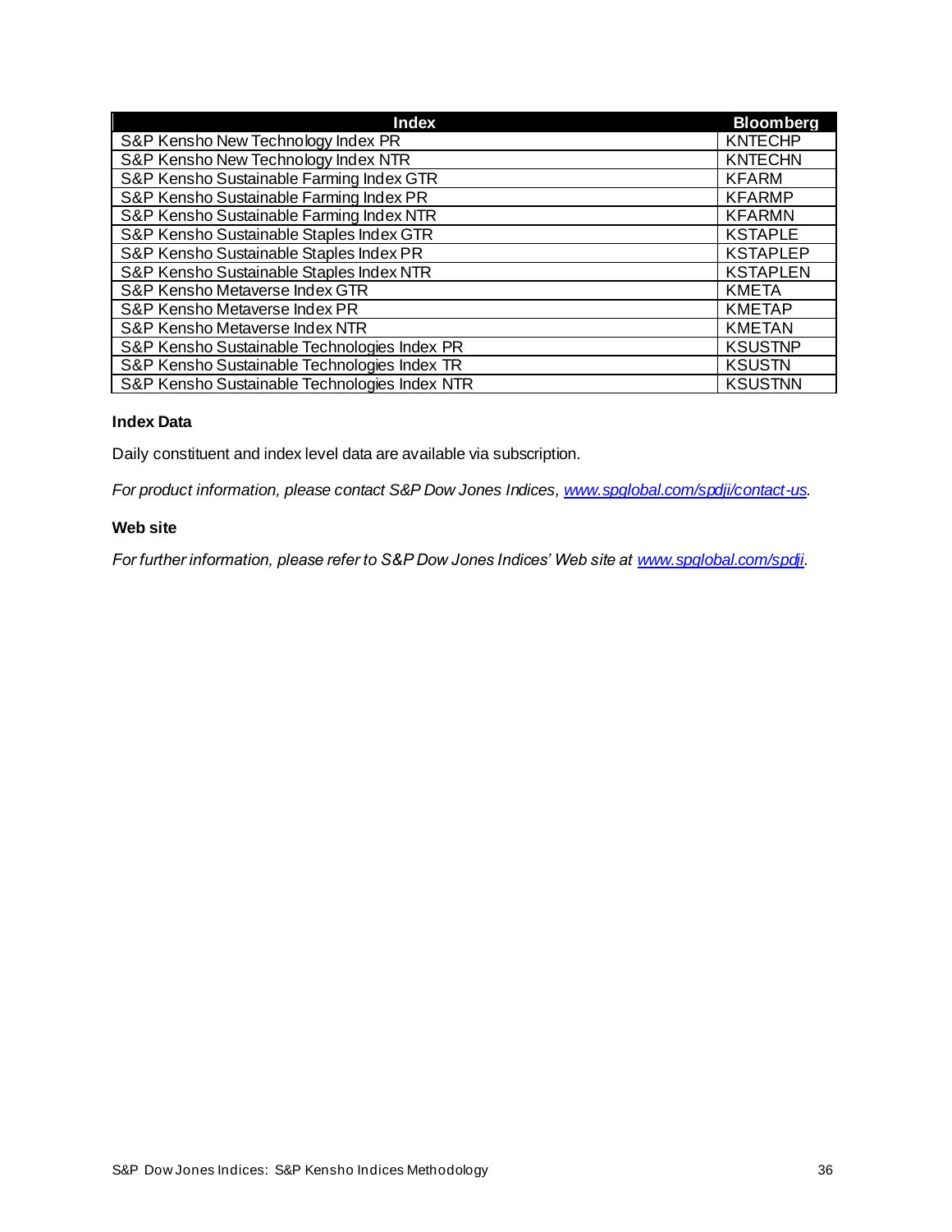| Index | Bloomberg |
|---|---|
| S&P Kensho New Technology Index PR | KNTECHP |
| S&P Kensho New Technology Index NTR | KNTECHN |
| S&P Kensho Sustainable Farming Index GTR | KFARM |
| S&P Kensho Sustainable Farming Index PR | KFARMP |
| S&P Kensho Sustainable Farming Index NTR | KFARMN |
| S&P Kensho Sustainable Staples Index GTR | KSTAPLE |
| S&P Kensho Sustainable Staples Index PR | KSTAPLEP |
| S&P Kensho Sustainable Staples Index NTR | KSTAPLEN |
| S&P Kensho Metaverse Index GTR | KMETA |
| S&P Kensho Metaverse Index PR | KMETAP |
| S&P Kensho Metaverse Index NTR | KMETAN |
| S&P Kensho Sustainable Technologies Index PR | KSUSTNP |
| S&P Kensho Sustainable Technologies Index TR | KSUSTN |
| S&P Kensho Sustainable Technologies Index NTR | KSUSTNN |

### Index Data

Daily constituent and index level data are available via subscription.

*For product information, please contact S&P Dow Jones Indices, www.spglobal.com/spdji/contact-us.*

### Web site

*For further information, please refer to S&P Dow Jones Indices' Web site at www.spglobal.com/spdji.*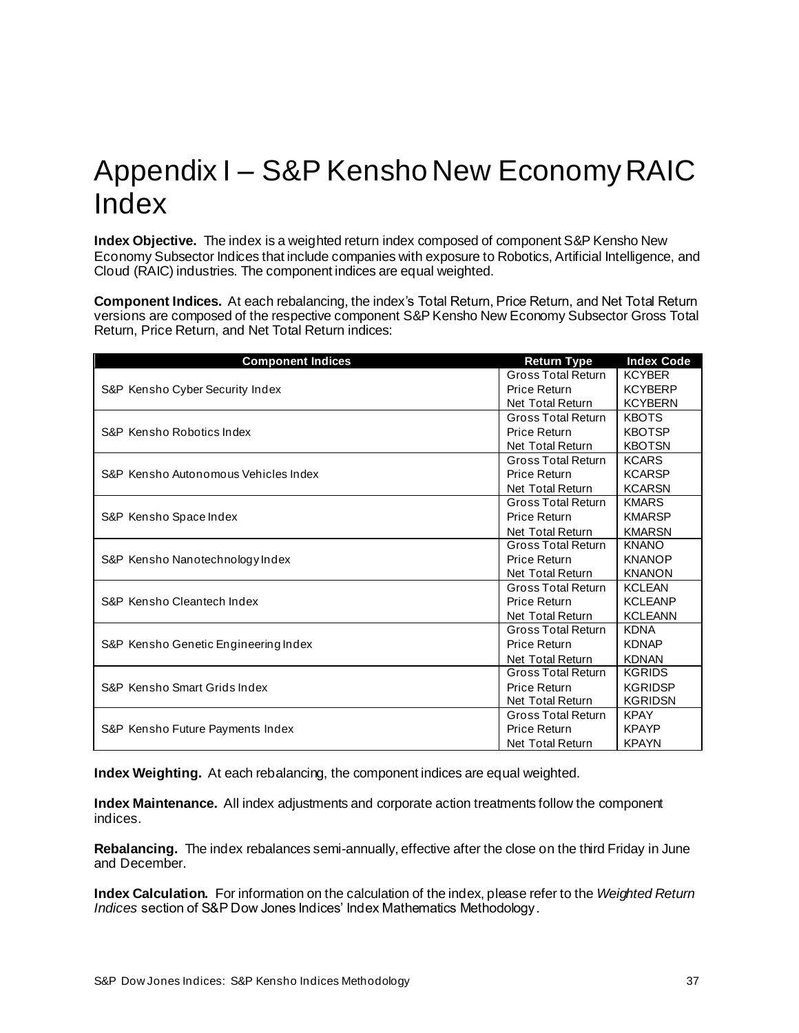# Appendix I – S&P Kensho New Economy RAIC Index

**Index Objective.** The index is a weighted return index composed of component S&P Kensho New Economy Subsector Indices that include companies with exposure to Robotics, Artificial Intelligence, and Cloud (RAIC) industries. The component indices are equal weighted.

**Component Indices.** At each rebalancing, the index's Total Return, Price Return, and Net Total Return versions are composed of the respective component S&P Kensho New Economy Subsector Gross Total Return, Price Return, and Net Total Return indices:

| Component Indices | Return Type | Index Code |
|---|---|---|
| S&P Kensho Cyber Security Index | Gross Total Return | KCYBER |
| | Price Return | KCYBERP |
| | Net Total Return | KCYBERN |
| S&P Kensho Robotics Index | Gross Total Return | KBOTS |
| | Price Return | KBOTSP |
| | Net Total Return | KBOTSN |
| S&P Kensho Autonomous Vehicles Index | Gross Total Return | KCARS |
| | Price Return | KCARSP |
| | Net Total Return | KCARSN |
| S&P Kensho Space Index | Gross Total Return | KMARS |
| | Price Return | KMARSP |
| | Net Total Return | KMARSN |
| S&P Kensho Nanotechnology Index | Gross Total Return | KNANO |
| | Price Return | KNANOP |
| | Net Total Return | KNANON |
| S&P Kensho Cleantech Index | Gross Total Return | KCLEAN |
| | Price Return | KCLEANP |
| | Net Total Return | KCLEANN |
| S&P Kensho Genetic Engineering Index | Gross Total Return | KDNA |
| | Price Return | KDNAP |
| | Net Total Return | KDNAN |
| S&P Kensho Smart Grids Index | Gross Total Return | KGRIDS |
| | Price Return | KGRIDSP |
| | Net Total Return | KGRIDSN |
| S&P Kensho Future Payments Index | Gross Total Return | KPAY |
| | Price Return | KPAYP |
| | Net Total Return | KPAYN |

**Index Weighting.** At each rebalancing, the component indices are equal weighted.

**Index Maintenance.** All index adjustments and corporate action treatments follow the component indices.

**Rebalancing.** The index rebalances semi-annually, effective after the close on the third Friday in June and December.

**Index Calculation.** For information on the calculation of the index, please refer to the *Weighted Return Indices* section of S&P Dow Jones Indices' Index Mathematics Methodology.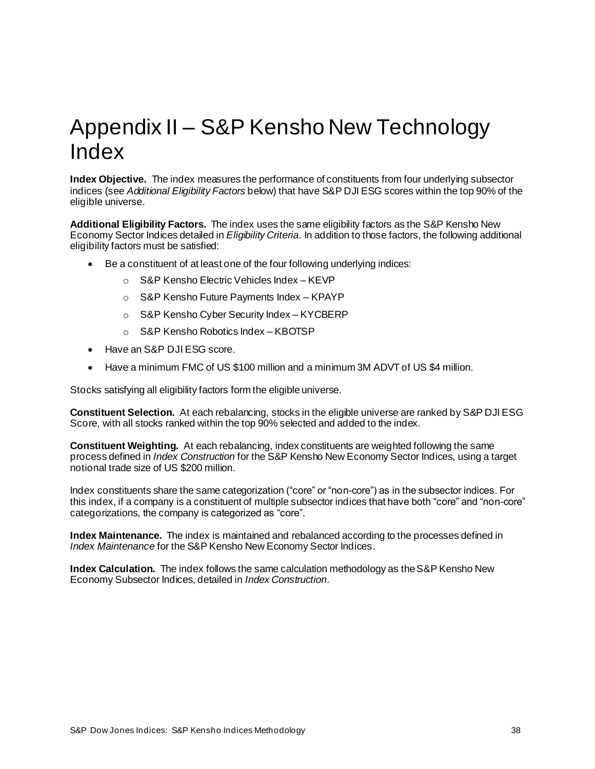# Appendix II – S&P Kensho New Technology Index

**Index Objective.** The index measures the performance of constituents from four underlying subsector indices (see *Additional Eligibility Factors* below) that have S&P DJI ESG scores within the top 90% of the eligible universe.

**Additional Eligibility Factors.** The index uses the same eligibility factors as the S&P Kensho New Economy Sector Indices detailed in *Eligibility Criteria*. In addition to those factors, the following additional eligibility factors must be satisfied:

- Be a constituent of at least one of the four following underlying indices:
  - S&P Kensho Electric Vehicles Index – KEVP
  - S&P Kensho Future Payments Index – KPAYP
  - S&P Kensho Cyber Security Index – KYCBERP
  - S&P Kensho Robotics Index – KBOTSP
- Have an S&P DJI ESG score.
- Have a minimum FMC of US $100 million and a minimum 3M ADVT of US $4 million.

Stocks satisfying all eligibility factors form the eligible universe.

**Constituent Selection.** At each rebalancing, stocks in the eligible universe are ranked by S&P DJI ESG Score, with all stocks ranked within the top 90% selected and added to the index.

**Constituent Weighting.** At each rebalancing, index constituents are weighted following the same process defined in *Index Construction* for the S&P Kensho New Economy Sector Indices, using a target notional trade size of US $200 million.

Index constituents share the same categorization ("core" or "non-core") as in the subsector indices. For this index, if a company is a constituent of multiple subsector indices that have both "core" and "non-core" categorizations, the company is categorized as "core".

**Index Maintenance.** The index is maintained and rebalanced according to the processes defined in *Index Maintenance* for the S&P Kensho New Economy Sector Indices.

**Index Calculation.** The index follows the same calculation methodology as the S&P Kensho New Economy Subsector Indices, detailed in *Index Construction*.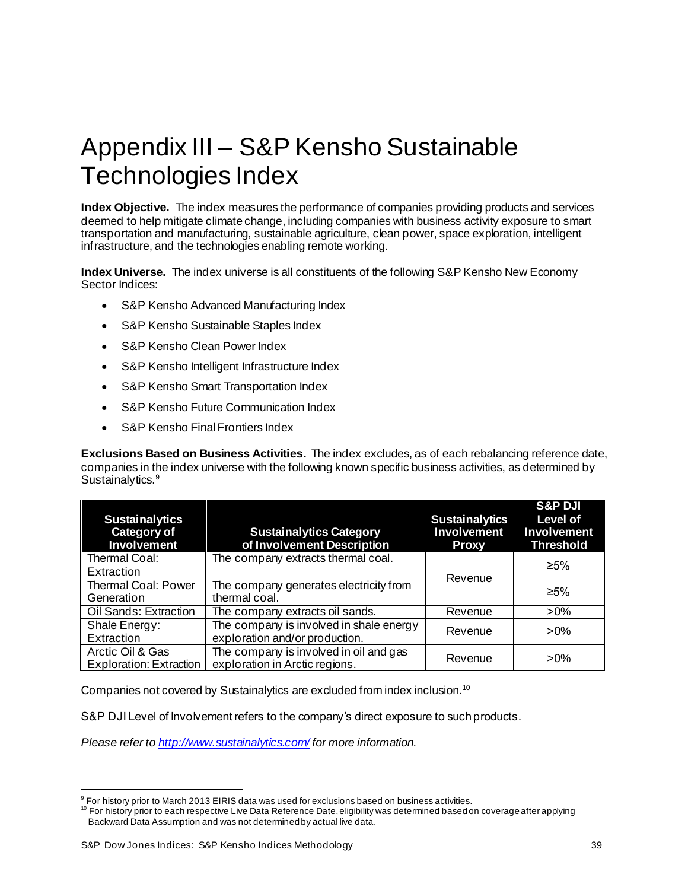# Appendix III – S&P Kensho Sustainable Technologies Index

**Index Objective.** The index measures the performance of companies providing products and services deemed to help mitigate climate change, including companies with business activity exposure to smart transportation and manufacturing, sustainable agriculture, clean power, space exploration, intelligent infrastructure, and the technologies enabling remote working.

**Index Universe.** The index universe is all constituents of the following S&P Kensho New Economy Sector Indices:

- S&P Kensho Advanced Manufacturing Index
- S&P Kensho Sustainable Staples Index
- S&P Kensho Clean Power Index
- S&P Kensho Intelligent Infrastructure Index
- S&P Kensho Smart Transportation Index
- S&P Kensho Future Communication Index
- S&P Kensho Final Frontiers Index

**Exclusions Based on Business Activities.** The index excludes, as of each rebalancing reference date, companies in the index universe with the following known specific business activities, as determined by Sustainalytics.[9]

| Sustainalytics Category of Involvement | Sustainalytics Category of Involvement Description | Sustainalytics Involvement Proxy | S&P DJI Level of Involvement Threshold |
|---|---|---|---|
| Thermal Coal: Extraction | The company extracts thermal coal. | Revenue | ≥5% |
| Thermal Coal: Power Generation | The company generates electricity from thermal coal. | Revenue | ≥5% |
| Oil Sands: Extraction | The company extracts oil sands. | Revenue | >0% |
| Shale Energy: Extraction | The company is involved in shale energy exploration and/or production. | Revenue | >0% |
| Arctic Oil & Gas Exploration: Extraction | The company is involved in oil and gas exploration in Arctic regions. | Revenue | >0% |

Companies not covered by Sustainalytics are excluded from index inclusion.[10]

S&P DJI Level of Involvement refers to the company's direct exposure to such products.

*Please refer to http://www.sustainalytics.com/ for more information.*

---

[9] For history prior to March 2013 EIRIS data was used for exclusions based on business activities.

[10] For history prior to each respective Live Data Reference Date, eligibility was determined based on coverage after applying Backward Data Assumption and was not determined by actual live data.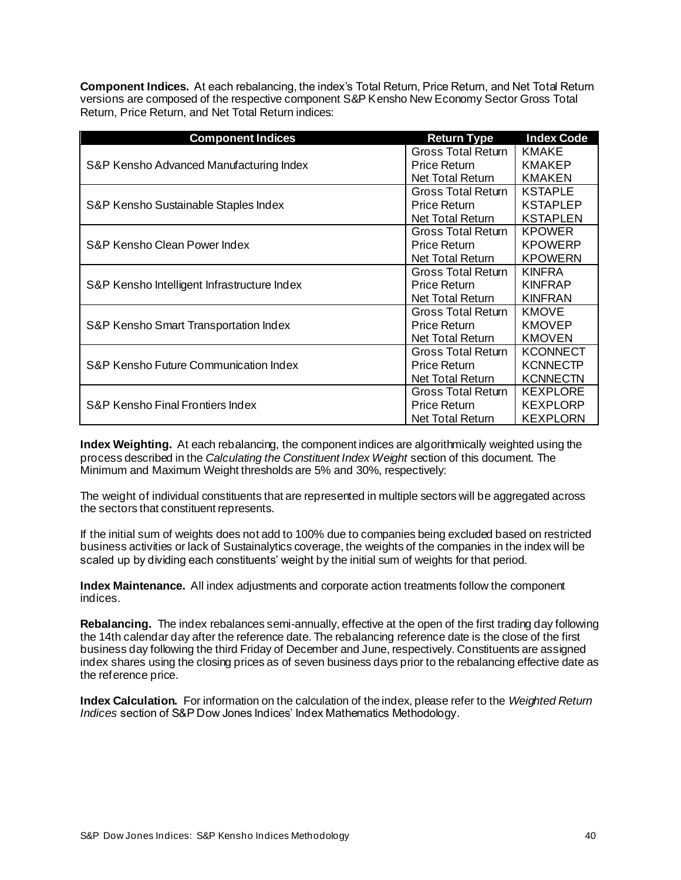**Component Indices.** At each rebalancing, the index's Total Return, Price Return, and Net Total Return versions are composed of the respective component S&P Kensho New Economy Sector Gross Total Return, Price Return, and Net Total Return indices:

| Component Indices | Return Type | Index Code |
|---|---|---|
| S&P Kensho Advanced Manufacturing Index | Gross Total Return | KMAKE |
| | Price Return | KMAKEP |
| | Net Total Return | KMAKEN |
| S&P Kensho Sustainable Staples Index | Gross Total Return | KSTAPLE |
| | Price Return | KSTAPLEP |
| | Net Total Return | KSTAPLEN |
| S&P Kensho Clean Power Index | Gross Total Return | KPOWER |
| | Price Return | KPOWERP |
| | Net Total Return | KPOWERN |
| S&P Kensho Intelligent Infrastructure Index | Gross Total Return | KINFRA |
| | Price Return | KINFRAP |
| | Net Total Return | KINFRAN |
| S&P Kensho Smart Transportation Index | Gross Total Return | KMOVE |
| | Price Return | KMOVEP |
| | Net Total Return | KMOVEN |
| S&P Kensho Future Communication Index | Gross Total Return | KCONNECT |
| | Price Return | KCNNECTP |
| | Net Total Return | KCNNECTN |
| S&P Kensho Final Frontiers Index | Gross Total Return | KEXPLORE |
| | Price Return | KEXPLORP |
| | Net Total Return | KEXPLORN |

**Index Weighting.** At each rebalancing, the component indices are algorithmically weighted using the process described in the *Calculating the Constituent Index Weight* section of this document. The Minimum and Maximum Weight thresholds are 5% and 30%, respectively:

The weight of individual constituents that are represented in multiple sectors will be aggregated across the sectors that constituent represents.

If the initial sum of weights does not add to 100% due to companies being excluded based on restricted business activities or lack of Sustainalytics coverage, the weights of the companies in the index will be scaled up by dividing each constituents' weight by the initial sum of weights for that period.

**Index Maintenance.** All index adjustments and corporate action treatments follow the component indices.

**Rebalancing.** The index rebalances semi-annually, effective at the open of the first trading day following the 14th calendar day after the reference date. The rebalancing reference date is the close of the first business day following the third Friday of December and June, respectively. Constituents are assigned index shares using the closing prices as of seven business days prior to the rebalancing effective date as the reference price.

**Index Calculation.** For information on the calculation of the index, please refer to the *Weighted Return Indices* section of S&P Dow Jones Indices' Index Mathematics Methodology.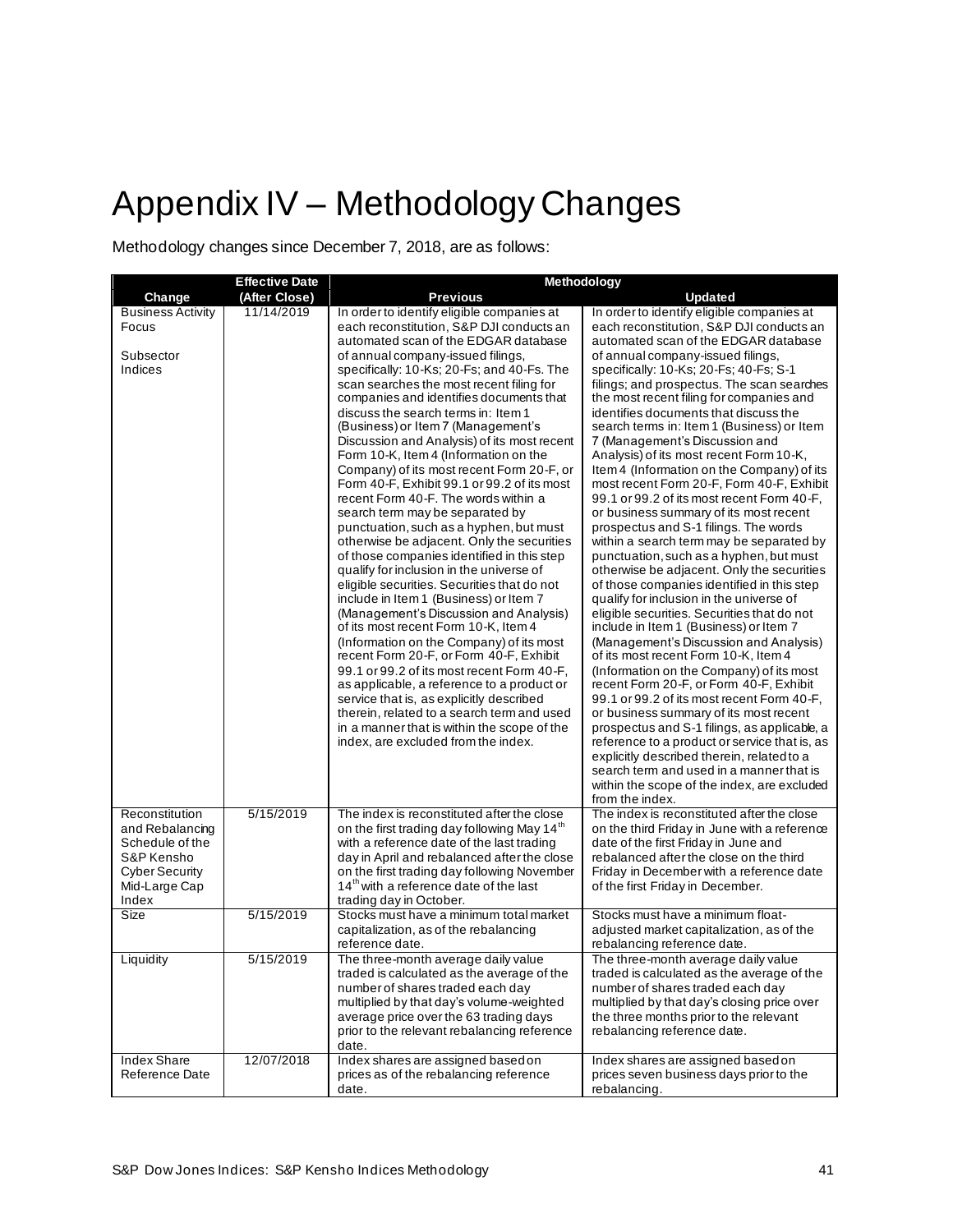# Appendix IV – Methodology Changes

Methodology changes since December 7, 2018, are as follows:

| Change | Effective Date (After Close) | Methodology: Previous | Methodology: Updated |
|---|---|---|---|
| Business Activity Focus<br><br>Subsector Indices | 11/14/2019 | In order to identify eligible companies at each reconstitution, S&P DJI conducts an automated scan of the EDGAR database of annual company-issued filings, specifically: 10-Ks; 20-Fs; and 40-Fs. The scan searches the most recent filing for companies and identifies documents that discuss the search terms in: Item 1 (Business) or Item 7 (Management's Discussion and Analysis) of its most recent Form 10-K, Item 4 (Information on the Company) of its most recent Form 20-F, or Form 40-F, Exhibit 99.1 or 99.2 of its most recent Form 40-F. The words within a search term may be separated by punctuation, such as a hyphen, but must otherwise be adjacent. Only the securities of those companies identified in this step qualify for inclusion in the universe of eligible securities. Securities that do not include in Item 1 (Business) or Item 7 (Management's Discussion and Analysis) of its most recent Form 10-K, Item 4 (Information on the Company) of its most recent Form 20-F, or Form 40-F, Exhibit 99.1 or 99.2 of its most recent Form 40-F, as applicable, a reference to a product or service that is, as explicitly described therein, related to a search term and used in a manner that is within the scope of the index, are excluded from the index. | In order to identify eligible companies at each reconstitution, S&P DJI conducts an automated scan of the EDGAR database of annual company-issued filings, specifically: 10-Ks; 20-Fs; 40-Fs; S-1 filings; and prospectus. The scan searches the most recent filing for companies and identifies documents that discuss the search terms in: Item 1 (Business) or Item 7 (Management's Discussion and Analysis) of its most recent Form 10-K, Item 4 (Information on the Company) of its most recent Form 20-F, Form 40-F, Exhibit 99.1 or 99.2 of its most recent Form 40-F, or business summary of its most recent prospectus and S-1 filings. The words within a search term may be separated by punctuation, such as a hyphen, but must otherwise be adjacent. Only the securities of those companies identified in this step qualify for inclusion in the universe of eligible securities. Securities that do not include in Item 1 (Business) or Item 7 (Management's Discussion and Analysis) of its most recent Form 10-K, Item 4 (Information on the Company) of its most recent Form 20-F, or Form 40-F, Exhibit 99.1 or 99.2 of its most recent Form 40-F, or business summary of its most recent prospectus and S-1 filings, as applicable, a reference to a product or service that is, as explicitly described therein, related to a search term and used in a manner that is within the scope of the index, are excluded from the index. |
| Reconstitution and Rebalancing Schedule of the S&P Kensho Cyber Security Mid-Large Cap Index | 5/15/2019 | The index is reconstituted after the close on the first trading day following May 14th with a reference date of the last trading day in April and rebalanced after the close on the first trading day following November 14th with a reference date of the last trading day in October. | The index is reconstituted after the close on the third Friday in June with a reference date of the first Friday in June and rebalanced after the close on the third Friday in December with a reference date of the first Friday in December. |
| Size | 5/15/2019 | Stocks must have a minimum total market capitalization, as of the rebalancing reference date. | Stocks must have a minimum float-adjusted market capitalization, as of the rebalancing reference date. |
| Liquidity | 5/15/2019 | The three-month average daily value traded is calculated as the average of the number of shares traded each day multiplied by that day's volume-weighted average price over the 63 trading days prior to the relevant rebalancing reference date. | The three-month average daily value traded is calculated as the average of the number of shares traded each day multiplied by that day's closing price over the three months prior to the relevant rebalancing reference date. |
| Index Share Reference Date | 12/07/2018 | Index shares are assigned based on prices as of the rebalancing reference date. | Index shares are assigned based on prices seven business days prior to the rebalancing. |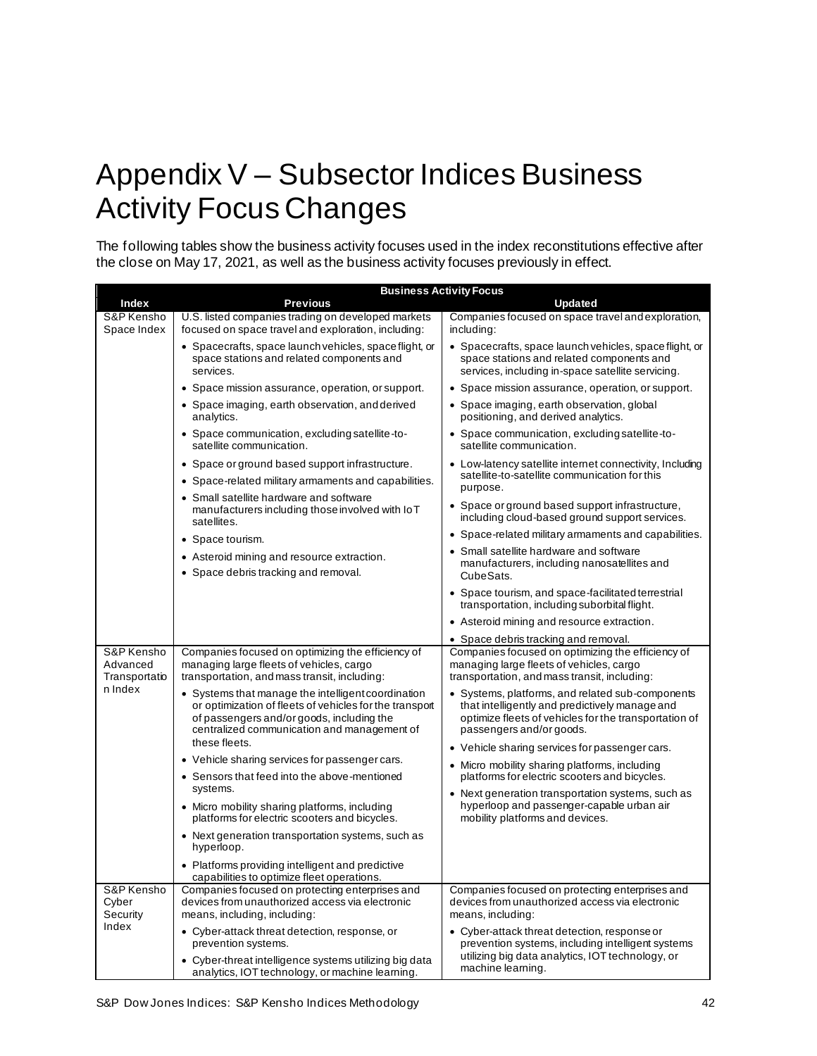# Appendix V – Subsector Indices Business Activity Focus Changes

The following tables show the business activity focuses used in the index reconstitutions effective after the close on May 17, 2021, as well as the business activity focuses previously in effect.

| Index | Business Activity Focus<br>Previous | <br>Updated |
|---|---|---|
| S&P Kensho Space Index | U.S. listed companies trading on developed markets focused on space travel and exploration, including:<br>• Spacecrafts, space launch vehicles, space flight, or space stations and related components and services.<br>• Space mission assurance, operation, or support.<br>• Space imaging, earth observation, and derived analytics.<br>• Space communication, excluding satellite-to-satellite communication.<br>• Space or ground based support infrastructure.<br>• Space-related military armaments and capabilities.<br>• Small satellite hardware and software manufacturers including those involved with IoT satellites.<br>• Space tourism.<br>• Asteroid mining and resource extraction.<br>• Space debris tracking and removal. | Companies focused on space travel and exploration, including:<br>• Spacecrafts, space launch vehicles, space flight, or space stations and related components and services, including in-space satellite servicing.<br>• Space mission assurance, operation, or support.<br>• Space imaging, earth observation, global positioning, and derived analytics.<br>• Space communication, excluding satellite-to-satellite communication.<br>• Low-latency satellite internet connectivity, Including satellite-to-satellite communication for this purpose.<br>• Space or ground based support infrastructure, including cloud-based ground support services.<br>• Space-related military armaments and capabilities.<br>• Small satellite hardware and software manufacturers, including nanosatellites and CubeSats.<br>• Space tourism, and space-facilitated terrestrial transportation, including suborbital flight.<br>• Asteroid mining and resource extraction.<br>• Space debris tracking and removal. |
| S&P Kensho Advanced Transportation Index | Companies focused on optimizing the efficiency of managing large fleets of vehicles, cargo transportation, and mass transit, including:<br>• Systems that manage the intelligent coordination or optimization of fleets of vehicles for the transport of passengers and/or goods, including the centralized communication and management of these fleets.<br>• Vehicle sharing services for passenger cars.<br>• Sensors that feed into the above-mentioned systems.<br>• Micro mobility sharing platforms, including platforms for electric scooters and bicycles.<br>• Next generation transportation systems, such as hyperloop.<br>• Platforms providing intelligent and predictive capabilities to optimize fleet operations. | Companies focused on optimizing the efficiency of managing large fleets of vehicles, cargo transportation, and mass transit, including:<br>• Systems, platforms, and related sub-components that intelligently and predictively manage and optimize fleets of vehicles for the transportation of passengers and/or goods.<br>• Vehicle sharing services for passenger cars.<br>• Micro mobility sharing platforms, including platforms for electric scooters and bicycles.<br>• Next generation transportation systems, such as hyperloop and passenger-capable urban air mobility platforms and devices. |
| S&P Kensho Cyber Security Index | Companies focused on protecting enterprises and devices from unauthorized access via electronic means, including, including:<br>• Cyber-attack threat detection, response, or prevention systems.<br>• Cyber-threat intelligence systems utilizing big data analytics, IOT technology, or machine learning. | Companies focused on protecting enterprises and devices from unauthorized access via electronic means, including:<br>• Cyber-attack threat detection, response or prevention systems, including intelligent systems utilizing big data analytics, IOT technology, or machine learning. |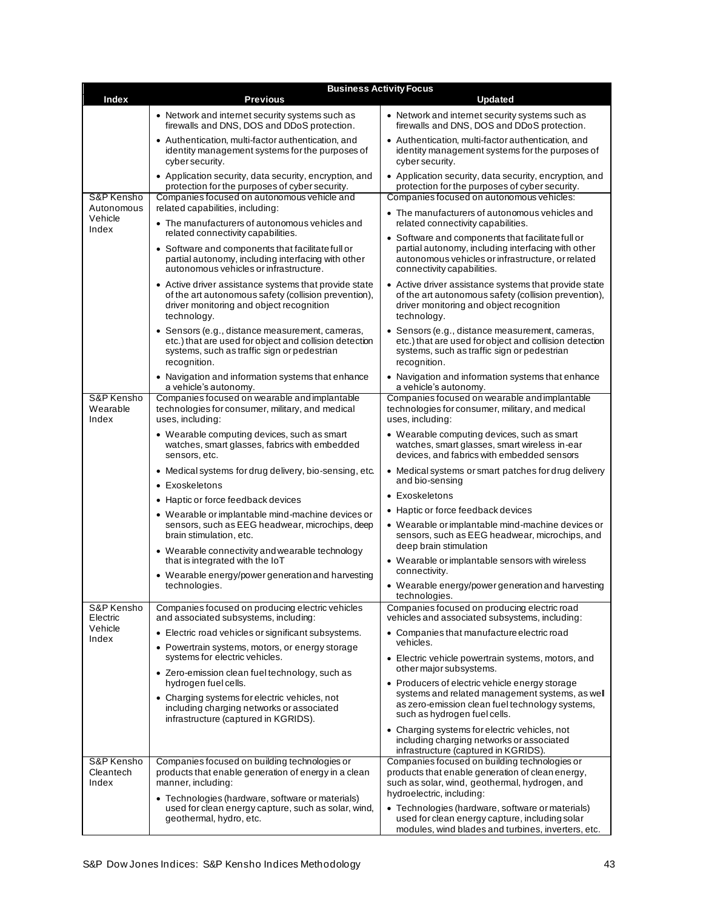| Index | Business Activity Focus | |
|---|---|---|
| | **Previous** | **Updated** |
| | • Network and internet security systems such as firewalls and DNS, DOS and DDoS protection.<br>• Authentication, multi-factor authentication, and identity management systems for the purposes of cyber security.<br>• Application security, data security, encryption, and protection for the purposes of cyber security. | • Network and internet security systems such as firewalls and DNS, DOS and DDoS protection.<br>• Authentication, multi-factor authentication, and identity management systems for the purposes of cyber security.<br>• Application security, data security, encryption, and protection for the purposes of cyber security. |
| S&P Kensho Autonomous Vehicle Index | Companies focused on autonomous vehicle and related capabilities, including:<br>• The manufacturers of autonomous vehicles and related connectivity capabilities.<br>• Software and components that facilitate full or partial autonomy, including interfacing with other autonomous vehicles or infrastructure.<br>• Active driver assistance systems that provide state of the art autonomous safety (collision prevention), driver monitoring and object recognition technology.<br>• Sensors (e.g., distance measurement, cameras, etc.) that are used for object and collision detection systems, such as traffic sign or pedestrian recognition.<br>• Navigation and information systems that enhance a vehicle's autonomy. | Companies focused on autonomous vehicles:<br>• The manufacturers of autonomous vehicles and related connectivity capabilities.<br>• Software and components that facilitate full or partial autonomy, including interfacing with other autonomous vehicles or infrastructure, or related connectivity capabilities.<br>• Active driver assistance systems that provide state of the art autonomous safety (collision prevention), driver monitoring and object recognition technology.<br>• Sensors (e.g., distance measurement, cameras, etc.) that are used for object and collision detection systems, such as traffic sign or pedestrian recognition.<br>• Navigation and information systems that enhance a vehicle's autonomy. |
| S&P Kensho Wearable Index | Companies focused on wearable and implantable technologies for consumer, military, and medical uses, including:<br>• Wearable computing devices, such as smart watches, smart glasses, fabrics with embedded sensors, etc.<br>• Medical systems for drug delivery, bio-sensing, etc.<br>• Exoskeletons<br>• Haptic or force feedback devices<br>• Wearable or implantable mind-machine devices or sensors, such as EEG headwear, microchips, deep brain stimulation, etc.<br>• Wearable connectivity and wearable technology that is integrated with the IoT<br>• Wearable energy/power generation and harvesting technologies. | Companies focused on wearable and implantable technologies for consumer, military, and medical uses, including:<br>• Wearable computing devices, such as smart watches, smart glasses, smart wireless in-ear devices, and fabrics with embedded sensors<br>• Medical systems or smart patches for drug delivery and bio-sensing<br>• Exoskeletons<br>• Haptic or force feedback devices<br>• Wearable or implantable mind-machine devices or sensors, such as EEG headwear, microchips, and deep brain stimulation<br>• Wearable or implantable sensors with wireless connectivity.<br>• Wearable energy/power generation and harvesting technologies. |
| S&P Kensho Electric Vehicle Index | Companies focused on producing electric vehicles and associated subsystems, including:<br>• Electric road vehicles or significant subsystems.<br>• Powertrain systems, motors, or energy storage systems for electric vehicles.<br>• Zero-emission clean fuel technology, such as hydrogen fuel cells.<br>• Charging systems for electric vehicles, not including charging networks or associated infrastructure (captured in KGRIDS). | Companies focused on producing electric road vehicles and associated subsystems, including:<br>• Companies that manufacture electric road vehicles.<br>• Electric vehicle powertrain systems, motors, and other major subsystems.<br>• Producers of electric vehicle energy storage systems and related management systems, as well as zero-emission clean fuel technology systems, such as hydrogen fuel cells.<br>• Charging systems for electric vehicles, not including charging networks or associated infrastructure (captured in KGRIDS). |
| S&P Kensho Cleantech Index | Companies focused on building technologies or products that enable generation of energy in a clean manner, including:<br>• Technologies (hardware, software or materials) used for clean energy capture, such as solar, wind, geothermal, hydro, etc. | Companies focused on building technologies or products that enable generation of clean energy, such as solar, wind, geothermal, hydrogen, and hydroelectric, including:<br>• Technologies (hardware, software or materials) used for clean energy capture, including solar modules, wind blades and turbines, inverters, etc. |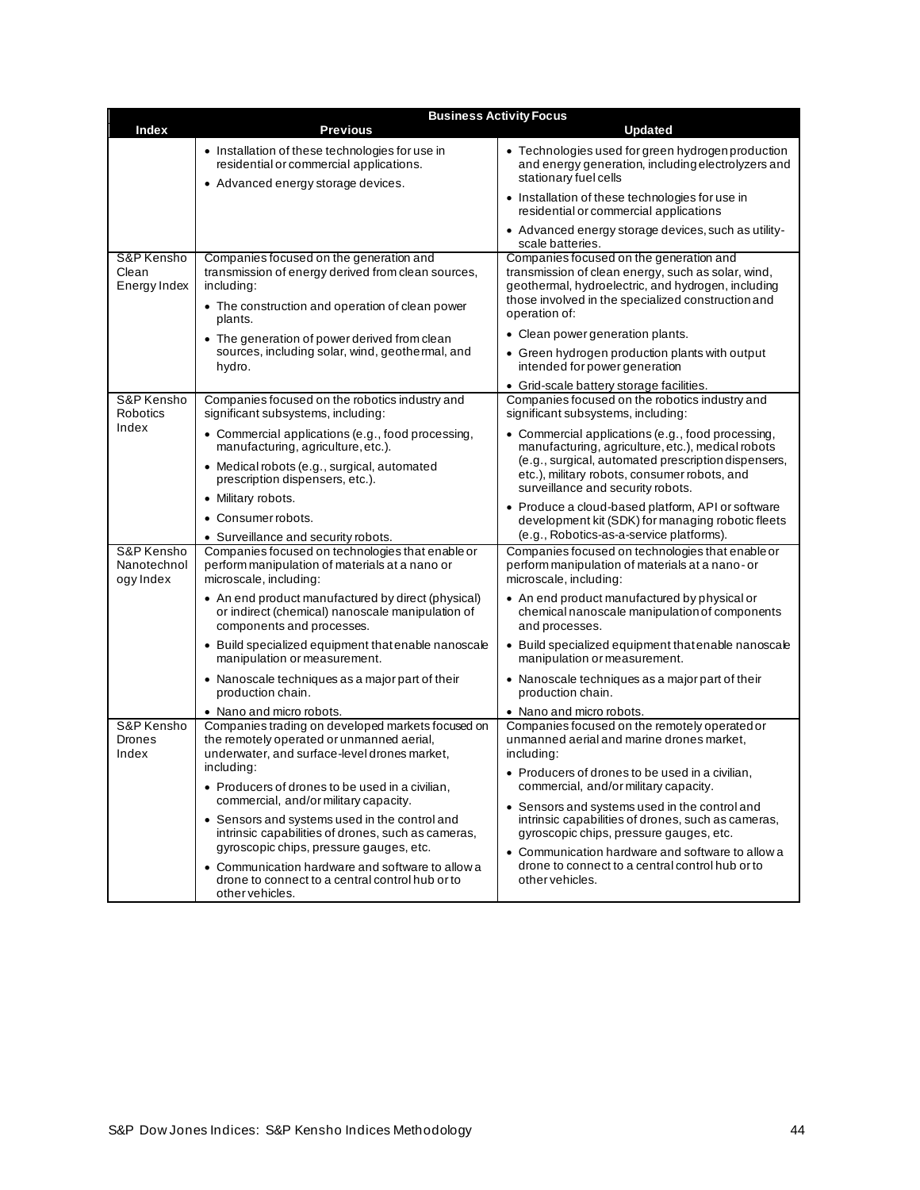| Index | Business Activity Focus | |
|---|---|---|
| | **Previous** | **Updated** |
| | • Installation of these technologies for use in residential or commercial applications.<br>• Advanced energy storage devices. | • Technologies used for green hydrogen production and energy generation, including electrolyzers and stationary fuel cells<br>• Installation of these technologies for use in residential or commercial applications<br>• Advanced energy storage devices, such as utility-scale batteries. |
| S&P Kensho Clean Energy Index | Companies focused on the generation and transmission of energy derived from clean sources, including:<br>• The construction and operation of clean power plants.<br>• The generation of power derived from clean sources, including solar, wind, geothermal, and hydro. | Companies focused on the generation and transmission of clean energy, such as solar, wind, geothermal, hydroelectric, and hydrogen, including those involved in the specialized construction and operation of:<br>• Clean power generation plants.<br>• Green hydrogen production plants with output intended for power generation<br>• Grid-scale battery storage facilities. |
| S&P Kensho Robotics Index | Companies focused on the robotics industry and significant subsystems, including:<br>• Commercial applications (e.g., food processing, manufacturing, agriculture, etc.).<br>• Medical robots (e.g., surgical, automated prescription dispensers, etc.).<br>• Military robots.<br>• Consumer robots.<br>• Surveillance and security robots. | Companies focused on the robotics industry and significant subsystems, including:<br>• Commercial applications (e.g., food processing, manufacturing, agriculture, etc.), medical robots (e.g., surgical, automated prescription dispensers, etc.), military robots, consumer robots, and surveillance and security robots.<br>• Produce a cloud-based platform, API or software development kit (SDK) for managing robotic fleets (e.g., Robotics-as-a-service platforms). |
| S&P Kensho Nanotechnology Index | Companies focused on technologies that enable or perform manipulation of materials at a nano or microscale, including:<br>• An end product manufactured by direct (physical) or indirect (chemical) nanoscale manipulation of components and processes.<br>• Build specialized equipment that enable nanoscale manipulation or measurement.<br>• Nanoscale techniques as a major part of their production chain.<br>• Nano and micro robots. | Companies focused on technologies that enable or perform manipulation of materials at a nano- or microscale, including:<br>• An end product manufactured by physical or chemical nanoscale manipulation of components and processes.<br>• Build specialized equipment that enable nanoscale manipulation or measurement.<br>• Nanoscale techniques as a major part of their production chain.<br>• Nano and micro robots. |
| S&P Kensho Drones Index | Companies trading on developed markets focused on the remotely operated or unmanned aerial, underwater, and surface-level drones market, including:<br>• Producers of drones to be used in a civilian, commercial, and/or military capacity.<br>• Sensors and systems used in the control and intrinsic capabilities of drones, such as cameras, gyroscopic chips, pressure gauges, etc.<br>• Communication hardware and software to allow a drone to connect to a central control hub or to other vehicles. | Companies focused on the remotely operated or unmanned aerial and marine drones market, including:<br>• Producers of drones to be used in a civilian, commercial, and/or military capacity.<br>• Sensors and systems used in the control and intrinsic capabilities of drones, such as cameras, gyroscopic chips, pressure gauges, etc.<br>• Communication hardware and software to allow a drone to connect to a central control hub or to other vehicles. |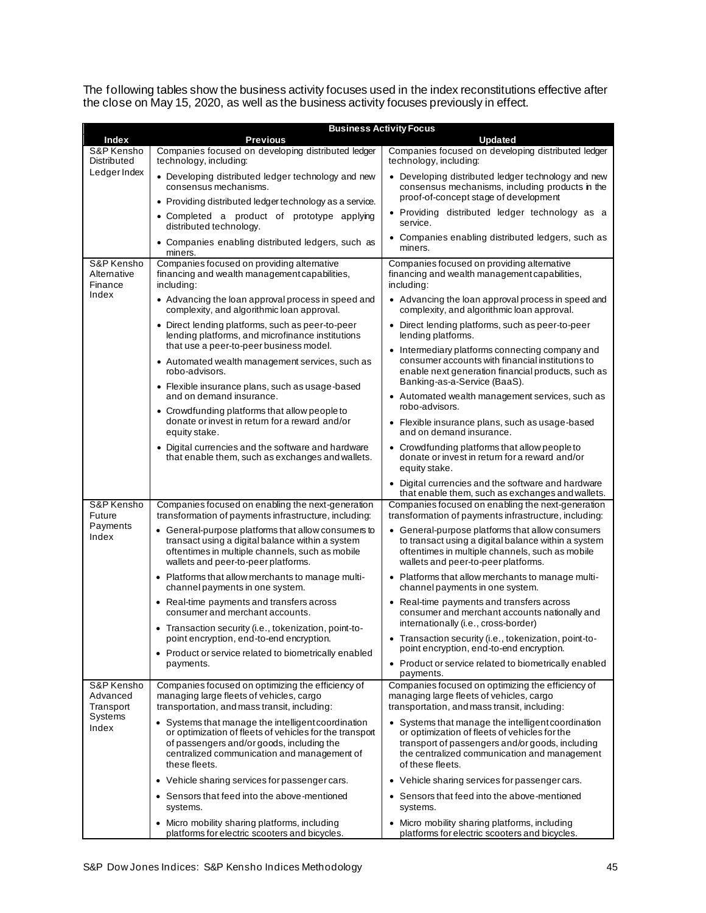The following tables show the business activity focuses used in the index reconstitutions effective after the close on May 15, 2020, as well as the business activity focuses previously in effect.

| | Business Activity Focus | |
|---|---|---|
| **Index** | **Previous** | **Updated** |
| S&P Kensho Distributed Ledger Index | Companies focused on developing distributed ledger technology, including:<br>• Developing distributed ledger technology and new consensus mechanisms.<br>• Providing distributed ledger technology as a service.<br>• Completed a product of prototype applying distributed technology.<br>• Companies enabling distributed ledgers, such as miners. | Companies focused on developing distributed ledger technology, including:<br>• Developing distributed ledger technology and new consensus mechanisms, including products in the proof-of-concept stage of development<br>• Providing distributed ledger technology as a service.<br>• Companies enabling distributed ledgers, such as miners. |
| S&P Kensho Alternative Finance Index | Companies focused on providing alternative financing and wealth management capabilities, including:<br>• Advancing the loan approval process in speed and complexity, and algorithmic loan approval.<br>• Direct lending platforms, such as peer-to-peer lending platforms, and microfinance institutions that use a peer-to-peer business model.<br>• Automated wealth management services, such as robo-advisors.<br>• Flexible insurance plans, such as usage-based and on demand insurance.<br>• Crowdfunding platforms that allow people to donate or invest in return for a reward and/or equity stake.<br>• Digital currencies and the software and hardware that enable them, such as exchanges and wallets. | Companies focused on providing alternative financing and wealth management capabilities, including:<br>• Advancing the loan approval process in speed and complexity, and algorithmic loan approval.<br>• Direct lending platforms, such as peer-to-peer lending platforms.<br>• Intermediary platforms connecting company and consumer accounts with financial institutions to enable next generation financial products, such as Banking-as-a-Service (BaaS).<br>• Automated wealth management services, such as robo-advisors.<br>• Flexible insurance plans, such as usage-based and on demand insurance.<br>• Crowdfunding platforms that allow people to donate or invest in return for a reward and/or equity stake.<br>• Digital currencies and the software and hardware that enable them, such as exchanges and wallets. |
| S&P Kensho Future Payments Index | Companies focused on enabling the next-generation transformation of payments infrastructure, including:<br>• General-purpose platforms that allow consumers to transact using a digital balance within a system oftentimes in multiple channels, such as mobile wallets and peer-to-peer platforms.<br>• Platforms that allow merchants to manage multi-channel payments in one system.<br>• Real-time payments and transfers across consumer and merchant accounts.<br>• Transaction security (i.e., tokenization, point-to-point encryption, end-to-end encryption.<br>• Product or service related to biometrically enabled payments. | Companies focused on enabling the next-generation transformation of payments infrastructure, including:<br>• General-purpose platforms that allow consumers to transact using a digital balance within a system oftentimes in multiple channels, such as mobile wallets and peer-to-peer platforms.<br>• Platforms that allow merchants to manage multi-channel payments in one system.<br>• Real-time payments and transfers across consumer and merchant accounts nationally and internationally (i.e., cross-border)<br>• Transaction security (i.e., tokenization, point-to-point encryption, end-to-end encryption.<br>• Product or service related to biometrically enabled payments. |
| S&P Kensho Advanced Transport Systems Index | Companies focused on optimizing the efficiency of managing large fleets of vehicles, cargo transportation, and mass transit, including:<br>• Systems that manage the intelligent coordination or optimization of fleets of vehicles for the transport of passengers and/or goods, including the centralized communication and management of these fleets.<br>• Vehicle sharing services for passenger cars.<br>• Sensors that feed into the above-mentioned systems.<br>• Micro mobility sharing platforms, including platforms for electric scooters and bicycles. | Companies focused on optimizing the efficiency of managing large fleets of vehicles, cargo transportation, and mass transit, including:<br>• Systems that manage the intelligent coordination or optimization of fleets of vehicles for the transport of passengers and/or goods, including the centralized communication and management of these fleets.<br>• Vehicle sharing services for passenger cars.<br>• Sensors that feed into the above-mentioned systems.<br>• Micro mobility sharing platforms, including platforms for electric scooters and bicycles. |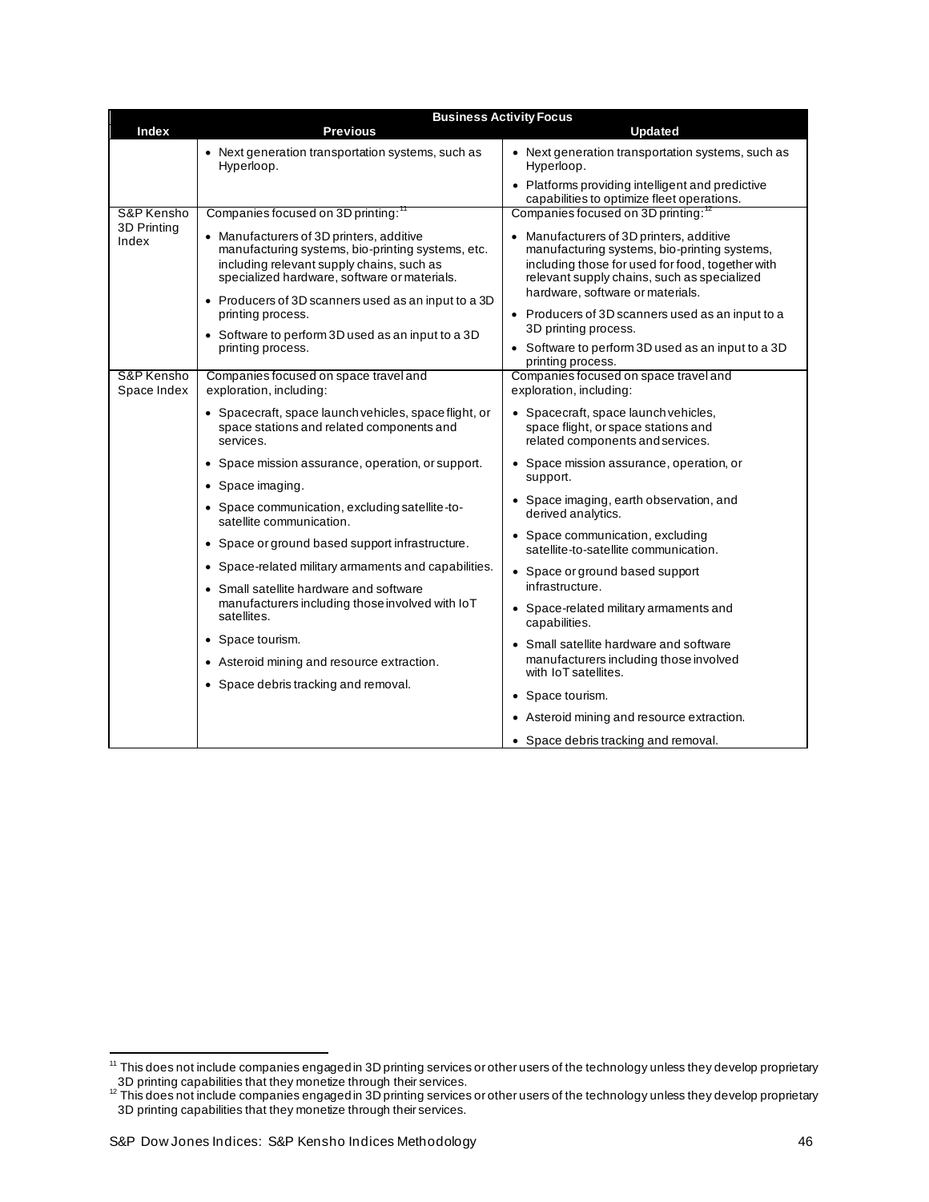| Index | Business Activity Focus | |
|---|---|---|
| | **Previous** | **Updated** |
| | • Next generation transportation systems, such as Hyperloop. | • Next generation transportation systems, such as Hyperloop.<br>• Platforms providing intelligent and predictive capabilities to optimize fleet operations. |
| S&P Kensho 3D Printing Index | Companies focused on 3D printing:[11]<br>• Manufacturers of 3D printers, additive manufacturing systems, bio-printing systems, etc. including relevant supply chains, such as specialized hardware, software or materials.<br>• Producers of 3D scanners used as an input to a 3D printing process.<br>• Software to perform 3D used as an input to a 3D printing process. | Companies focused on 3D printing:[12]<br>• Manufacturers of 3D printers, additive manufacturing systems, bio-printing systems, including those for used for food, together with relevant supply chains, such as specialized hardware, software or materials.<br>• Producers of 3D scanners used as an input to a 3D printing process.<br>• Software to perform 3D used as an input to a 3D printing process. |
| S&P Kensho Space Index | Companies focused on space travel and exploration, including:<br>• Spacecraft, space launch vehicles, space flight, or space stations and related components and services.<br>• Space mission assurance, operation, or support.<br>• Space imaging.<br>• Space communication, excluding satellite-to-satellite communication.<br>• Space or ground based support infrastructure.<br>• Space-related military armaments and capabilities.<br>• Small satellite hardware and software manufacturers including those involved with IoT satellites.<br>• Space tourism.<br>• Asteroid mining and resource extraction.<br>• Space debris tracking and removal. | Companies focused on space travel and exploration, including:<br>• Spacecraft, space launch vehicles, space flight, or space stations and related components and services.<br>• Space mission assurance, operation, or support.<br>• Space imaging, earth observation, and derived analytics.<br>• Space communication, excluding satellite-to-satellite communication.<br>• Space or ground based support infrastructure.<br>• Space-related military armaments and capabilities.<br>• Small satellite hardware and software manufacturers including those involved with IoT satellites.<br>• Space tourism.<br>• Asteroid mining and resource extraction.<br>• Space debris tracking and removal. |

[11] This does not include companies engaged in 3D printing services or other users of the technology unless they develop proprietary 3D printing capabilities that they monetize through their services.

[12] This does not include companies engaged in 3D printing services or other users of the technology unless they develop proprietary 3D printing capabilities that they monetize through their services.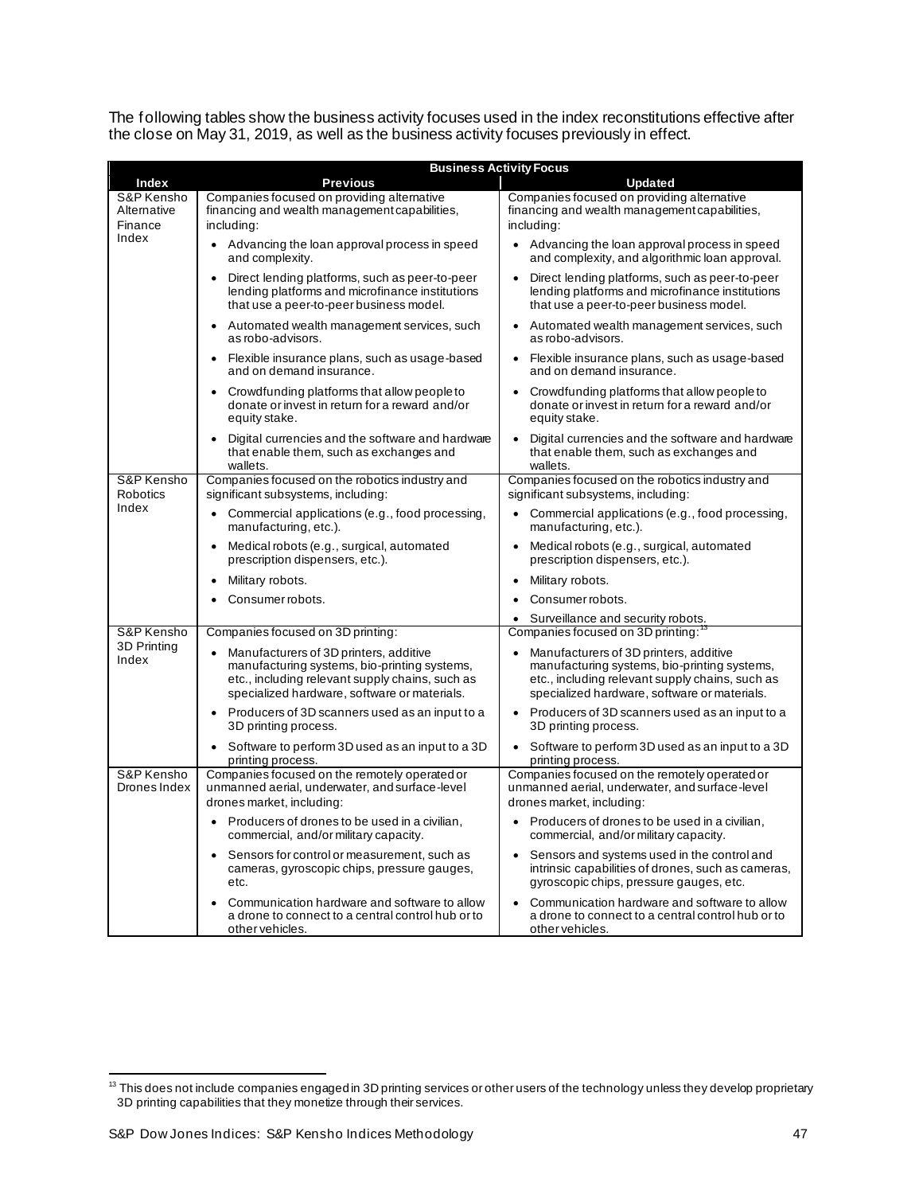The following tables show the business activity focuses used in the index reconstitutions effective after the close on May 31, 2019, as well as the business activity focuses previously in effect.

| Index | Business Activity Focus | |
|---|---|---|
| | **Previous** | **Updated** |
| S&P Kensho Alternative Finance Index | Companies focused on providing alternative financing and wealth management capabilities, including:<br>• Advancing the loan approval process in speed and complexity.<br>• Direct lending platforms, such as peer-to-peer lending platforms and microfinance institutions that use a peer-to-peer business model.<br>• Automated wealth management services, such as robo-advisors.<br>• Flexible insurance plans, such as usage-based and on demand insurance.<br>• Crowdfunding platforms that allow people to donate or invest in return for a reward and/or equity stake.<br>• Digital currencies and the software and hardware that enable them, such as exchanges and wallets. | Companies focused on providing alternative financing and wealth management capabilities, including:<br>• Advancing the loan approval process in speed and complexity, and algorithmic loan approval.<br>• Direct lending platforms, such as peer-to-peer lending platforms and microfinance institutions that use a peer-to-peer business model.<br>• Automated wealth management services, such as robo-advisors.<br>• Flexible insurance plans, such as usage-based and on demand insurance.<br>• Crowdfunding platforms that allow people to donate or invest in return for a reward and/or equity stake.<br>• Digital currencies and the software and hardware that enable them, such as exchanges and wallets. |
| S&P Kensho Robotics Index | Companies focused on the robotics industry and significant subsystems, including:<br>• Commercial applications (e.g., food processing, manufacturing, etc.).<br>• Medical robots (e.g., surgical, automated prescription dispensers, etc.).<br>• Military robots.<br>• Consumer robots. | Companies focused on the robotics industry and significant subsystems, including:<br>• Commercial applications (e.g., food processing, manufacturing, etc.).<br>• Medical robots (e.g., surgical, automated prescription dispensers, etc.).<br>• Military robots.<br>• Consumer robots.<br>• Surveillance and security robots. |
| S&P Kensho 3D Printing Index | Companies focused on 3D printing:<br>• Manufacturers of 3D printers, additive manufacturing systems, bio-printing systems, etc., including relevant supply chains, such as specialized hardware, software or materials.<br>• Producers of 3D scanners used as an input to a 3D printing process.<br>• Software to perform 3D used as an input to a 3D printing process. | Companies focused on 3D printing:[13]<br>• Manufacturers of 3D printers, additive manufacturing systems, bio-printing systems, etc., including relevant supply chains, such as specialized hardware, software or materials.<br>• Producers of 3D scanners used as an input to a 3D printing process.<br>• Software to perform 3D used as an input to a 3D printing process. |
| S&P Kensho Drones Index | Companies focused on the remotely operated or unmanned aerial, underwater, and surface-level drones market, including:<br>• Producers of drones to be used in a civilian, commercial, and/or military capacity.<br>• Sensors for control or measurement, such as cameras, gyroscopic chips, pressure gauges, etc.<br>• Communication hardware and software to allow a drone to connect to a central control hub or to other vehicles. | Companies focused on the remotely operated or unmanned aerial, underwater, and surface-level drones market, including:<br>• Producers of drones to be used in a civilian, commercial, and/or military capacity.<br>• Sensors and systems used in the control and intrinsic capabilities of drones, such as cameras, gyroscopic chips, pressure gauges, etc.<br>• Communication hardware and software to allow a drone to connect to a central control hub or to other vehicles. |

[13] This does not include companies engaged in 3D printing services or other users of the technology unless they develop proprietary 3D printing capabilities that they monetize through their services.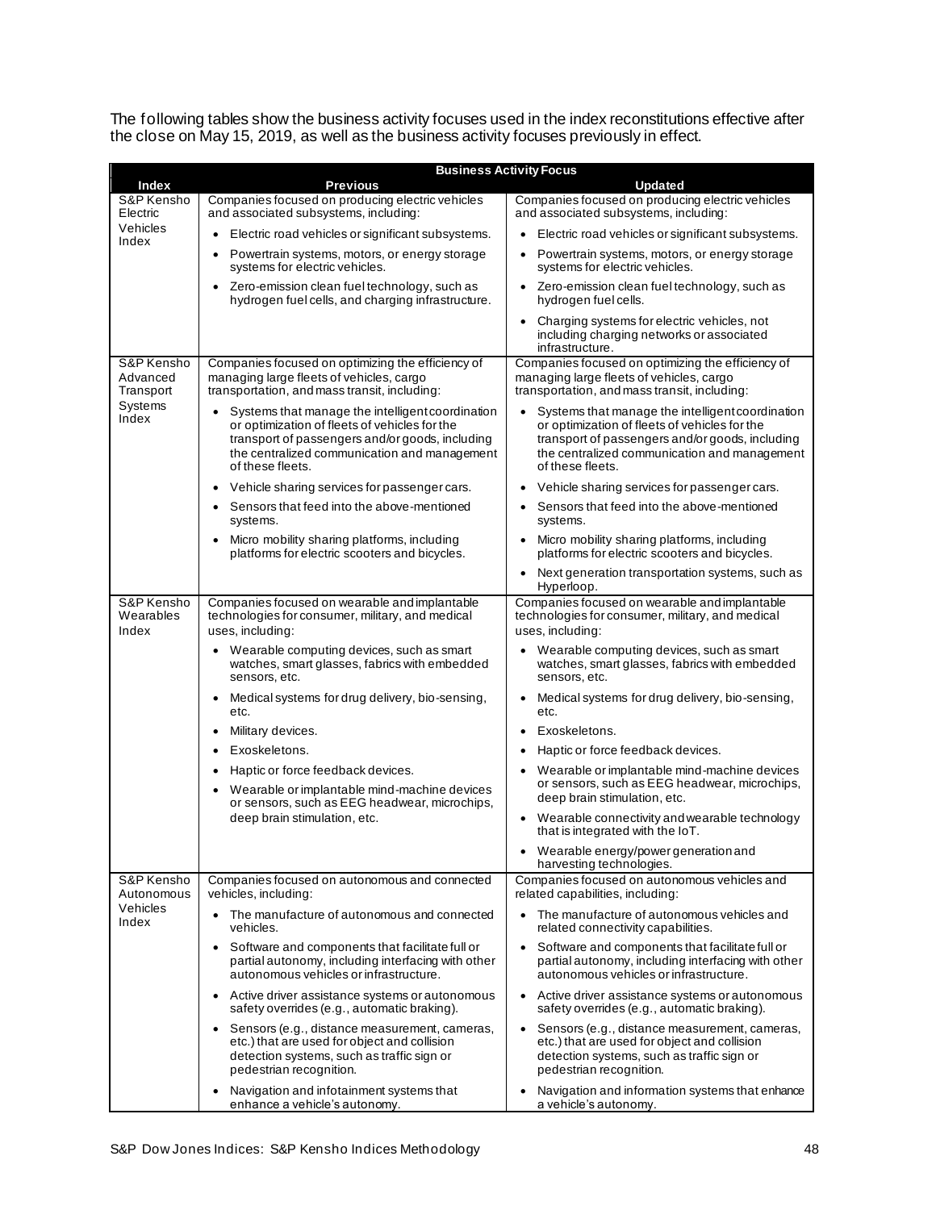The following tables show the business activity focuses used in the index reconstitutions effective after the close on May 15, 2019, as well as the business activity focuses previously in effect.

| Index | Business Activity Focus | |
|---|---|---|
| | **Previous** | **Updated** |
| S&P Kensho Electric Vehicles Index | Companies focused on producing electric vehicles and associated subsystems, including:<br>• Electric road vehicles or significant subsystems.<br>• Powertrain systems, motors, or energy storage systems for electric vehicles.<br>• Zero-emission clean fuel technology, such as hydrogen fuel cells, and charging infrastructure. | Companies focused on producing electric vehicles and associated subsystems, including:<br>• Electric road vehicles or significant subsystems.<br>• Powertrain systems, motors, or energy storage systems for electric vehicles.<br>• Zero-emission clean fuel technology, such as hydrogen fuel cells.<br>• Charging systems for electric vehicles, not including charging networks or associated infrastructure. |
| S&P Kensho Advanced Transport Systems Index | Companies focused on optimizing the efficiency of managing large fleets of vehicles, cargo transportation, and mass transit, including:<br>• Systems that manage the intelligent coordination or optimization of fleets of vehicles for the transport of passengers and/or goods, including the centralized communication and management of these fleets.<br>• Vehicle sharing services for passenger cars.<br>• Sensors that feed into the above-mentioned systems.<br>• Micro mobility sharing platforms, including platforms for electric scooters and bicycles. | Companies focused on optimizing the efficiency of managing large fleets of vehicles, cargo transportation, and mass transit, including:<br>• Systems that manage the intelligent coordination or optimization of fleets of vehicles for the transport of passengers and/or goods, including the centralized communication and management of these fleets.<br>• Vehicle sharing services for passenger cars.<br>• Sensors that feed into the above-mentioned systems.<br>• Micro mobility sharing platforms, including platforms for electric scooters and bicycles.<br>• Next generation transportation systems, such as Hyperloop. |
| S&P Kensho Wearables Index | Companies focused on wearable and implantable technologies for consumer, military, and medical uses, including:<br>• Wearable computing devices, such as smart watches, smart glasses, fabrics with embedded sensors, etc.<br>• Medical systems for drug delivery, bio-sensing, etc.<br>• Military devices.<br>• Exoskeletons.<br>• Haptic or force feedback devices.<br>• Wearable or implantable mind-machine devices or sensors, such as EEG headwear, microchips, deep brain stimulation, etc. | Companies focused on wearable and implantable technologies for consumer, military, and medical uses, including:<br>• Wearable computing devices, such as smart watches, smart glasses, fabrics with embedded sensors, etc.<br>• Medical systems for drug delivery, bio-sensing, etc.<br>• Exoskeletons.<br>• Haptic or force feedback devices.<br>• Wearable or implantable mind-machine devices or sensors, such as EEG headwear, microchips, deep brain stimulation, etc.<br>• Wearable connectivity and wearable technology that is integrated with the IoT.<br>• Wearable energy/power generation and harvesting technologies. |
| S&P Kensho Autonomous Vehicles Index | Companies focused on autonomous and connected vehicles, including:<br>• The manufacture of autonomous and connected vehicles.<br>• Software and components that facilitate full or partial autonomy, including interfacing with other autonomous vehicles or infrastructure.<br>• Active driver assistance systems or autonomous safety overrides (e.g., automatic braking).<br>• Sensors (e.g., distance measurement, cameras, etc.) that are used for object and collision detection systems, such as traffic sign or pedestrian recognition.<br>• Navigation and infotainment systems that enhance a vehicle's autonomy. | Companies focused on autonomous vehicles and related capabilities, including:<br>• The manufacture of autonomous vehicles and related connectivity capabilities.<br>• Software and components that facilitate full or partial autonomy, including interfacing with other autonomous vehicles or infrastructure.<br>• Active driver assistance systems or autonomous safety overrides (e.g., automatic braking).<br>• Sensors (e.g., distance measurement, cameras, etc.) that are used for object and collision detection systems, such as traffic sign or pedestrian recognition.<br>• Navigation and information systems that enhance a vehicle's autonomy. |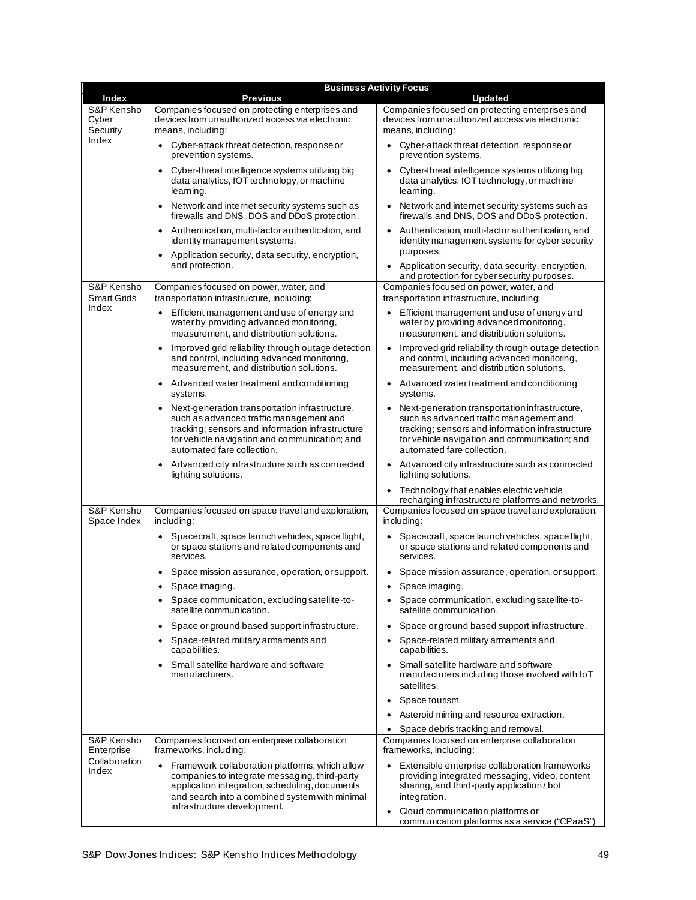| Index | Business Activity Focus | |
|---|---|---|
| | **Previous** | **Updated** |
| S&P Kensho Cyber Security Index | Companies focused on protecting enterprises and devices from unauthorized access via electronic means, including:<br>• Cyber-attack threat detection, response or prevention systems.<br>• Cyber-threat intelligence systems utilizing big data analytics, IOT technology, or machine learning.<br>• Network and internet security systems such as firewalls and DNS, DOS and DDoS protection.<br>• Authentication, multi-factor authentication, and identity management systems.<br>• Application security, data security, encryption, and protection. | Companies focused on protecting enterprises and devices from unauthorized access via electronic means, including:<br>• Cyber-attack threat detection, response or prevention systems.<br>• Cyber-threat intelligence systems utilizing big data analytics, IOT technology, or machine learning.<br>• Network and internet security systems such as firewalls and DNS, DOS and DDoS protection.<br>• Authentication, multi-factor authentication, and identity management systems for cyber security purposes.<br>• Application security, data security, encryption, and protection for cyber security purposes. |
| S&P Kensho Smart Grids Index | Companies focused on power, water, and transportation infrastructure, including:<br>• Efficient management and use of energy and water by providing advanced monitoring, measurement, and distribution solutions.<br>• Improved grid reliability through outage detection and control, including advanced monitoring, measurement, and distribution solutions.<br>• Advanced water treatment and conditioning systems.<br>• Next-generation transportation infrastructure, such as advanced traffic management and tracking; sensors and information infrastructure for vehicle navigation and communication; and automated fare collection.<br>• Advanced city infrastructure such as connected lighting solutions. | Companies focused on power, water, and transportation infrastructure, including:<br>• Efficient management and use of energy and water by providing advanced monitoring, measurement, and distribution solutions.<br>• Improved grid reliability through outage detection and control, including advanced monitoring, measurement, and distribution solutions.<br>• Advanced water treatment and conditioning systems.<br>• Next-generation transportation infrastructure, such as advanced traffic management and tracking; sensors and information infrastructure for vehicle navigation and communication; and automated fare collection.<br>• Advanced city infrastructure such as connected lighting solutions.<br>• Technology that enables electric vehicle recharging infrastructure platforms and networks. |
| S&P Kensho Space Index | Companies focused on space travel and exploration, including:<br>• Spacecraft, space launch vehicles, space flight, or space stations and related components and services.<br>• Space mission assurance, operation, or support.<br>• Space imaging.<br>• Space communication, excluding satellite-to-satellite communication.<br>• Space or ground based support infrastructure.<br>• Space-related military armaments and capabilities.<br>• Small satellite hardware and software manufacturers. | Companies focused on space travel and exploration, including:<br>• Spacecraft, space launch vehicles, space flight, or space stations and related components and services.<br>• Space mission assurance, operation, or support.<br>• Space imaging.<br>• Space communication, excluding satellite-to-satellite communication.<br>• Space or ground based support infrastructure.<br>• Space-related military armaments and capabilities.<br>• Small satellite hardware and software manufacturers including those involved with IoT satellites.<br>• Space tourism.<br>• Asteroid mining and resource extraction.<br>• Space debris tracking and removal. |
| S&P Kensho Enterprise Collaboration Index | Companies focused on enterprise collaboration frameworks, including:<br>• Framework collaboration platforms, which allow companies to integrate messaging, third-party application integration, scheduling, documents and search into a combined system with minimal infrastructure development. | Companies focused on enterprise collaboration frameworks, including:<br>• Extensible enterprise collaboration frameworks providing integrated messaging, video, content sharing, and third-party application / bot integration.<br>• Cloud communication platforms or communication platforms as a service ("CPaaS") |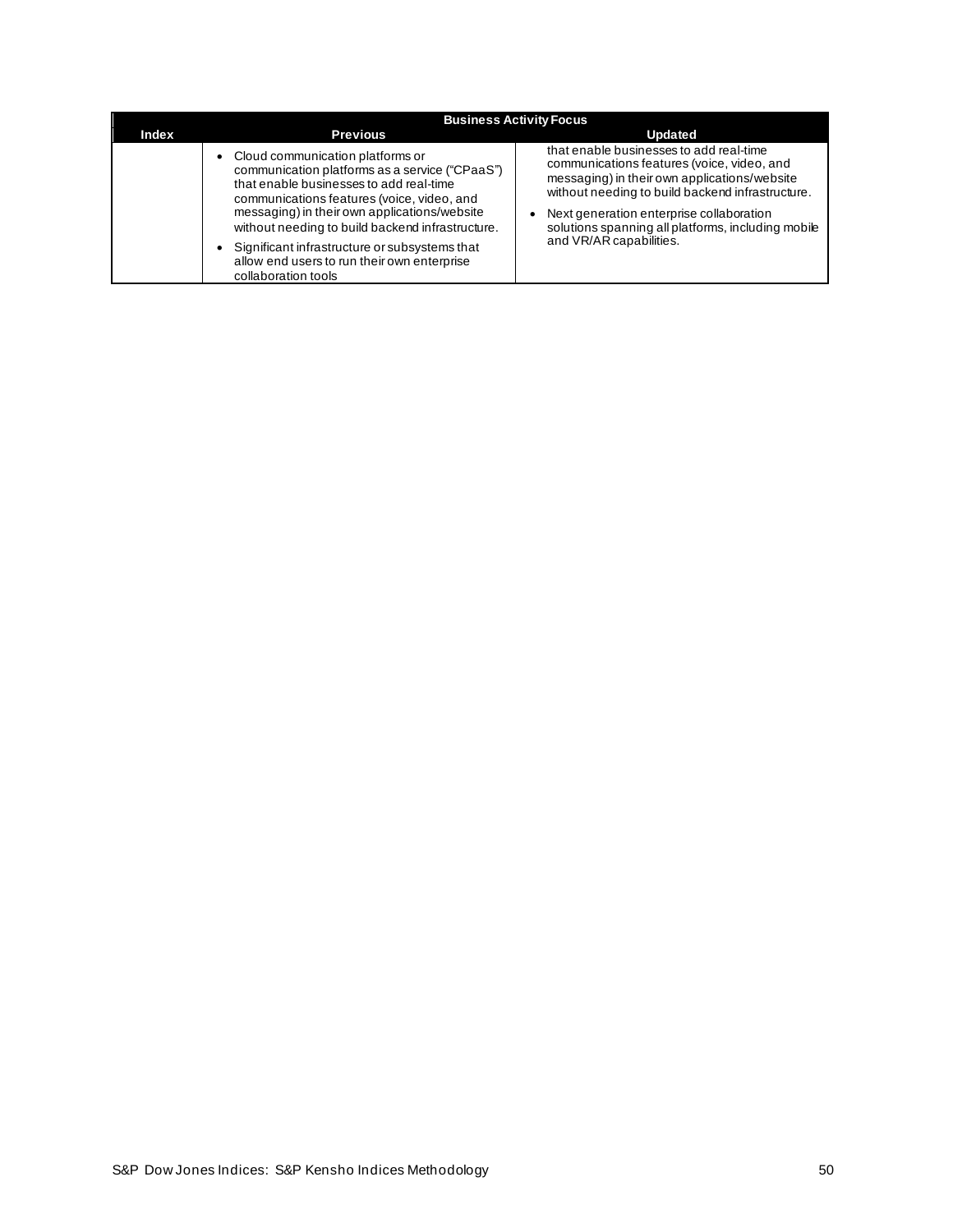| | Business Activity Focus | |
|---|---|---|
| **Index** | **Previous** | **Updated** |
| | • Cloud communication platforms or communication platforms as a service ("CPaaS") that enable businesses to add real-time communications features (voice, video, and messaging) in their own applications/website without needing to build backend infrastructure.<br>• Significant infrastructure or subsystems that allow end users to run their own enterprise collaboration tools | that enable businesses to add real-time communications features (voice, video, and messaging) in their own applications/website without needing to build backend infrastructure.<br>• Next generation enterprise collaboration solutions spanning all platforms, including mobile and VR/AR capabilities. |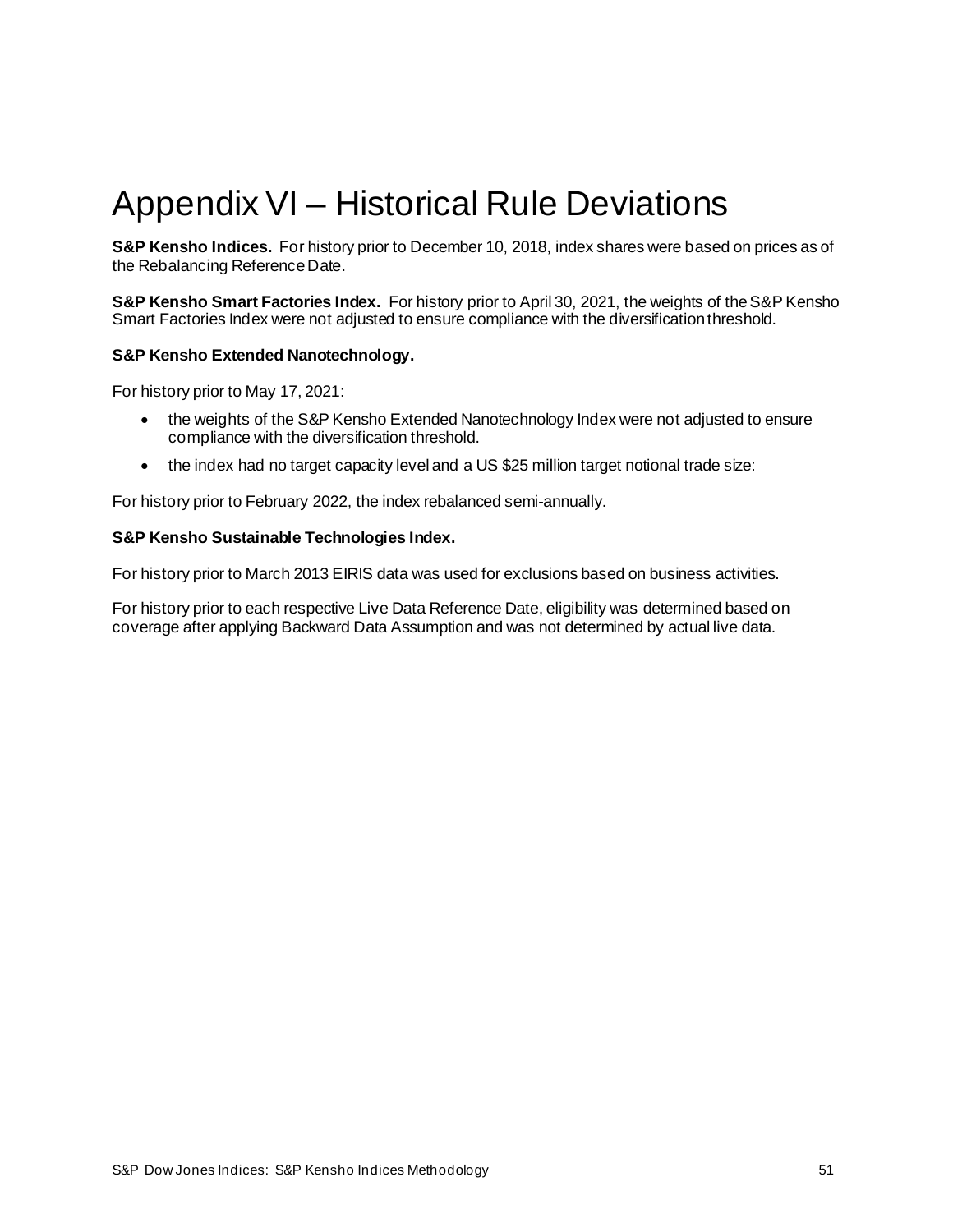# Appendix VI – Historical Rule Deviations

**S&P Kensho Indices.** For history prior to December 10, 2018, index shares were based on prices as of the Rebalancing Reference Date.

**S&P Kensho Smart Factories Index.** For history prior to April 30, 2021, the weights of the S&P Kensho Smart Factories Index were not adjusted to ensure compliance with the diversification threshold.

**S&P Kensho Extended Nanotechnology.**

For history prior to May 17, 2021:

- the weights of the S&P Kensho Extended Nanotechnology Index were not adjusted to ensure compliance with the diversification threshold.
- the index had no target capacity level and a US $25 million target notional trade size:

For history prior to February 2022, the index rebalanced semi-annually.

**S&P Kensho Sustainable Technologies Index.**

For history prior to March 2013 EIRIS data was used for exclusions based on business activities.

For history prior to each respective Live Data Reference Date, eligibility was determined based on coverage after applying Backward Data Assumption and was not determined by actual live data.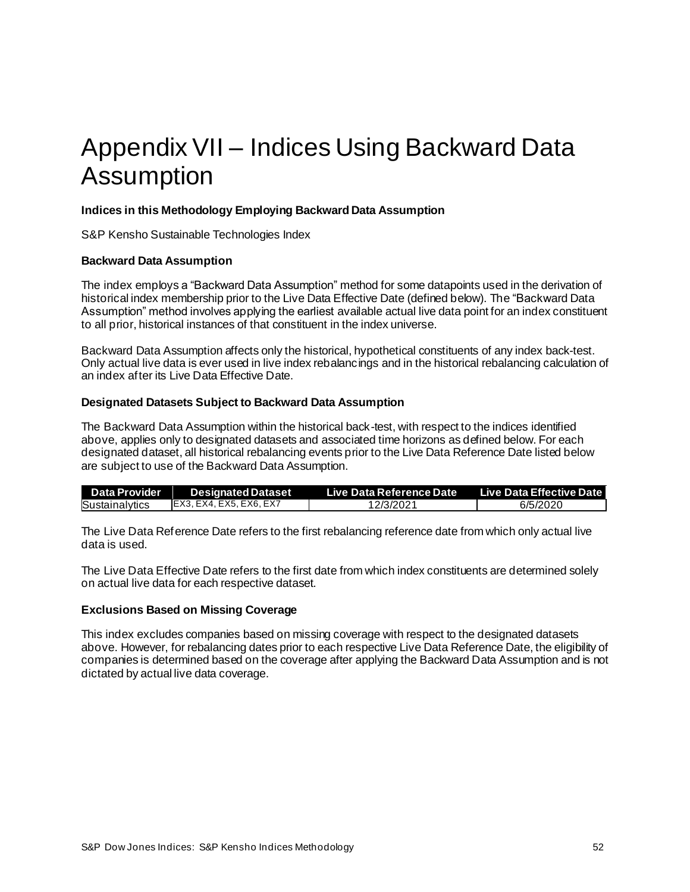# Appendix VII – Indices Using Backward Data Assumption

**Indices in this Methodology Employing Backward Data Assumption**

S&P Kensho Sustainable Technologies Index

**Backward Data Assumption**

The index employs a "Backward Data Assumption" method for some datapoints used in the derivation of historical index membership prior to the Live Data Effective Date (defined below). The "Backward Data Assumption" method involves applying the earliest available actual live data point for an index constituent to all prior, historical instances of that constituent in the index universe.

Backward Data Assumption affects only the historical, hypothetical constituents of any index back-test. Only actual live data is ever used in live index rebalancings and in the historical rebalancing calculation of an index after its Live Data Effective Date.

**Designated Datasets Subject to Backward Data Assumption**

The Backward Data Assumption within the historical back-test, with respect to the indices identified above, applies only to designated datasets and associated time horizons as defined below. For each designated dataset, all historical rebalancing events prior to the Live Data Reference Date listed below are subject to use of the Backward Data Assumption.

| Data Provider | Designated Dataset | Live Data Reference Date | Live Data Effective Date |
|---|---|---|---|
| Sustainalytics | EX3, EX4, EX5, EX6, EX7 | 12/3/2021 | 6/5/2020 |

The Live Data Reference Date refers to the first rebalancing reference date from which only actual live data is used.

The Live Data Effective Date refers to the first date from which index constituents are determined solely on actual live data for each respective dataset.

**Exclusions Based on Missing Coverage**

This index excludes companies based on missing coverage with respect to the designated datasets above. However, for rebalancing dates prior to each respective Live Data Reference Date, the eligibility of companies is determined based on the coverage after applying the Backward Data Assumption and is not dictated by actual live data coverage.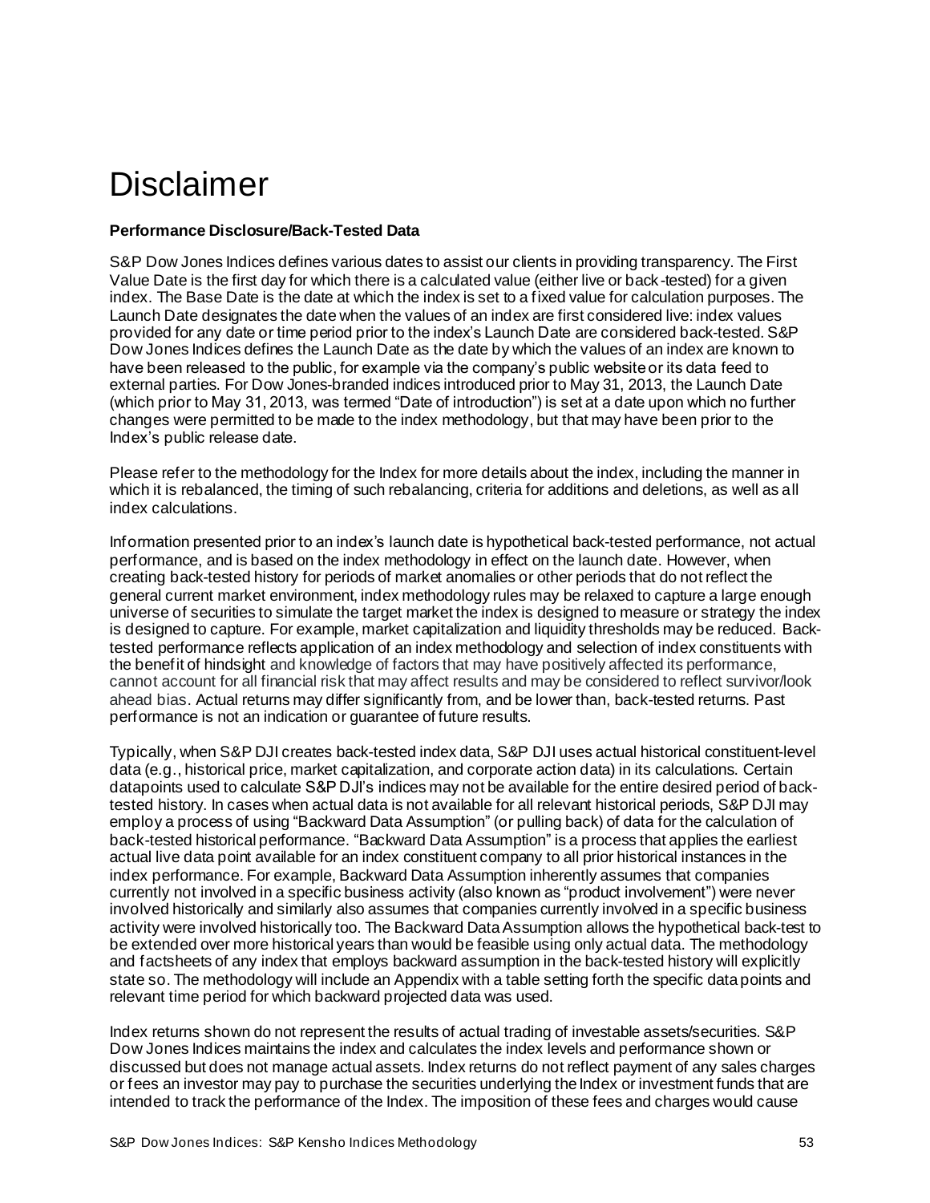# Disclaimer

**Performance Disclosure/Back-Tested Data**

S&P Dow Jones Indices defines various dates to assist our clients in providing transparency. The First Value Date is the first day for which there is a calculated value (either live or back-tested) for a given index. The Base Date is the date at which the index is set to a fixed value for calculation purposes. The Launch Date designates the date when the values of an index are first considered live: index values provided for any date or time period prior to the index's Launch Date are considered back-tested. S&P Dow Jones Indices defines the Launch Date as the date by which the values of an index are known to have been released to the public, for example via the company's public website or its data feed to external parties. For Dow Jones-branded indices introduced prior to May 31, 2013, the Launch Date (which prior to May 31, 2013, was termed "Date of introduction") is set at a date upon which no further changes were permitted to be made to the index methodology, but that may have been prior to the Index's public release date.

Please refer to the methodology for the Index for more details about the index, including the manner in which it is rebalanced, the timing of such rebalancing, criteria for additions and deletions, as well as all index calculations.

Information presented prior to an index's launch date is hypothetical back-tested performance, not actual performance, and is based on the index methodology in effect on the launch date. However, when creating back-tested history for periods of market anomalies or other periods that do not reflect the general current market environment, index methodology rules may be relaxed to capture a large enough universe of securities to simulate the target market the index is designed to measure or strategy the index is designed to capture. For example, market capitalization and liquidity thresholds may be reduced. Back-tested performance reflects application of an index methodology and selection of index constituents with the benefit of hindsight and knowledge of factors that may have positively affected its performance, cannot account for all financial risk that may affect results and may be considered to reflect survivor/look ahead bias. Actual returns may differ significantly from, and be lower than, back-tested returns. Past performance is not an indication or guarantee of future results.

Typically, when S&P DJI creates back-tested index data, S&P DJI uses actual historical constituent-level data (e.g., historical price, market capitalization, and corporate action data) in its calculations. Certain datapoints used to calculate S&P DJI's indices may not be available for the entire desired period of back-tested history. In cases when actual data is not available for all relevant historical periods, S&P DJI may employ a process of using "Backward Data Assumption" (or pulling back) of data for the calculation of back-tested historical performance. "Backward Data Assumption" is a process that applies the earliest actual live data point available for an index constituent company to all prior historical instances in the index performance. For example, Backward Data Assumption inherently assumes that companies currently not involved in a specific business activity (also known as "product involvement") were never involved historically and similarly also assumes that companies currently involved in a specific business activity were involved historically too. The Backward Data Assumption allows the hypothetical back-test to be extended over more historical years than would be feasible using only actual data. The methodology and factsheets of any index that employs backward assumption in the back-tested history will explicitly state so. The methodology will include an Appendix with a table setting forth the specific data points and relevant time period for which backward projected data was used.

Index returns shown do not represent the results of actual trading of investable assets/securities. S&P Dow Jones Indices maintains the index and calculates the index levels and performance shown or discussed but does not manage actual assets. Index returns do not reflect payment of any sales charges or fees an investor may pay to purchase the securities underlying the Index or investment funds that are intended to track the performance of the Index. The imposition of these fees and charges would cause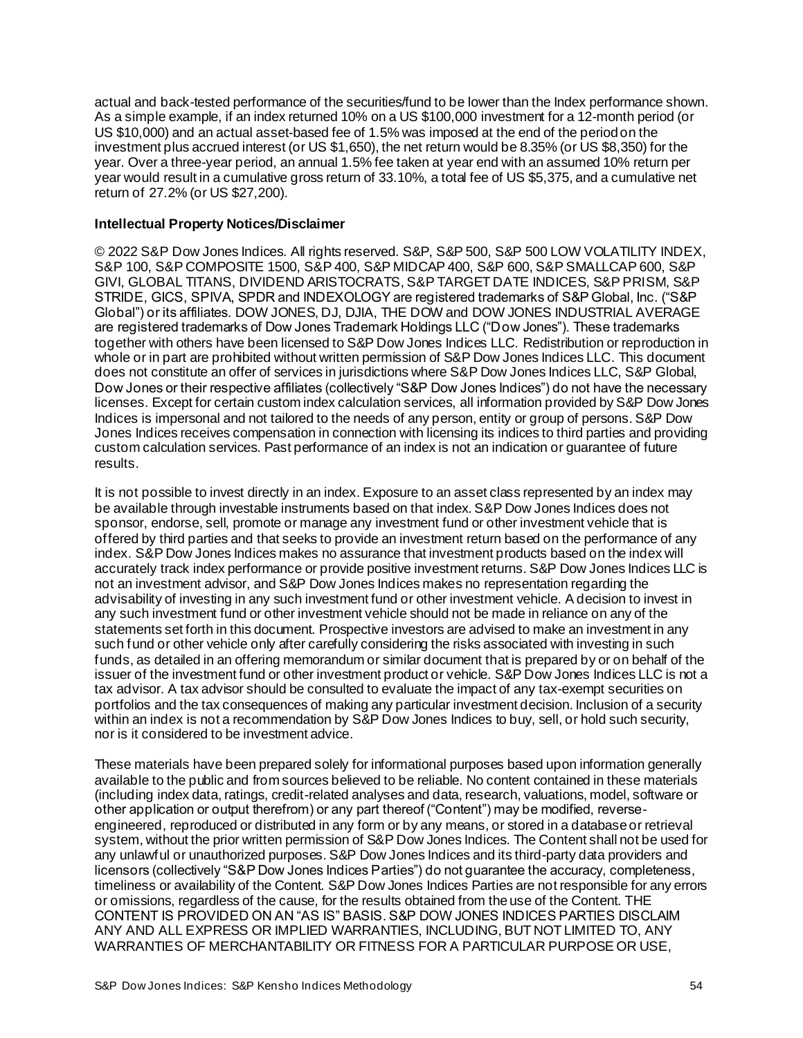actual and back-tested performance of the securities/fund to be lower than the Index performance shown. As a simple example, if an index returned 10% on a US $100,000 investment for a 12-month period (or US $10,000) and an actual asset-based fee of 1.5% was imposed at the end of the period on the investment plus accrued interest (or US $1,650), the net return would be 8.35% (or US $8,350) for the year. Over a three-year period, an annual 1.5% fee taken at year end with an assumed 10% return per year would result in a cumulative gross return of 33.10%, a total fee of US $5,375, and a cumulative net return of 27.2% (or US $27,200).

**Intellectual Property Notices/Disclaimer**

© 2022 S&P Dow Jones Indices. All rights reserved. S&P, S&P 500, S&P 500 LOW VOLATILITY INDEX, S&P 100, S&P COMPOSITE 1500, S&P 400, S&P MIDCAP 400, S&P 600, S&P SMALLCAP 600, S&P GIVI, GLOBAL TITANS, DIVIDEND ARISTOCRATS, S&P TARGET DATE INDICES, S&P PRISM, S&P STRIDE, GICS, SPIVA, SPDR and INDEXOLOGY are registered trademarks of S&P Global, Inc. ("S&P Global") or its affiliates. DOW JONES, DJ, DJIA, THE DOW and DOW JONES INDUSTRIAL AVERAGE are registered trademarks of Dow Jones Trademark Holdings LLC ("Dow Jones"). These trademarks together with others have been licensed to S&P Dow Jones Indices LLC. Redistribution or reproduction in whole or in part are prohibited without written permission of S&P Dow Jones Indices LLC. This document does not constitute an offer of services in jurisdictions where S&P Dow Jones Indices LLC, S&P Global, Dow Jones or their respective affiliates (collectively "S&P Dow Jones Indices") do not have the necessary licenses. Except for certain custom index calculation services, all information provided by S&P Dow Jones Indices is impersonal and not tailored to the needs of any person, entity or group of persons. S&P Dow Jones Indices receives compensation in connection with licensing its indices to third parties and providing custom calculation services. Past performance of an index is not an indication or guarantee of future results.

It is not possible to invest directly in an index. Exposure to an asset class represented by an index may be available through investable instruments based on that index. S&P Dow Jones Indices does not sponsor, endorse, sell, promote or manage any investment fund or other investment vehicle that is offered by third parties and that seeks to provide an investment return based on the performance of any index. S&P Dow Jones Indices makes no assurance that investment products based on the index will accurately track index performance or provide positive investment returns. S&P Dow Jones Indices LLC is not an investment advisor, and S&P Dow Jones Indices makes no representation regarding the advisability of investing in any such investment fund or other investment vehicle. A decision to invest in any such investment fund or other investment vehicle should not be made in reliance on any of the statements set forth in this document. Prospective investors are advised to make an investment in any such fund or other vehicle only after carefully considering the risks associated with investing in such funds, as detailed in an offering memorandum or similar document that is prepared by or on behalf of the issuer of the investment fund or other investment product or vehicle. S&P Dow Jones Indices LLC is not a tax advisor. A tax advisor should be consulted to evaluate the impact of any tax-exempt securities on portfolios and the tax consequences of making any particular investment decision. Inclusion of a security within an index is not a recommendation by S&P Dow Jones Indices to buy, sell, or hold such security, nor is it considered to be investment advice.

These materials have been prepared solely for informational purposes based upon information generally available to the public and from sources believed to be reliable. No content contained in these materials (including index data, ratings, credit-related analyses and data, research, valuations, model, software or other application or output therefrom) or any part thereof ("Content") may be modified, reverse-engineered, reproduced or distributed in any form or by any means, or stored in a database or retrieval system, without the prior written permission of S&P Dow Jones Indices. The Content shall not be used for any unlawful or unauthorized purposes. S&P Dow Jones Indices and its third-party data providers and licensors (collectively "S&P Dow Jones Indices Parties") do not guarantee the accuracy, completeness, timeliness or availability of the Content. S&P Dow Jones Indices Parties are not responsible for any errors or omissions, regardless of the cause, for the results obtained from the use of the Content. THE CONTENT IS PROVIDED ON AN "AS IS" BASIS. S&P DOW JONES INDICES PARTIES DISCLAIM ANY AND ALL EXPRESS OR IMPLIED WARRANTIES, INCLUDING, BUT NOT LIMITED TO, ANY WARRANTIES OF MERCHANTABILITY OR FITNESS FOR A PARTICULAR PURPOSE OR USE,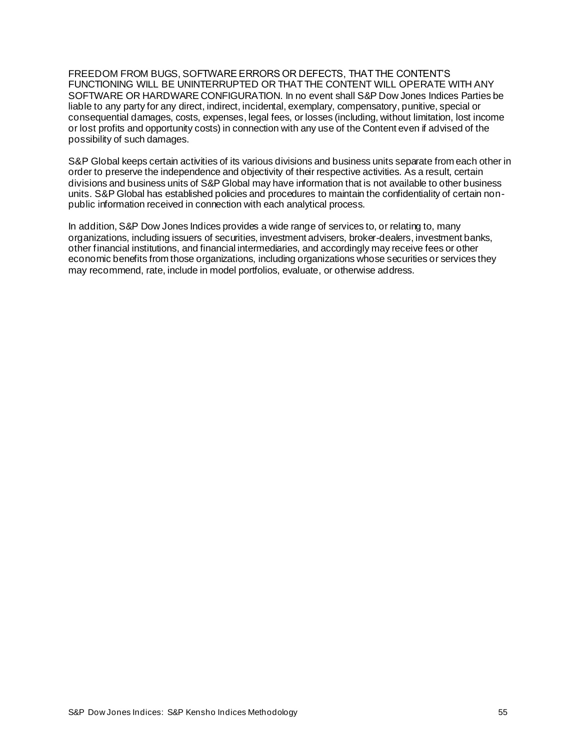FREEDOM FROM BUGS, SOFTWARE ERRORS OR DEFECTS, THAT THE CONTENT'S FUNCTIONING WILL BE UNINTERRUPTED OR THAT THE CONTENT WILL OPERATE WITH ANY SOFTWARE OR HARDWARE CONFIGURATION. In no event shall S&P Dow Jones Indices Parties be liable to any party for any direct, indirect, incidental, exemplary, compensatory, punitive, special or consequential damages, costs, expenses, legal fees, or losses (including, without limitation, lost income or lost profits and opportunity costs) in connection with any use of the Content even if advised of the possibility of such damages.

S&P Global keeps certain activities of its various divisions and business units separate from each other in order to preserve the independence and objectivity of their respective activities. As a result, certain divisions and business units of S&P Global may have information that is not available to other business units. S&P Global has established policies and procedures to maintain the confidentiality of certain non-public information received in connection with each analytical process.

In addition, S&P Dow Jones Indices provides a wide range of services to, or relating to, many organizations, including issuers of securities, investment advisers, broker-dealers, investment banks, other financial institutions, and financial intermediaries, and accordingly may receive fees or other economic benefits from those organizations, including organizations whose securities or services they may recommend, rate, include in model portfolios, evaluate, or otherwise address.